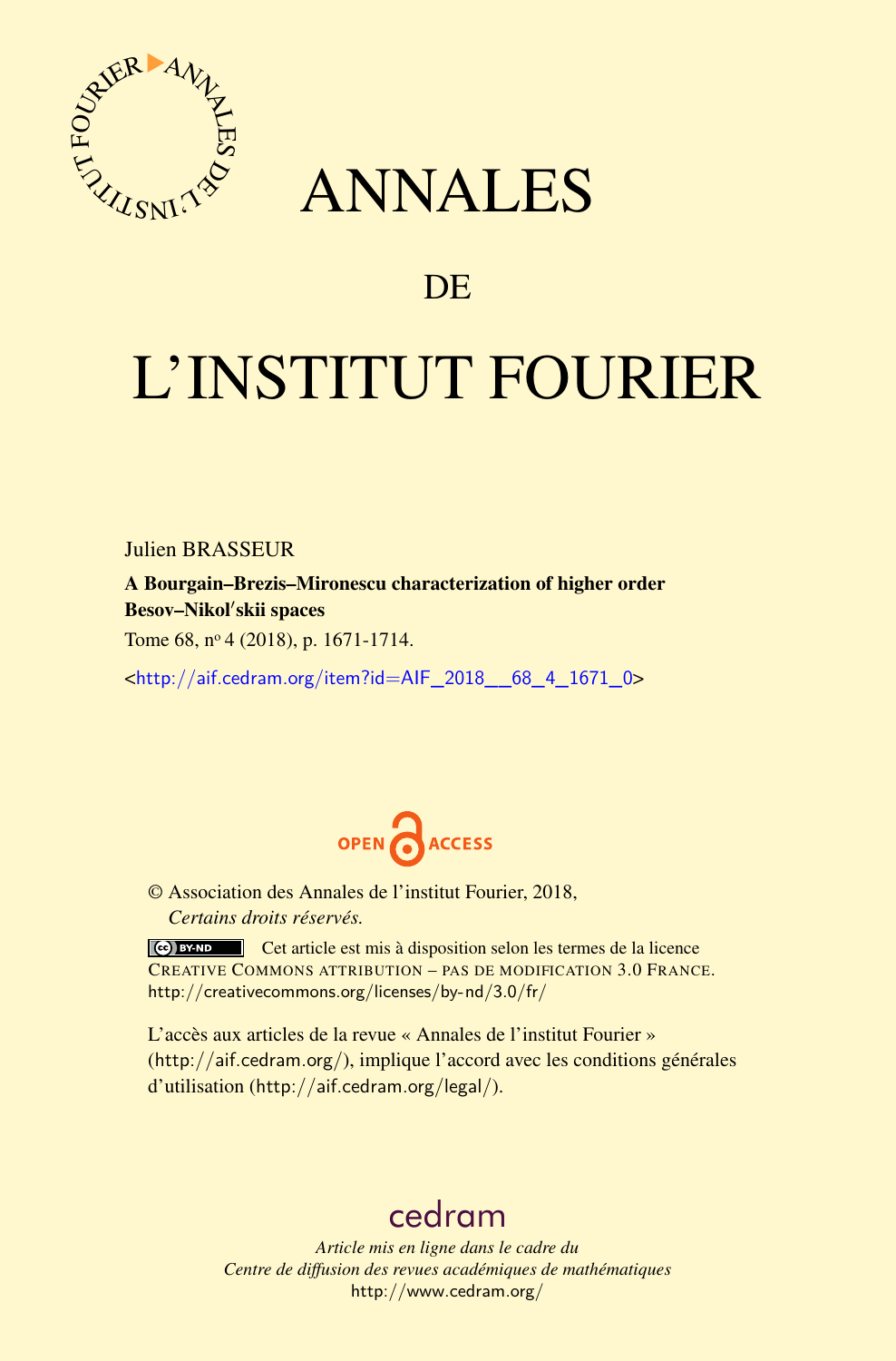# ANNALES

## DE

# L'INSTITUT FOURIER

Julien BRASSEUR

**A Bourgain–Brezis–Mironescu characterization of higher order Besov–Nikol′skii spaces**

Tome 68, nº 4 (2018), p. 1671-1714.

<http://aif.cedram.org/item?id=AIF_2018__68_4_1671_0>

OPEN ACCESS

© Association des Annales de l'institut Fourier, 2018,
*Certains droits réservés.*

Cet article est mis à disposition selon les termes de la licence CREATIVE COMMONS ATTRIBUTION – PAS DE MODIFICATION 3.0 FRANCE.
http://creativecommons.org/licenses/by-nd/3.0/fr/

L'accès aux articles de la revue « Annales de l'institut Fourier » (http://aif.cedram.org/), implique l'accord avec les conditions générales d'utilisation (http://aif.cedram.org/legal/).

cedram

*Article mis en ligne dans le cadre du*
*Centre de diffusion des revues académiques de mathématiques*
http://www.cedram.org/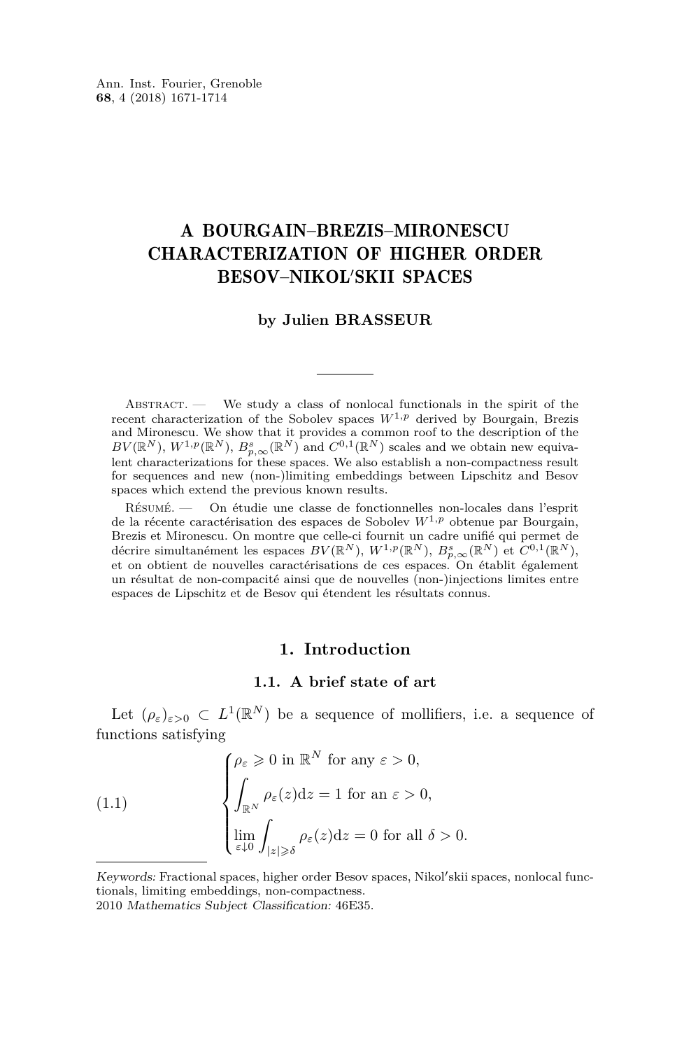# A BOURGAIN–BREZIS–MIRONESCU CHARACTERIZATION OF HIGHER ORDER BESOV–NIKOL′SKII SPACES

**by Julien BRASSEUR**

Abstract. — We study a class of nonlocal functionals in the spirit of the recent characterization of the Sobolev spaces $W^{1,p}$ derived by Bourgain, Brezis and Mironescu. We show that it provides a common roof to the description of the $BV(\mathbb{R}^N)$, $W^{1,p}(\mathbb{R}^N)$, $B^s_{p,\infty}(\mathbb{R}^N)$ and $C^{0,1}(\mathbb{R}^N)$ scales and we obtain new equivalent characterizations for these spaces. We also establish a non-compactness result for sequences and new (non-)limiting embeddings between Lipschitz and Besov spaces which extend the previous known results.

Résumé. — On étudie une classe de fonctionnelles non-locales dans l'esprit de la récente caractérisation des espaces de Sobolev $W^{1,p}$ obtenue par Bourgain, Brezis et Mironescu. On montre que celle-ci fournit un cadre unifié qui permet de décrire simultanément les espaces $BV(\mathbb{R}^N)$, $W^{1,p}(\mathbb{R}^N)$, $B^s_{p,\infty}(\mathbb{R}^N)$ et $C^{0,1}(\mathbb{R}^N)$, et on obtient de nouvelles caractérisations de ces espaces. On établit également un résultat de non-compacité ainsi que de nouvelles (non-)injections limites entre espaces de Lipschitz et de Besov qui étendent les résultats connus.

## 1. Introduction

### 1.1. A brief state of art

Let $(\rho_\varepsilon)_{\varepsilon>0} \subset L^1(\mathbb{R}^N)$ be a sequence of mollifiers, i.e. a sequence of functions satisfying

$$
(1.1)\qquad
\begin{cases}
\rho_\varepsilon \geqslant 0 \text{ in } \mathbb{R}^N \text{ for any } \varepsilon > 0, \\
\displaystyle\int_{\mathbb{R}^N} \rho_\varepsilon(z)\mathrm{d}z = 1 \text{ for an } \varepsilon > 0, \\
\displaystyle\lim_{\varepsilon\downarrow 0} \int_{|z|\geqslant\delta} \rho_\varepsilon(z)\mathrm{d}z = 0 \text{ for all } \delta > 0.
\end{cases}
$$

*Keywords:* Fractional spaces, higher order Besov spaces, Nikol′skii spaces, nonlocal functionals, limiting embeddings, non-compactness.

2010 *Mathematics Subject Classification:* 46E35.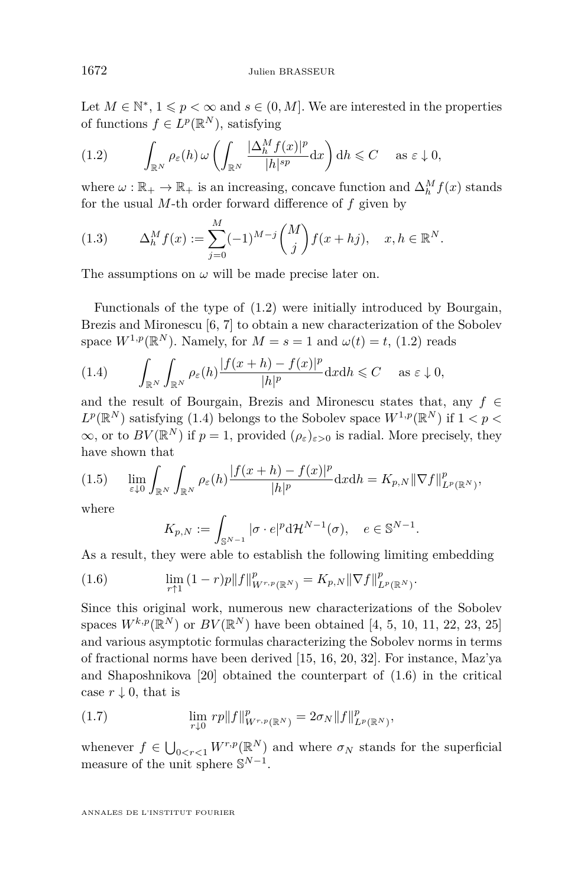Let $M \in \mathbb{N}^*$, $1 \leqslant p < \infty$ and $s \in (0, M]$. We are interested in the properties of functions $f \in L^p(\mathbb{R}^N)$, satisfying

$$\int_{\mathbb{R}^N} \rho_\varepsilon(h)\, \omega\left( \int_{\mathbb{R}^N} \frac{|\Delta_h^M f(x)|^p}{|h|^{sp}} \mathrm{d}x \right) \mathrm{d}h \leqslant C \quad \text{ as } \varepsilon \downarrow 0, \tag{1.2}$$

where $\omega : \mathbb{R}_+ \to \mathbb{R}_+$ is an increasing, concave function and $\Delta_h^M f(x)$ stands for the usual $M$-th order forward difference of $f$ given by

$$\Delta_h^M f(x) := \sum_{j=0}^{M} (-1)^{M-j} \binom{M}{j} f(x + hj), \quad x, h \in \mathbb{R}^N. \tag{1.3}$$

The assumptions on $\omega$ will be made precise later on.

Functionals of the type of (1.2) were initially introduced by Bourgain, Brezis and Mironescu [6, 7] to obtain a new characterization of the Sobolev space $W^{1,p}(\mathbb{R}^N)$. Namely, for $M = s = 1$ and $\omega(t) = t$, (1.2) reads

$$\int_{\mathbb{R}^N} \int_{\mathbb{R}^N} \rho_\varepsilon(h) \frac{|f(x+h) - f(x)|^p}{|h|^p} \mathrm{d}x \mathrm{d}h \leqslant C \quad \text{ as } \varepsilon \downarrow 0, \tag{1.4}$$

and the result of Bourgain, Brezis and Mironescu states that, any $f \in L^p(\mathbb{R}^N)$ satisfying (1.4) belongs to the Sobolev space $W^{1,p}(\mathbb{R}^N)$ if $1 < p < \infty$, or to $BV(\mathbb{R}^N)$ if $p = 1$, provided $(\rho_\varepsilon)_{\varepsilon>0}$ is radial. More precisely, they have shown that

$$\lim_{\varepsilon \downarrow 0} \int_{\mathbb{R}^N} \int_{\mathbb{R}^N} \rho_\varepsilon(h) \frac{|f(x+h) - f(x)|^p}{|h|^p} \mathrm{d}x \mathrm{d}h = K_{p,N} \|\nabla f\|^p_{L^p(\mathbb{R}^N)}, \tag{1.5}$$

where

$$K_{p,N} := \int_{\mathbb{S}^{N-1}} |\sigma \cdot e|^p \mathrm{d}\mathcal{H}^{N-1}(\sigma), \quad e \in \mathbb{S}^{N-1}.$$

As a result, they were able to establish the following limiting embedding

$$\lim_{r \uparrow 1} (1 - r) p \|f\|^p_{W^{r,p}(\mathbb{R}^N)} = K_{p,N} \|\nabla f\|^p_{L^p(\mathbb{R}^N)}. \tag{1.6}$$

Since this original work, numerous new characterizations of the Sobolev spaces $W^{k,p}(\mathbb{R}^N)$ or $BV(\mathbb{R}^N)$ have been obtained [4, 5, 10, 11, 22, 23, 25] and various asymptotic formulas characterizing the Sobolev norms in terms of fractional norms have been derived [15, 16, 20, 32]. For instance, Maz'ya and Shaposhnikova [20] obtained the counterpart of (1.6) in the critical case $r \downarrow 0$, that is

$$\lim_{r \downarrow 0} r p \|f\|^p_{W^{r,p}(\mathbb{R}^N)} = 2\sigma_N \|f\|^p_{L^p(\mathbb{R}^N)}, \tag{1.7}$$

whenever $f \in \bigcup_{0<r<1} W^{r,p}(\mathbb{R}^N)$ and where $\sigma_N$ stands for the superficial measure of the unit sphere $\mathbb{S}^{N-1}$.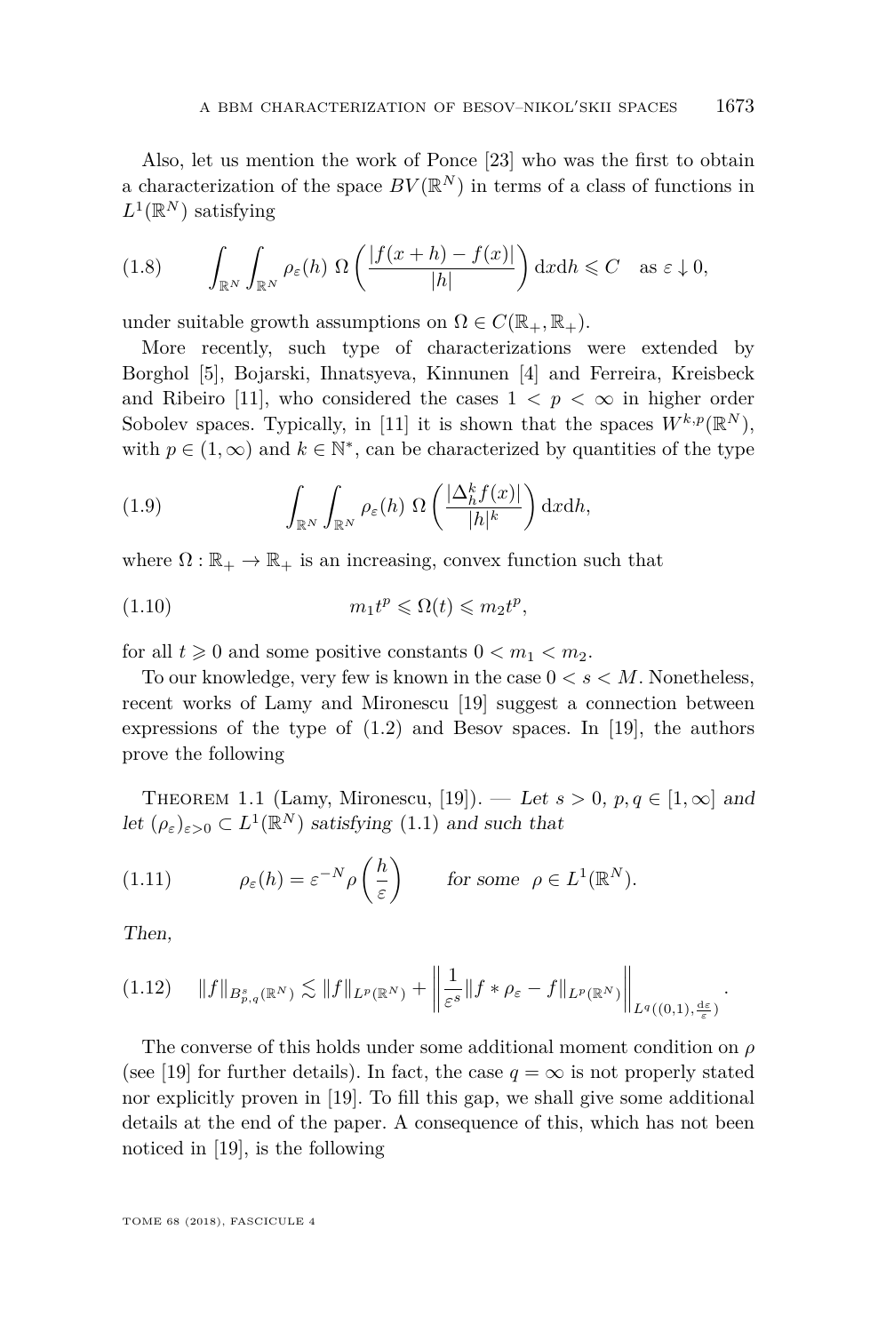Also, let us mention the work of Ponce [23] who was the first to obtain a characterization of the space $BV(\mathbb{R}^N)$ in terms of a class of functions in $L^1(\mathbb{R}^N)$ satisfying

$$\int_{\mathbb{R}^N}\int_{\mathbb{R}^N} \rho_\varepsilon(h)\; \Omega\left(\frac{|f(x+h)-f(x)|}{|h|}\right) \mathrm{d}x\mathrm{d}h \leqslant C \quad \text{as } \varepsilon \downarrow 0, \tag{1.8}$$

under suitable growth assumptions on $\Omega \in C(\mathbb{R}_+, \mathbb{R}_+)$.

More recently, such type of characterizations were extended by Borghol [5], Bojarski, Ihnatsyeva, Kinnunen [4] and Ferreira, Kreisbeck and Ribeiro [11], who considered the cases $1 < p < \infty$ in higher order Sobolev spaces. Typically, in [11] it is shown that the spaces $W^{k,p}(\mathbb{R}^N)$, with $p \in (1,\infty)$ and $k \in \mathbb{N}^*$, can be characterized by quantities of the type

$$\int_{\mathbb{R}^N}\int_{\mathbb{R}^N} \rho_\varepsilon(h)\; \Omega\left(\frac{|\Delta_h^k f(x)|}{|h|^k}\right) \mathrm{d}x\mathrm{d}h, \tag{1.9}$$

where $\Omega : \mathbb{R}_+ \to \mathbb{R}_+$ is an increasing, convex function such that

$$m_1 t^p \leqslant \Omega(t) \leqslant m_2 t^p, \tag{1.10}$$

for all $t \geqslant 0$ and some positive constants $0 < m_1 < m_2$.

To our knowledge, very few is known in the case $0 < s < M$. Nonetheless, recent works of Lamy and Mironescu [19] suggest a connection between expressions of the type of (1.2) and Besov spaces. In [19], the authors prove the following

Theorem 1.1 (Lamy, Mironescu, [19]). — *Let $s > 0$, $p, q \in [1,\infty]$ and let $(\rho_\varepsilon)_{\varepsilon>0} \subset L^1(\mathbb{R}^N)$ satisfying (1.1) and such that*

$$\rho_\varepsilon(h) = \varepsilon^{-N} \rho\left(\frac{h}{\varepsilon}\right) \qquad \text{for some } \rho \in L^1(\mathbb{R}^N). \tag{1.11}$$

*Then,*

$$\|f\|_{B^s_{p,q}(\mathbb{R}^N)} \lesssim \|f\|_{L^p(\mathbb{R}^N)} + \left\| \frac{1}{\varepsilon^s} \|f * \rho_\varepsilon - f\|_{L^p(\mathbb{R}^N)} \right\|_{L^q((0,1),\frac{\mathrm{d}\varepsilon}{\varepsilon})}. \tag{1.12}$$

The converse of this holds under some additional moment condition on $\rho$ (see [19] for further details). In fact, the case $q = \infty$ is not properly stated nor explicitly proven in [19]. To fill this gap, we shall give some additional details at the end of the paper. A consequence of this, which has not been noticed in [19], is the following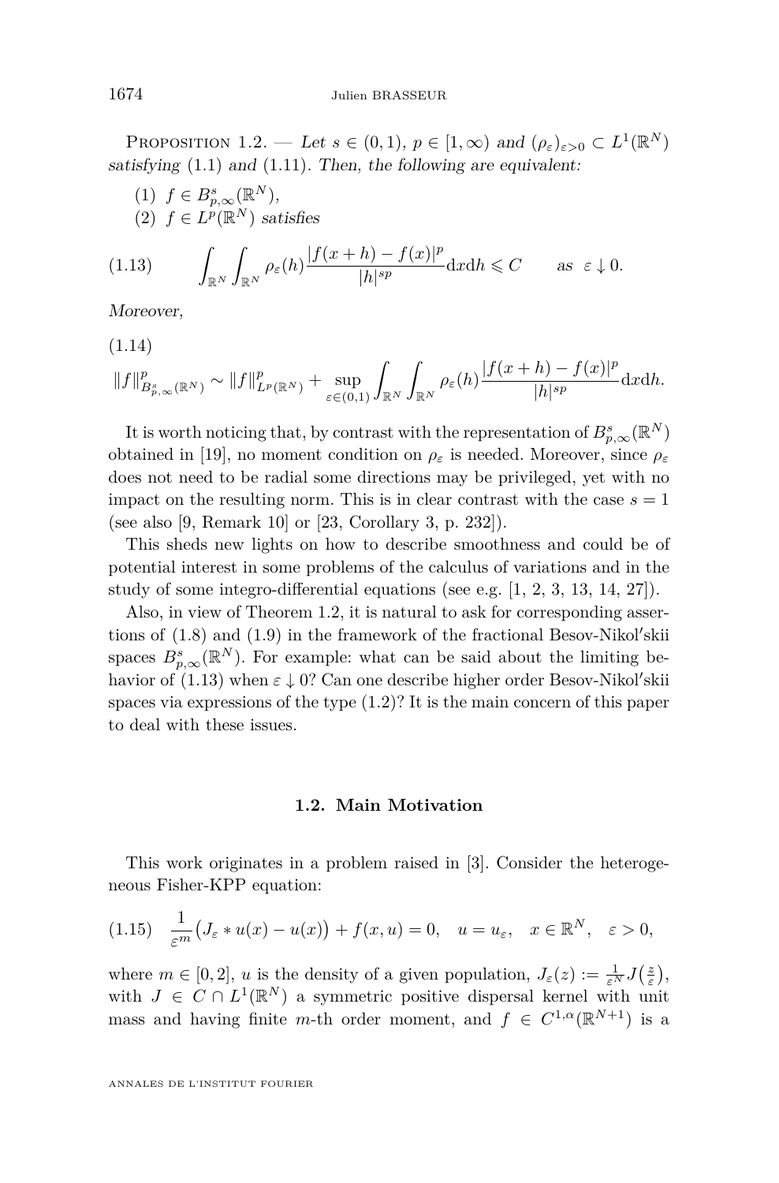Proposition 1.2. — *Let $s \in (0,1)$, $p \in [1,\infty)$ and $(\rho_\varepsilon)_{\varepsilon>0} \subset L^1(\mathbb{R}^N)$ satisfying* (1.1) *and* (1.11). *Then, the following are equivalent:*

(1) $f \in B^s_{p,\infty}(\mathbb{R}^N)$,

(2) $f \in L^p(\mathbb{R}^N)$ *satisfies*

$$\int_{\mathbb{R}^N}\int_{\mathbb{R}^N} \rho_\varepsilon(h)\frac{|f(x+h)-f(x)|^p}{|h|^{sp}}\mathrm{d}x\mathrm{d}h \leqslant C \qquad \text{as } \varepsilon \downarrow 0. \tag{1.13}$$

*Moreover,*

$$\|f\|^p_{B^s_{p,\infty}(\mathbb{R}^N)} \sim \|f\|^p_{L^p(\mathbb{R}^N)} + \sup_{\varepsilon\in(0,1)} \int_{\mathbb{R}^N}\int_{\mathbb{R}^N} \rho_\varepsilon(h)\frac{|f(x+h)-f(x)|^p}{|h|^{sp}}\mathrm{d}x\mathrm{d}h. \tag{1.14}$$

It is worth noticing that, by contrast with the representation of $B^s_{p,\infty}(\mathbb{R}^N)$ obtained in [19], no moment condition on $\rho_\varepsilon$ is needed. Moreover, since $\rho_\varepsilon$ does not need to be radial some directions may be privileged, yet with no impact on the resulting norm. This is in clear contrast with the case $s = 1$ (see also [9, Remark 10] or [23, Corollary 3, p. 232]).

This sheds new lights on how to describe smoothness and could be of potential interest in some problems of the calculus of variations and in the study of some integro-differential equations (see e.g. [1, 2, 3, 13, 14, 27]).

Also, in view of Theorem 1.2, it is natural to ask for corresponding assertions of (1.8) and (1.9) in the framework of the fractional Besov-Nikol′skii spaces $B^s_{p,\infty}(\mathbb{R}^N)$. For example: what can be said about the limiting behavior of (1.13) when $\varepsilon \downarrow 0$? Can one describe higher order Besov-Nikol′skii spaces via expressions of the type (1.2)? It is the main concern of this paper to deal with these issues.

### 1.2. Main Motivation

This work originates in a problem raised in [3]. Consider the heterogeneous Fisher-KPP equation:

$$\frac{1}{\varepsilon^m}\big(J_\varepsilon * u(x) - u(x)\big) + f(x,u) = 0, \quad u = u_\varepsilon, \quad x \in \mathbb{R}^N, \quad \varepsilon > 0, \tag{1.15}$$

where $m \in [0,2]$, $u$ is the density of a given population, $J_\varepsilon(z) := \frac{1}{\varepsilon^N}J\big(\frac{z}{\varepsilon}\big)$, with $J \in C \cap L^1(\mathbb{R}^N)$ a symmetric positive dispersal kernel with unit mass and having finite $m$-th order moment, and $f \in C^{1,\alpha}(\mathbb{R}^{N+1})$ is a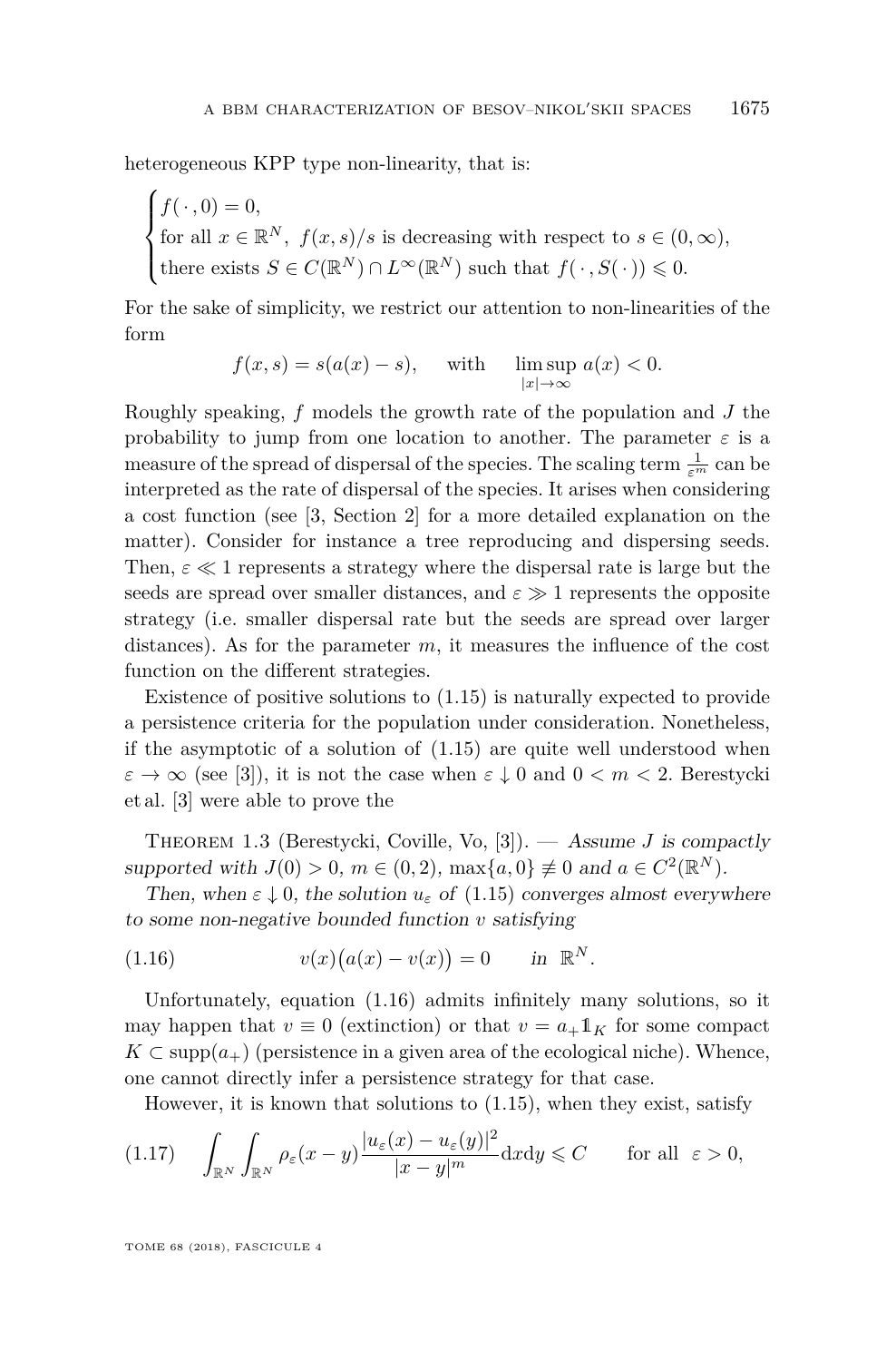heterogeneous KPP type non-linearity, that is:

$$\begin{cases} f(\,\cdot\,,0) = 0, \\ \text{for all } x \in \mathbb{R}^N,\ f(x,s)/s \text{ is decreasing with respect to } s \in (0,\infty), \\ \text{there exists } S \in C(\mathbb{R}^N) \cap L^\infty(\mathbb{R}^N) \text{ such that } f(\,\cdot\,,S(\,\cdot\,)) \leqslant 0. \end{cases}$$

For the sake of simplicity, we restrict our attention to non-linearities of the form

$$f(x,s) = s(a(x) - s), \qquad \text{with} \qquad \limsup_{|x|\to\infty} a(x) < 0.$$

Roughly speaking, $f$ models the growth rate of the population and $J$ the probability to jump from one location to another. The parameter $\varepsilon$ is a measure of the spread of dispersal of the species. The scaling term $\frac{1}{\varepsilon^m}$ can be interpreted as the rate of dispersal of the species. It arises when considering a cost function (see [3, Section 2] for a more detailed explanation on the matter). Consider for instance a tree reproducing and dispersing seeds. Then, $\varepsilon \ll 1$ represents a strategy where the dispersal rate is large but the seeds are spread over smaller distances, and $\varepsilon \gg 1$ represents the opposite strategy (i.e. smaller dispersal rate but the seeds are spread over larger distances). As for the parameter $m$, it measures the influence of the cost function on the different strategies.

Existence of positive solutions to (1.15) is naturally expected to provide a persistence criteria for the population under consideration. Nonetheless, if the asymptotic of a solution of (1.15) are quite well understood when $\varepsilon \to \infty$ (see [3]), it is not the case when $\varepsilon \downarrow 0$ and $0 < m < 2$. Berestycki et al. [3] were able to prove the

Theorem 1.3 (Berestycki, Coville, Vo, [3]). — *Assume $J$ is compactly supported with $J(0) > 0$, $m \in (0,2)$, $\max\{a,0\} \not\equiv 0$ and $a \in C^2(\mathbb{R}^N)$.*

*Then, when $\varepsilon \downarrow 0$, the solution $u_\varepsilon$ of (1.15) converges almost everywhere to some non-negative bounded function $v$ satisfying*

$$v(x)\big(a(x) - v(x)\big) = 0 \qquad \text{in } \mathbb{R}^N. \tag{1.16}$$

Unfortunately, equation (1.16) admits infinitely many solutions, so it may happen that $v \equiv 0$ (extinction) or that $v = a_+ \mathbb{1}_K$ for some compact $K \subset \operatorname{supp}(a_+)$ (persistence in a given area of the ecological niche). Whence, one cannot directly infer a persistence strategy for that case.

However, it is known that solutions to (1.15), when they exist, satisfy

$$\int_{\mathbb{R}^N}\int_{\mathbb{R}^N} \rho_\varepsilon(x-y)\frac{|u_\varepsilon(x) - u_\varepsilon(y)|^2}{|x-y|^m}\mathrm{d}x\mathrm{d}y \leqslant C \qquad \text{for all } \ \varepsilon > 0, \tag{1.17}$$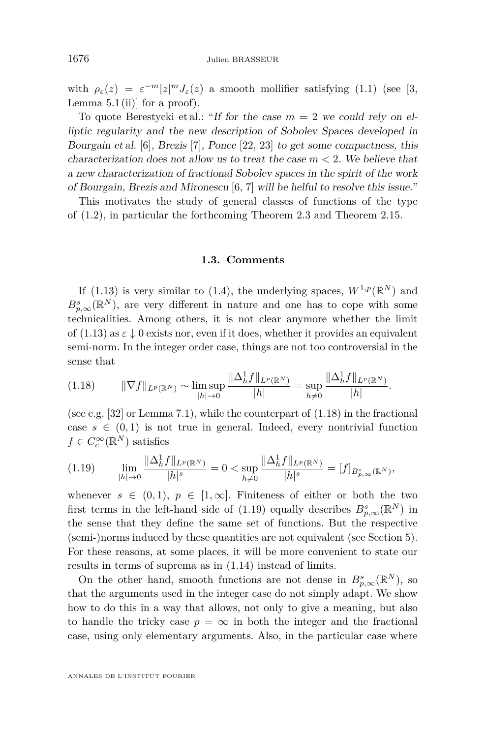with $\rho_\varepsilon(z) = \varepsilon^{-m}|z|^m J_\varepsilon(z)$ a smooth mollifier satisfying (1.1) (see [3, Lemma 5.1 (ii)] for a proof).

To quote Berestycki et al.: "*If for the case $m = 2$ we could rely on elliptic regularity and the new description of Sobolev Spaces developed in Bourgain et al.* [6], *Brezis* [7], *Ponce* [22, 23] *to get some compactness, this characterization does not allow us to treat the case $m < 2$. We believe that a new characterization of fractional Sobolev spaces in the spirit of the work of Bourgain, Brezis and Mironescu* [6, 7] *will be helful to resolve this issue.*"

This motivates the study of general classes of functions of the type of (1.2), in particular the forthcoming Theorem 2.3 and Theorem 2.15.

### 1.3. Comments

If (1.13) is very similar to (1.4), the underlying spaces, $W^{1,p}(\mathbb{R}^N)$ and $B^s_{p,\infty}(\mathbb{R}^N)$, are very different in nature and one has to cope with some technicalities. Among others, it is not clear anymore whether the limit of (1.13) as $\varepsilon \downarrow 0$ exists nor, even if it does, whether it provides an equivalent semi-norm. In the integer order case, things are not too controversial in the sense that

$$\|\nabla f\|_{L^p(\mathbb{R}^N)} \sim \limsup_{|h|\to 0} \frac{\|\Delta^1_h f\|_{L^p(\mathbb{R}^N)}}{|h|} = \sup_{h\neq 0} \frac{\|\Delta^1_h f\|_{L^p(\mathbb{R}^N)}}{|h|}. \tag{1.18}$$

(see e.g. [32] or Lemma 7.1), while the counterpart of (1.18) in the fractional case $s \in (0,1)$ is not true in general. Indeed, every nontrivial function $f \in C^\infty_c(\mathbb{R}^N)$ satisfies

$$\lim_{|h|\to 0} \frac{\|\Delta^1_h f\|_{L^p(\mathbb{R}^N)}}{|h|^s} = 0 < \sup_{h\neq 0} \frac{\|\Delta^1_h f\|_{L^p(\mathbb{R}^N)}}{|h|^s} = [f]_{B^s_{p,\infty}(\mathbb{R}^N)}, \tag{1.19}$$

whenever $s \in (0,1)$, $p \in [1,\infty]$. Finiteness of either or both the two first terms in the left-hand side of (1.19) equally describes $B^s_{p,\infty}(\mathbb{R}^N)$ in the sense that they define the same set of functions. But the respective (semi-)norms induced by these quantities are not equivalent (see Section 5). For these reasons, at some places, it will be more convenient to state our results in terms of suprema as in (1.14) instead of limits.

On the other hand, smooth functions are not dense in $B^s_{p,\infty}(\mathbb{R}^N)$, so that the arguments used in the integer case do not simply adapt. We show how to do this in a way that allows, not only to give a meaning, but also to handle the tricky case $p = \infty$ in both the integer and the fractional case, using only elementary arguments. Also, in the particular case where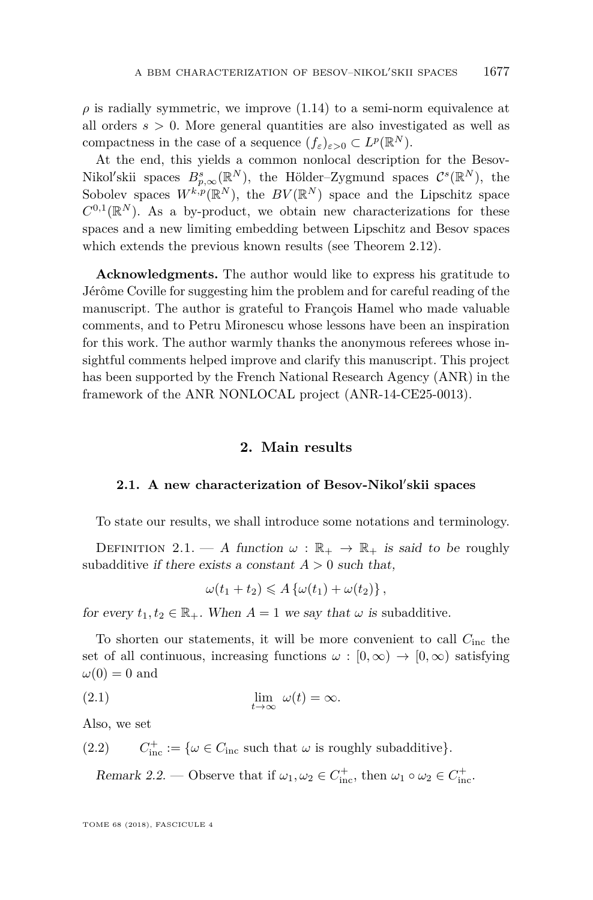$\rho$ is radially symmetric, we improve (1.14) to a semi-norm equivalence at all orders $s > 0$. More general quantities are also investigated as well as compactness in the case of a sequence $(f_\varepsilon)_{\varepsilon>0} \subset L^p(\mathbb{R}^N)$.

At the end, this yields a common nonlocal description for the Besov-Nikol′skii spaces $B^s_{p,\infty}(\mathbb{R}^N)$, the Hölder–Zygmund spaces $\mathcal{C}^s(\mathbb{R}^N)$, the Sobolev spaces $W^{k,p}(\mathbb{R}^N)$, the $BV(\mathbb{R}^N)$ space and the Lipschitz space $C^{0,1}(\mathbb{R}^N)$. As a by-product, we obtain new characterizations for these spaces and a new limiting embedding between Lipschitz and Besov spaces which extends the previous known results (see Theorem 2.12).

**Acknowledgments.** The author would like to express his gratitude to Jérôme Coville for suggesting him the problem and for careful reading of the manuscript. The author is grateful to François Hamel who made valuable comments, and to Petru Mironescu whose lessons have been an inspiration for this work. The author warmly thanks the anonymous referees whose insightful comments helped improve and clarify this manuscript. This project has been supported by the French National Research Agency (ANR) in the framework of the ANR NONLOCAL project (ANR-14-CE25-0013).

## 2. Main results

### 2.1. A new characterization of Besov-Nikol′skii spaces

To state our results, we shall introduce some notations and terminology.

Definition 2.1. — *A function $\omega : \mathbb{R}_+ \to \mathbb{R}_+$ is said to be* roughly subadditive *if there exists a constant $A > 0$ such that,*

$$\omega(t_1 + t_2) \leqslant A\left\{\omega(t_1) + \omega(t_2)\right\},$$

*for every $t_1, t_2 \in \mathbb{R}_+$. When $A = 1$ we say that $\omega$ is* subadditive.

To shorten our statements, it will be more convenient to call $C_{\text{inc}}$ the set of all continuous, increasing functions $\omega : [0,\infty) \to [0,\infty)$ satisfying $\omega(0) = 0$ and

$$\lim_{t\to\infty} \omega(t) = \infty. \tag{2.1}$$

Also, we set

$$C^+_{\text{inc}} := \{\omega \in C_{\text{inc}} \text{ such that } \omega \text{ is roughly subadditive}\}. \tag{2.2}$$

*Remark 2.2.* — Observe that if $\omega_1, \omega_2 \in C^+_{\text{inc}}$, then $\omega_1 \circ \omega_2 \in C^+_{\text{inc}}$.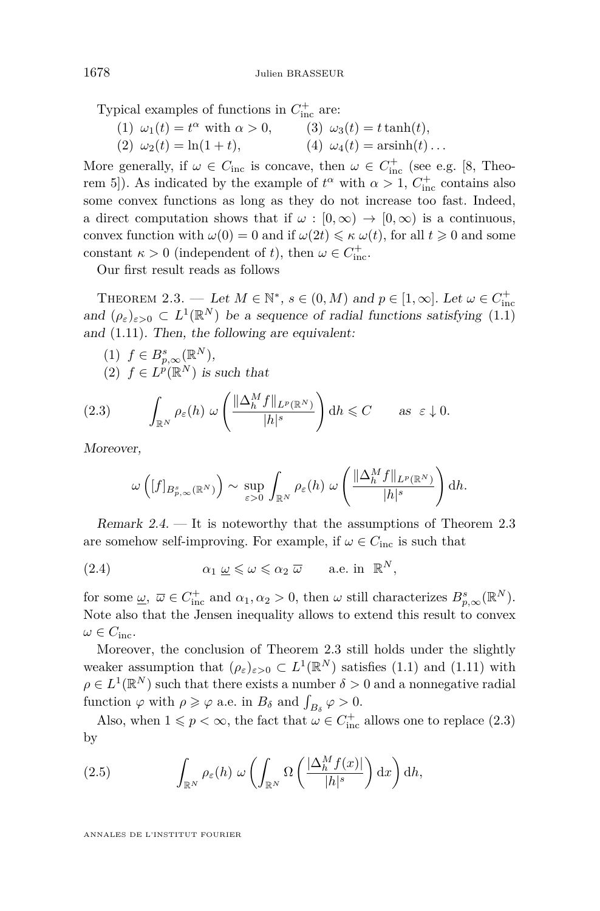Typical examples of functions in $C_{\mathrm{inc}}^+$ are:

(1) $\omega_1(t) = t^\alpha$ with $\alpha > 0$,
(2) $\omega_2(t) = \ln(1+t)$,
(3) $\omega_3(t) = t\tanh(t)$,
(4) $\omega_4(t) = \operatorname{arsinh}(t)\ldots$

More generally, if $\omega \in C_{\mathrm{inc}}$ is concave, then $\omega \in C_{\mathrm{inc}}^+$ (see e.g. [8, Theorem 5]). As indicated by the example of $t^\alpha$ with $\alpha > 1$, $C_{\mathrm{inc}}^+$ contains also some convex functions as long as they do not increase too fast. Indeed, a direct computation shows that if $\omega : [0,\infty) \to [0,\infty)$ is a continuous, convex function with $\omega(0) = 0$ and if $\omega(2t) \leqslant \kappa\, \omega(t)$, for all $t \geqslant 0$ and some constant $\kappa > 0$ (independent of $t$), then $\omega \in C_{\mathrm{inc}}^+$.

Our first result reads as follows

Theorem 2.3. — *Let $M \in \mathbb{N}^*$, $s \in (0, M)$ and $p \in [1,\infty]$. Let $\omega \in C_{\mathrm{inc}}^+$ and $(\rho_\varepsilon)_{\varepsilon>0} \subset L^1(\mathbb{R}^N)$ be a sequence of radial functions satisfying* (1.1) *and* (1.11)*. Then, the following are equivalent:*

(1) $f \in B^s_{p,\infty}(\mathbb{R}^N)$,
(2) $f \in L^p(\mathbb{R}^N)$ *is such that*

$$\int_{\mathbb{R}^N} \rho_\varepsilon(h)\, \omega\left(\frac{\|\Delta_h^M f\|_{L^p(\mathbb{R}^N)}}{|h|^s}\right) \mathrm{d}h \leqslant C \qquad \text{as } \varepsilon \downarrow 0. \tag{2.3}$$

*Moreover,*

$$\omega\left([f]_{B^s_{p,\infty}(\mathbb{R}^N)}\right) \sim \sup_{\varepsilon>0} \int_{\mathbb{R}^N} \rho_\varepsilon(h)\, \omega\left(\frac{\|\Delta_h^M f\|_{L^p(\mathbb{R}^N)}}{|h|^s}\right) \mathrm{d}h.$$

*Remark 2.4.* — It is noteworthy that the assumptions of Theorem 2.3 are somehow self-improving. For example, if $\omega \in C_{\mathrm{inc}}$ is such that

$$\alpha_1\, \underline{\omega} \leqslant \omega \leqslant \alpha_2\, \overline{\omega} \qquad \text{a.e. in } \mathbb{R}^N, \tag{2.4}$$

for some $\underline{\omega},\ \overline{\omega} \in C_{\mathrm{inc}}^+$ and $\alpha_1, \alpha_2 > 0$, then $\omega$ still characterizes $B^s_{p,\infty}(\mathbb{R}^N)$. Note also that the Jensen inequality allows to extend this result to convex $\omega \in C_{\mathrm{inc}}$.

Moreover, the conclusion of Theorem 2.3 still holds under the slightly weaker assumption that $(\rho_\varepsilon)_{\varepsilon>0} \subset L^1(\mathbb{R}^N)$ satisfies (1.1) and (1.11) with $\rho \in L^1(\mathbb{R}^N)$ such that there exists a number $\delta > 0$ and a nonnegative radial function $\varphi$ with $\rho \geqslant \varphi$ a.e. in $B_\delta$ and $\int_{B_\delta} \varphi > 0$.

Also, when $1 \leqslant p < \infty$, the fact that $\omega \in C_{\mathrm{inc}}^+$ allows one to replace (2.3) by

$$\int_{\mathbb{R}^N} \rho_\varepsilon(h)\, \omega\left(\int_{\mathbb{R}^N} \Omega\left(\frac{|\Delta_h^M f(x)|}{|h|^s}\right) \mathrm{d}x\right) \mathrm{d}h, \tag{2.5}$$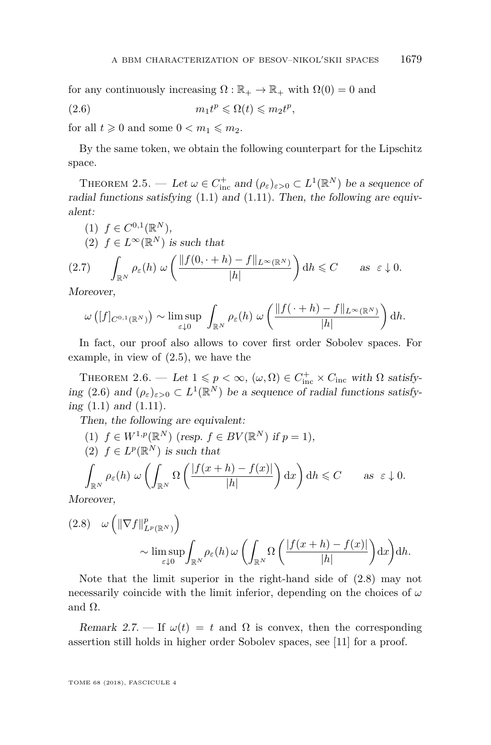for any continuously increasing $\Omega : \mathbb{R}_+ \to \mathbb{R}_+$ with $\Omega(0) = 0$ and

$$m_1 t^p \leqslant \Omega(t) \leqslant m_2 t^p, \tag{2.6}$$

for all $t \geqslant 0$ and some $0 < m_1 \leqslant m_2$.

By the same token, we obtain the following counterpart for the Lipschitz space.

Theorem 2.5. — *Let $\omega \in C^+_{\mathrm{inc}}$ and $(\rho_\varepsilon)_{\varepsilon>0} \subset L^1(\mathbb{R}^N)$ be a sequence of radial functions satisfying* (1.1) *and* (1.11)*. Then, the following are equivalent:*

(1) $f \in C^{0,1}(\mathbb{R}^N)$,

(2) $f \in L^\infty(\mathbb{R}^N)$ *is such that*

$$\int_{\mathbb{R}^N} \rho_\varepsilon(h)\, \omega\left(\frac{\|f(0, \cdot + h) - f\|_{L^\infty(\mathbb{R}^N)}}{|h|}\right) \mathrm{d}h \leqslant C \qquad \text{as } \varepsilon \downarrow 0. \tag{2.7}$$

*Moreover,*

$$\omega\left([f]_{C^{0,1}(\mathbb{R}^N)}\right) \sim \limsup_{\varepsilon \downarrow 0} \int_{\mathbb{R}^N} \rho_\varepsilon(h)\, \omega\left(\frac{\|f(\,\cdot + h) - f\|_{L^\infty(\mathbb{R}^N)}}{|h|}\right) \mathrm{d}h.$$

In fact, our proof also allows to cover first order Sobolev spaces. For example, in view of (2.5), we have the

Theorem 2.6. — *Let $1 \leqslant p < \infty$, $(\omega, \Omega) \in C^+_{\mathrm{inc}} \times C_{\mathrm{inc}}$ with $\Omega$ satisfying* (2.6) *and $(\rho_\varepsilon)_{\varepsilon>0} \subset L^1(\mathbb{R}^N)$ be a sequence of radial functions satisfying* (1.1) *and* (1.11)*.*

*Then, the following are equivalent:*

(1) $f \in W^{1,p}(\mathbb{R}^N)$ *(resp. $f \in BV(\mathbb{R}^N)$ if $p = 1$),*

(2) $f \in L^p(\mathbb{R}^N)$ *is such that*

$$\int_{\mathbb{R}^N} \rho_\varepsilon(h)\, \omega\left(\int_{\mathbb{R}^N} \Omega\left(\frac{|f(x+h) - f(x)|}{|h|}\right) \mathrm{d}x\right) \mathrm{d}h \leqslant C \qquad \text{as } \varepsilon \downarrow 0.$$

*Moreover,*

$$\omega\left(\|\nabla f\|^p_{L^p(\mathbb{R}^N)}\right) \sim \limsup_{\varepsilon \downarrow 0} \int_{\mathbb{R}^N} \rho_\varepsilon(h)\, \omega\left(\int_{\mathbb{R}^N} \Omega\left(\frac{|f(x+h) - f(x)|}{|h|}\right) \mathrm{d}x\right) \mathrm{d}h. \tag{2.8}$$

Note that the limit superior in the right-hand side of (2.8) may not necessarily coincide with the limit inferior, depending on the choices of $\omega$ and $\Omega$.

*Remark 2.7.* — If $\omega(t) = t$ and $\Omega$ is convex, then the corresponding assertion still holds in higher order Sobolev spaces, see [11] for a proof.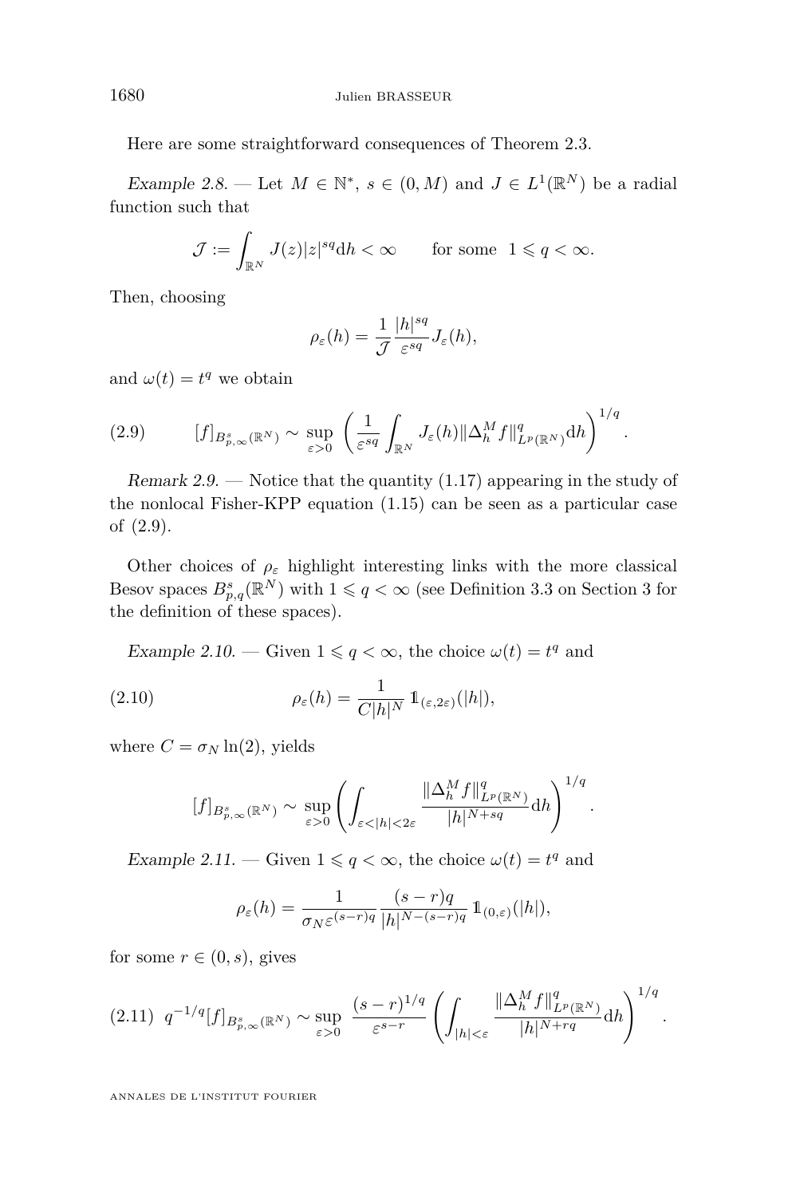Here are some straightforward consequences of Theorem 2.3.

*Example 2.8.* — Let $M \in \mathbb{N}^*$, $s \in (0, M)$ and $J \in L^1(\mathbb{R}^N)$ be a radial function such that

$$\mathcal{J} := \int_{\mathbb{R}^N} J(z)|z|^{sq} \mathrm{d}h < \infty \qquad \text{for some } \; 1 \leqslant q < \infty.$$

Then, choosing

$$\rho_\varepsilon(h) = \frac{1}{\mathcal{J}} \frac{|h|^{sq}}{\varepsilon^{sq}} J_\varepsilon(h),$$

and $\omega(t) = t^q$ we obtain

$$[f]_{B^s_{p,\infty}(\mathbb{R}^N)} \sim \sup_{\varepsilon>0} \left( \frac{1}{\varepsilon^{sq}} \int_{\mathbb{R}^N} J_\varepsilon(h) \|\Delta_h^M f\|^q_{L^p(\mathbb{R}^N)} \mathrm{d}h \right)^{1/q}. \tag{2.9}$$

*Remark 2.9.* — Notice that the quantity (1.17) appearing in the study of the nonlocal Fisher-KPP equation (1.15) can be seen as a particular case of (2.9).

Other choices of $\rho_\varepsilon$ highlight interesting links with the more classical Besov spaces $B^s_{p,q}(\mathbb{R}^N)$ with $1 \leqslant q < \infty$ (see Definition 3.3 on Section 3 for the definition of these spaces).

*Example 2.10.* — Given $1 \leqslant q < \infty$, the choice $\omega(t) = t^q$ and

$$\rho_\varepsilon(h) = \frac{1}{C|h|^N} \mathbb{1}_{(\varepsilon, 2\varepsilon)}(|h|), \tag{2.10}$$

where $C = \sigma_N \ln(2)$, yields

$$[f]_{B^s_{p,\infty}(\mathbb{R}^N)} \sim \sup_{\varepsilon>0} \left( \int_{\varepsilon<|h|<2\varepsilon} \frac{\|\Delta_h^M f\|^q_{L^p(\mathbb{R}^N)}}{|h|^{N+sq}} \mathrm{d}h \right)^{1/q}.$$

*Example 2.11.* — Given $1 \leqslant q < \infty$, the choice $\omega(t) = t^q$ and

$$\rho_\varepsilon(h) = \frac{1}{\sigma_N \varepsilon^{(s-r)q}} \frac{(s-r)q}{|h|^{N-(s-r)q}} \mathbb{1}_{(0,\varepsilon)}(|h|),$$

for some $r \in (0, s)$, gives

$$q^{-1/q}[f]_{B^s_{p,\infty}(\mathbb{R}^N)} \sim \sup_{\varepsilon>0} \frac{(s-r)^{1/q}}{\varepsilon^{s-r}} \left( \int_{|h|<\varepsilon} \frac{\|\Delta_h^M f\|^q_{L^p(\mathbb{R}^N)}}{|h|^{N+rq}} \mathrm{d}h \right)^{1/q}. \tag{2.11}$$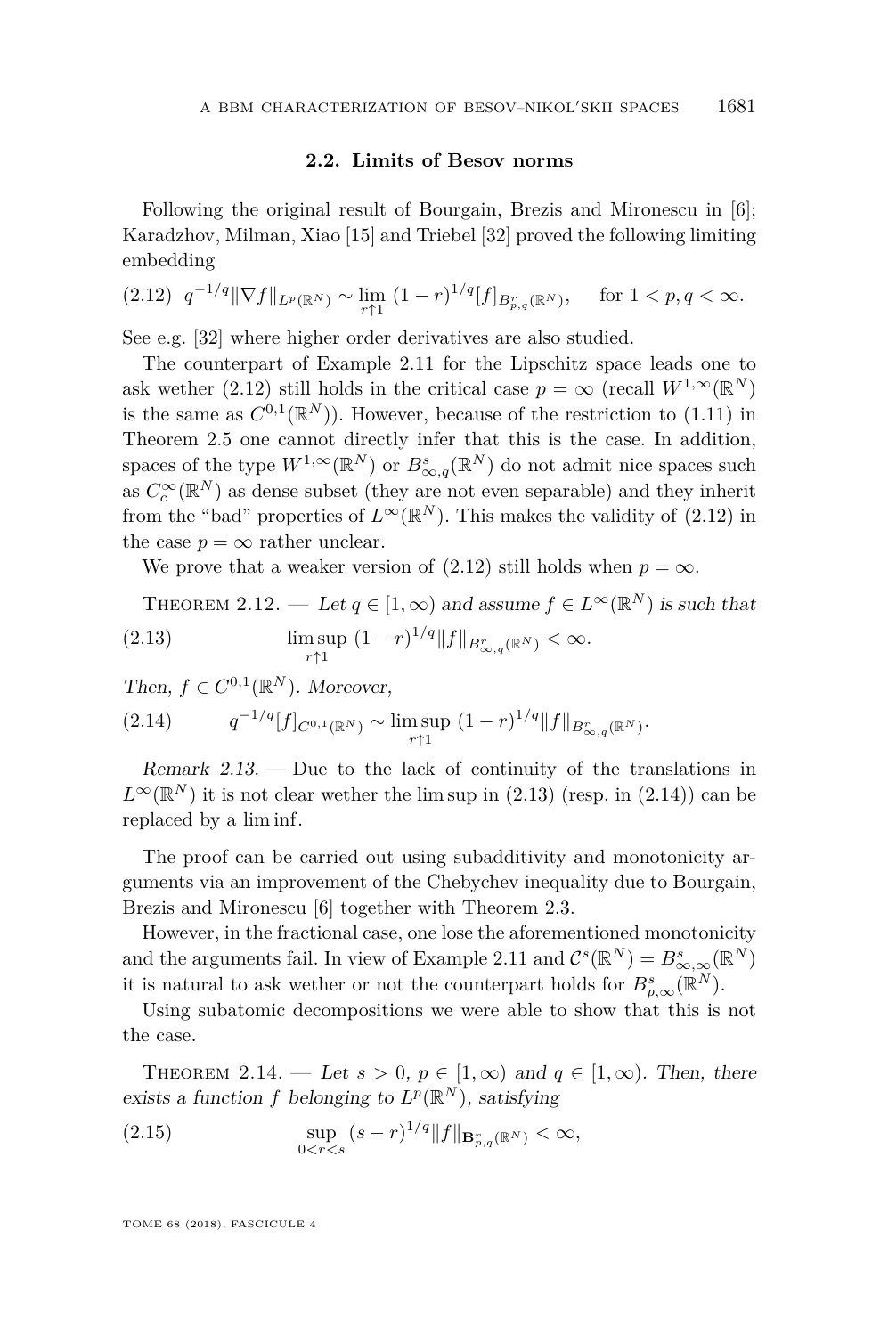### 2.2. Limits of Besov norms

Following the original result of Bourgain, Brezis and Mironescu in [6]; Karadzhov, Milman, Xiao [15] and Triebel [32] proved the following limiting embedding

$$q^{-1/q}\|\nabla f\|_{L^p(\mathbb{R}^N)} \sim \lim_{r\uparrow 1}\,(1-r)^{1/q}[f]_{B^r_{p,q}(\mathbb{R}^N)}, \quad \text{for } 1<p,q<\infty. \tag{2.12}$$

See e.g. [32] where higher order derivatives are also studied.

The counterpart of Example 2.11 for the Lipschitz space leads one to ask wether (2.12) still holds in the critical case $p=\infty$ (recall $W^{1,\infty}(\mathbb{R}^N)$ is the same as $C^{0,1}(\mathbb{R}^N)$). However, because of the restriction to (1.11) in Theorem 2.5 one cannot directly infer that this is the case. In addition, spaces of the type $W^{1,\infty}(\mathbb{R}^N)$ or $B^s_{\infty,q}(\mathbb{R}^N)$ do not admit nice spaces such as $C_c^\infty(\mathbb{R}^N)$ as dense subset (they are not even separable) and they inherit from the "bad" properties of $L^\infty(\mathbb{R}^N)$. This makes the validity of (2.12) in the case $p=\infty$ rather unclear.

We prove that a weaker version of (2.12) still holds when $p=\infty$.

Theorem 2.12. — *Let $q\in[1,\infty)$ and assume $f\in L^\infty(\mathbb{R}^N)$ is such that*

$$\limsup_{r\uparrow 1}\,(1-r)^{1/q}\|f\|_{B^r_{\infty,q}(\mathbb{R}^N)}<\infty. \tag{2.13}$$

*Then, $f\in C^{0,1}(\mathbb{R}^N)$. Moreover,*

$$q^{-1/q}[f]_{C^{0,1}(\mathbb{R}^N)} \sim \limsup_{r\uparrow 1}\,(1-r)^{1/q}\|f\|_{B^r_{\infty,q}(\mathbb{R}^N)}. \tag{2.14}$$

*Remark 2.13.* — Due to the lack of continuity of the translations in $L^\infty(\mathbb{R}^N)$ it is not clear wether the lim sup in (2.13) (resp. in (2.14)) can be replaced by a lim inf.

The proof can be carried out using subadditivity and monotonicity arguments via an improvement of the Chebychev inequality due to Bourgain, Brezis and Mironescu [6] together with Theorem 2.3.

However, in the fractional case, one lose the aforementioned monotonicity and the arguments fail. In view of Example 2.11 and $\mathcal{C}^s(\mathbb{R}^N)=B^s_{\infty,\infty}(\mathbb{R}^N)$ it is natural to ask wether or not the counterpart holds for $B^s_{p,\infty}(\mathbb{R}^N)$.

Using subatomic decompositions we were able to show that this is not the case.

Theorem 2.14. — *Let $s>0$, $p\in[1,\infty)$ and $q\in[1,\infty)$. Then, there exists a function $f$ belonging to $L^p(\mathbb{R}^N)$, satisfying*

$$\sup_{0<r<s}\,(s-r)^{1/q}\|f\|_{\mathbf{B}^r_{p,q}(\mathbb{R}^N)}<\infty, \tag{2.15}$$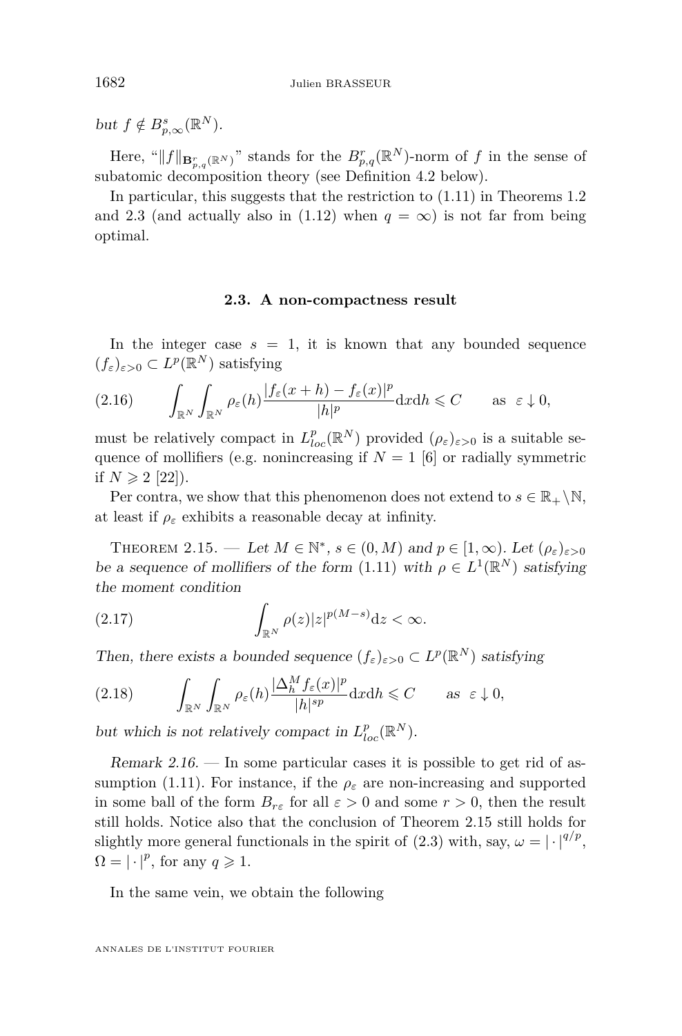*but* $f \notin B^s_{p,\infty}(\mathbb{R}^N)$.

Here, "$\|f\|_{\mathbf{B}^r_{p,q}(\mathbb{R}^N)}$" stands for the $B^r_{p,q}(\mathbb{R}^N)$-norm of $f$ in the sense of subatomic decomposition theory (see Definition 4.2 below).

In particular, this suggests that the restriction to (1.11) in Theorems 1.2 and 2.3 (and actually also in (1.12) when $q = \infty$) is not far from being optimal.

### 2.3. A non-compactness result

In the integer case $s = 1$, it is known that any bounded sequence $(f_\varepsilon)_{\varepsilon>0} \subset L^p(\mathbb{R}^N)$ satisfying

$$\int_{\mathbb{R}^N}\int_{\mathbb{R}^N} \rho_\varepsilon(h)\frac{|f_\varepsilon(x+h)-f_\varepsilon(x)|^p}{|h|^p}\mathrm{d}x\mathrm{d}h \leqslant C \qquad \text{as } \varepsilon \downarrow 0, \tag{2.16}$$

must be relatively compact in $L^p_{loc}(\mathbb{R}^N)$ provided $(\rho_\varepsilon)_{\varepsilon>0}$ is a suitable sequence of mollifiers (e.g. nonincreasing if $N = 1$ [6] or radially symmetric if $N \geqslant 2$ [22]).

Per contra, we show that this phenomenon does not extend to $s \in \mathbb{R}_+\backslash\mathbb{N}$, at least if $\rho_\varepsilon$ exhibits a reasonable decay at infinity.

Theorem 2.15. — *Let $M \in \mathbb{N}^*$, $s \in (0, M)$ and $p \in [1,\infty)$. Let $(\rho_\varepsilon)_{\varepsilon>0}$ be a sequence of mollifiers of the form (1.11) with $\rho \in L^1(\mathbb{R}^N)$ satisfying the moment condition*

$$\int_{\mathbb{R}^N} \rho(z)|z|^{p(M-s)}\mathrm{d}z < \infty. \tag{2.17}$$

*Then, there exists a bounded sequence $(f_\varepsilon)_{\varepsilon>0} \subset L^p(\mathbb{R}^N)$ satisfying*

$$\int_{\mathbb{R}^N}\int_{\mathbb{R}^N} \rho_\varepsilon(h)\frac{|\Delta^M_h f_\varepsilon(x)|^p}{|h|^{sp}}\mathrm{d}x\mathrm{d}h \leqslant C \qquad \text{as } \varepsilon \downarrow 0, \tag{2.18}$$

*but which is not relatively compact in $L^p_{loc}(\mathbb{R}^N)$.*

*Remark 2.16.* — In some particular cases it is possible to get rid of assumption (1.11). For instance, if the $\rho_\varepsilon$ are non-increasing and supported in some ball of the form $B_{r\varepsilon}$ for all $\varepsilon > 0$ and some $r > 0$, then the result still holds. Notice also that the conclusion of Theorem 2.15 still holds for slightly more general functionals in the spirit of (2.3) with, say, $\omega = |\cdot|^{q/p}$, $\Omega = |\cdot|^p$, for any $q \geqslant 1$.

In the same vein, we obtain the following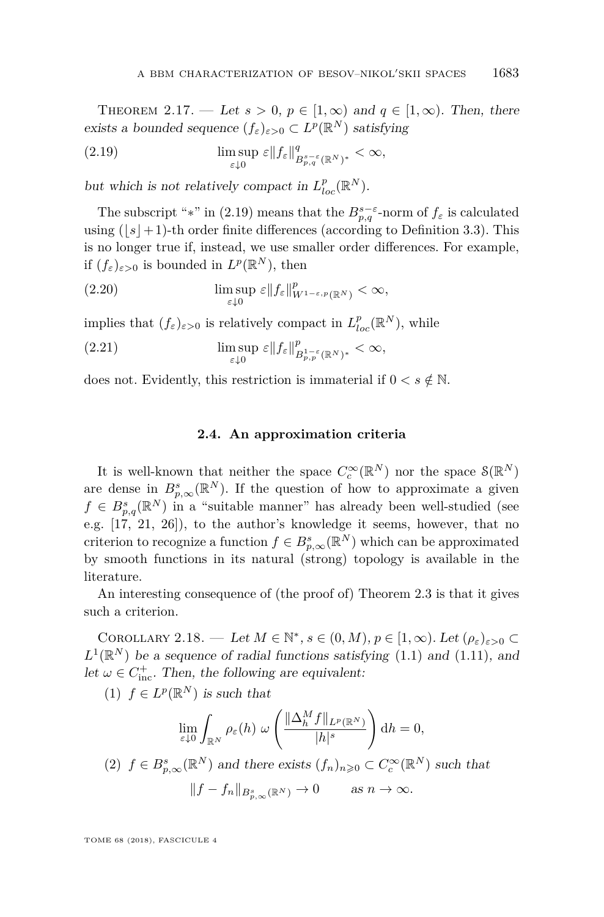Theorem 2.17. — *Let $s > 0$, $p \in [1, \infty)$ and $q \in [1, \infty)$. Then, there exists a bounded sequence $(f_\varepsilon)_{\varepsilon > 0} \subset L^p(\mathbb{R}^N)$ satisfying*

$$\limsup_{\varepsilon \downarrow 0} \varepsilon \|f_\varepsilon\|^q_{B^{s-\varepsilon}_{p,q}(\mathbb{R}^N)^*} < \infty, \tag{2.19}$$

*but which is not relatively compact in $L^p_{loc}(\mathbb{R}^N)$.*

The subscript "$*$" in (2.19) means that the $B^{s-\varepsilon}_{p,q}$-norm of $f_\varepsilon$ is calculated using $(\lfloor s \rfloor + 1)$-th order finite differences (according to Definition 3.3). This is no longer true if, instead, we use smaller order differences. For example, if $(f_\varepsilon)_{\varepsilon > 0}$ is bounded in $L^p(\mathbb{R}^N)$, then

$$\limsup_{\varepsilon \downarrow 0} \varepsilon \|f_\varepsilon\|^p_{W^{1-\varepsilon,p}(\mathbb{R}^N)} < \infty, \tag{2.20}$$

implies that $(f_\varepsilon)_{\varepsilon > 0}$ is relatively compact in $L^p_{loc}(\mathbb{R}^N)$, while

$$\limsup_{\varepsilon \downarrow 0} \varepsilon \|f_\varepsilon\|^p_{B^{1-\varepsilon}_{p,p}(\mathbb{R}^N)^*} < \infty, \tag{2.21}$$

does not. Evidently, this restriction is immaterial if $0 < s \notin \mathbb{N}$.

### 2.4. An approximation criteria

It is well-known that neither the space $C^\infty_c(\mathbb{R}^N)$ nor the space $\mathcal{S}(\mathbb{R}^N)$ are dense in $B^s_{p,\infty}(\mathbb{R}^N)$. If the question of how to approximate a given $f \in B^s_{p,q}(\mathbb{R}^N)$ in a "suitable manner" has already been well-studied (see e.g. [17, 21, 26]), to the author's knowledge it seems, however, that no criterion to recognize a function $f \in B^s_{p,\infty}(\mathbb{R}^N)$ which can be approximated by smooth functions in its natural (strong) topology is available in the literature.

An interesting consequence of (the proof of) Theorem 2.3 is that it gives such a criterion.

Corollary 2.18. — *Let $M \in \mathbb{N}^*$, $s \in (0, M)$, $p \in [1, \infty)$. Let $(\rho_\varepsilon)_{\varepsilon > 0} \subset L^1(\mathbb{R}^N)$ be a sequence of radial functions satisfying (1.1) and (1.11), and let $\omega \in C^+_{\mathrm{inc}}$. Then, the following are equivalent:*

(1) *$f \in L^p(\mathbb{R}^N)$ is such that*

$$\lim_{\varepsilon \downarrow 0} \int_{\mathbb{R}^N} \rho_\varepsilon(h)\, \omega\left( \frac{\|\Delta^M_h f\|_{L^p(\mathbb{R}^N)}}{|h|^s} \right) \mathrm{d}h = 0,$$

(2) *$f \in B^s_{p,\infty}(\mathbb{R}^N)$ and there exists $(f_n)_{n \geqslant 0} \subset C^\infty_c(\mathbb{R}^N)$ such that*

$$\|f - f_n\|_{B^s_{p,\infty}(\mathbb{R}^N)} \to 0 \qquad \text{as } n \to \infty.$$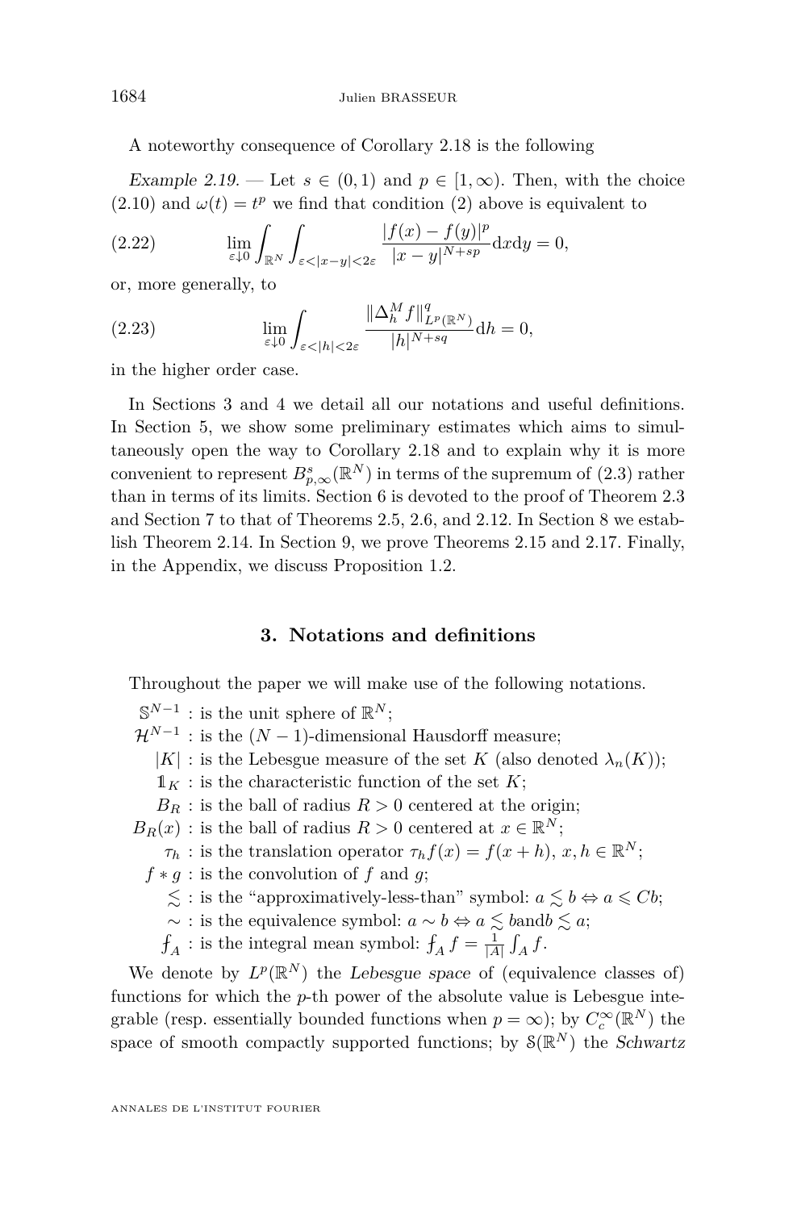A noteworthy consequence of Corollary 2.18 is the following

*Example 2.19.* — Let $s \in (0,1)$ and $p \in [1,\infty)$. Then, with the choice (2.10) and $\omega(t) = t^p$ we find that condition (2) above is equivalent to

$$\lim_{\varepsilon \downarrow 0} \int_{\mathbb{R}^N} \int_{\varepsilon < |x-y| < 2\varepsilon} \frac{|f(x)-f(y)|^p}{|x-y|^{N+sp}} \mathrm{d}x \mathrm{d}y = 0, \tag{2.22}$$

or, more generally, to

$$\lim_{\varepsilon \downarrow 0} \int_{\varepsilon < |h| < 2\varepsilon} \frac{\|\Delta_h^M f\|_{L^p(\mathbb{R}^N)}^q}{|h|^{N+sq}} \mathrm{d}h = 0, \tag{2.23}$$

in the higher order case.

In Sections 3 and 4 we detail all our notations and useful definitions. In Section 5, we show some preliminary estimates which aims to simultaneously open the way to Corollary 2.18 and to explain why it is more convenient to represent $B^s_{p,\infty}(\mathbb{R}^N)$ in terms of the supremum of (2.3) rather than in terms of its limits. Section 6 is devoted to the proof of Theorem 2.3 and Section 7 to that of Theorems 2.5, 2.6, and 2.12. In Section 8 we establish Theorem 2.14. In Section 9, we prove Theorems 2.15 and 2.17. Finally, in the Appendix, we discuss Proposition 1.2.

## 3. Notations and definitions

Throughout the paper we will make use of the following notations.

- $\mathbb{S}^{N-1}$ : is the unit sphere of $\mathbb{R}^N$;
- $\mathcal{H}^{N-1}$ : is the $(N-1)$-dimensional Hausdorff measure;
- $|K|$ : is the Lebesgue measure of the set $K$ (also denoted $\lambda_n(K)$);
- $\mathbb{1}_K$ : is the characteristic function of the set $K$;
- $B_R$ : is the ball of radius $R > 0$ centered at the origin;
- $B_R(x)$ : is the ball of radius $R > 0$ centered at $x \in \mathbb{R}^N$;
- $\tau_h$ : is the translation operator $\tau_h f(x) = f(x+h)$, $x, h \in \mathbb{R}^N$;
- $f * g$ : is the convolution of $f$ and $g$;
- $\lesssim$ : is the "approximatively-less-than" symbol: $a \lesssim b \Leftrightarrow a \leqslant Cb$;
- $\sim$ : is the equivalence symbol: $a \sim b \Leftrightarrow a \lesssim b$ and $b \lesssim a$;
- $⨍_A$ : is the integral mean symbol: $⨍_A f = \frac{1}{|A|} \int_A f$.

We denote by $L^p(\mathbb{R}^N)$ the *Lebesgue space* of (equivalence classes of) functions for which the $p$-th power of the absolute value is Lebesgue integrable (resp. essentially bounded functions when $p = \infty$); by $C_c^\infty(\mathbb{R}^N)$ the space of smooth compactly supported functions; by $\mathcal{S}(\mathbb{R}^N)$ the *Schwartz*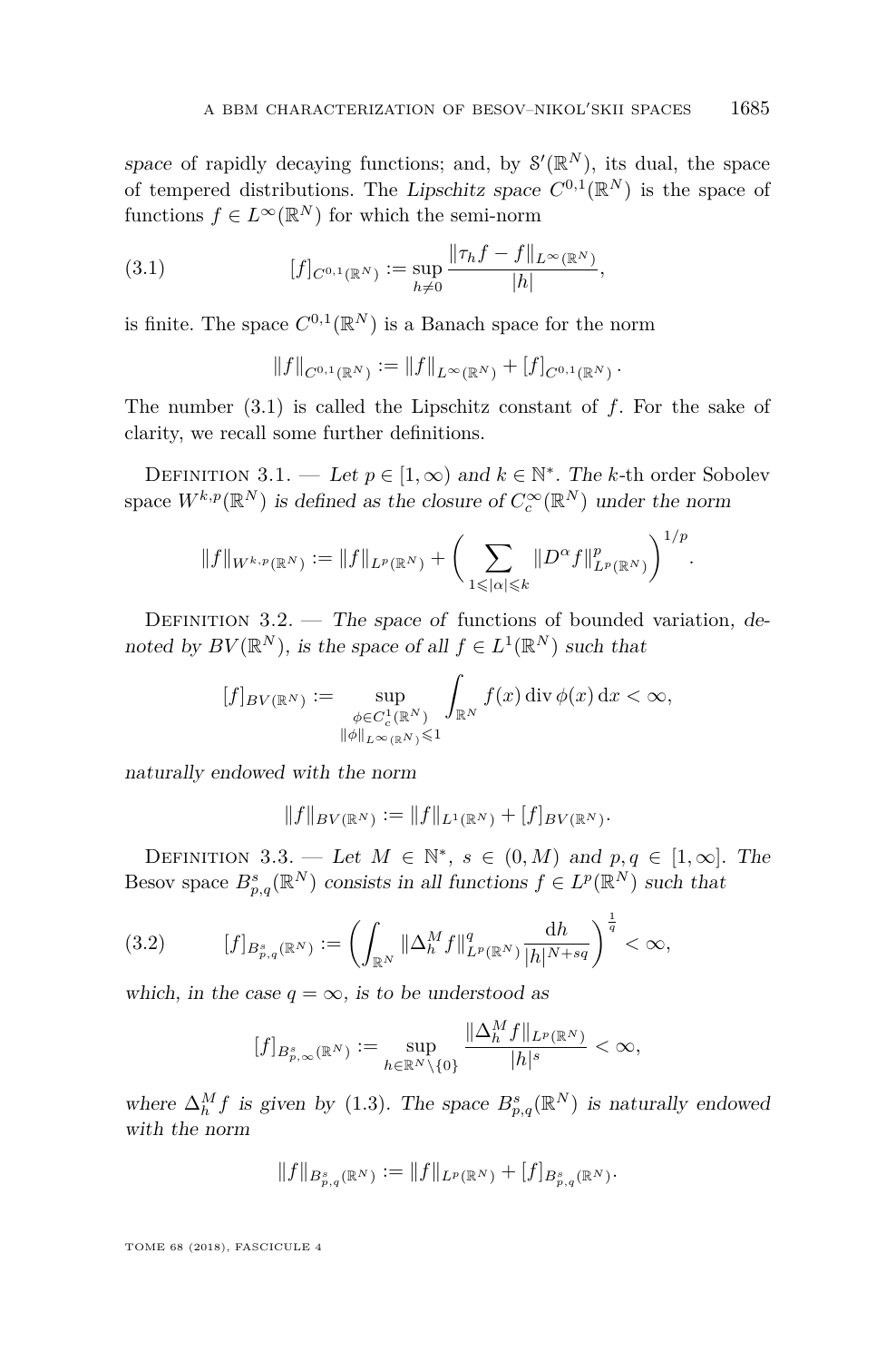*space* of rapidly decaying functions; and, by $\mathcal{S}'(\mathbb{R}^N)$, its dual, the space of tempered distributions. The *Lipschitz space* $C^{0,1}(\mathbb{R}^N)$ is the space of functions $f \in L^\infty(\mathbb{R}^N)$ for which the semi-norm

$$[f]_{C^{0,1}(\mathbb{R}^N)} := \sup_{h\neq 0} \frac{\|\tau_h f - f\|_{L^\infty(\mathbb{R}^N)}}{|h|}, \tag{3.1}$$

is finite. The space $C^{0,1}(\mathbb{R}^N)$ is a Banach space for the norm

$$\|f\|_{C^{0,1}(\mathbb{R}^N)} := \|f\|_{L^\infty(\mathbb{R}^N)} + [f]_{C^{0,1}(\mathbb{R}^N)}.$$

The number (3.1) is called the Lipschitz constant of $f$. For the sake of clarity, we recall some further definitions.

Definition 3.1. — *Let $p \in [1,\infty)$ and $k \in \mathbb{N}^*$. The $k$-th order* Sobolev space *$W^{k,p}(\mathbb{R}^N)$ is defined as the closure of $C_c^\infty(\mathbb{R}^N)$ under the norm*

$$\|f\|_{W^{k,p}(\mathbb{R}^N)} := \|f\|_{L^p(\mathbb{R}^N)} + \left( \sum_{1\leqslant|\alpha|\leqslant k} \|D^\alpha f\|^p_{L^p(\mathbb{R}^N)} \right)^{1/p}.$$

Definition 3.2. — *The space of* functions of bounded variation*, denoted by $BV(\mathbb{R}^N)$, is the space of all $f \in L^1(\mathbb{R}^N)$ such that*

$$[f]_{BV(\mathbb{R}^N)} := \sup_{\substack{\phi\in C_c^1(\mathbb{R}^N)\\ \|\phi\|_{L^\infty(\mathbb{R}^N)}\leqslant 1}} \int_{\mathbb{R}^N} f(x) \operatorname{div}\phi(x)\,\mathrm{d}x < \infty,$$

*naturally endowed with the norm*

$$\|f\|_{BV(\mathbb{R}^N)} := \|f\|_{L^1(\mathbb{R}^N)} + [f]_{BV(\mathbb{R}^N)}.$$

Definition 3.3. — *Let $M \in \mathbb{N}^*$, $s \in (0,M)$ and $p,q \in [1,\infty]$. The* Besov space *$B^s_{p,q}(\mathbb{R}^N)$ consists in all functions $f \in L^p(\mathbb{R}^N)$ such that*

$$[f]_{B^s_{p,q}(\mathbb{R}^N)} := \left( \int_{\mathbb{R}^N} \|\Delta_h^M f\|^q_{L^p(\mathbb{R}^N)} \frac{\mathrm{d}h}{|h|^{N+sq}} \right)^{\frac{1}{q}} < \infty, \tag{3.2}$$

*which, in the case $q = \infty$, is to be understood as*

$$[f]_{B^s_{p,\infty}(\mathbb{R}^N)} := \sup_{h\in\mathbb{R}^N\setminus\{0\}} \frac{\|\Delta_h^M f\|_{L^p(\mathbb{R}^N)}}{|h|^s} < \infty,$$

*where $\Delta_h^M f$ is given by (1.3). The space $B^s_{p,q}(\mathbb{R}^N)$ is naturally endowed with the norm*

$$\|f\|_{B^s_{p,q}(\mathbb{R}^N)} := \|f\|_{L^p(\mathbb{R}^N)} + [f]_{B^s_{p,q}(\mathbb{R}^N)}.$$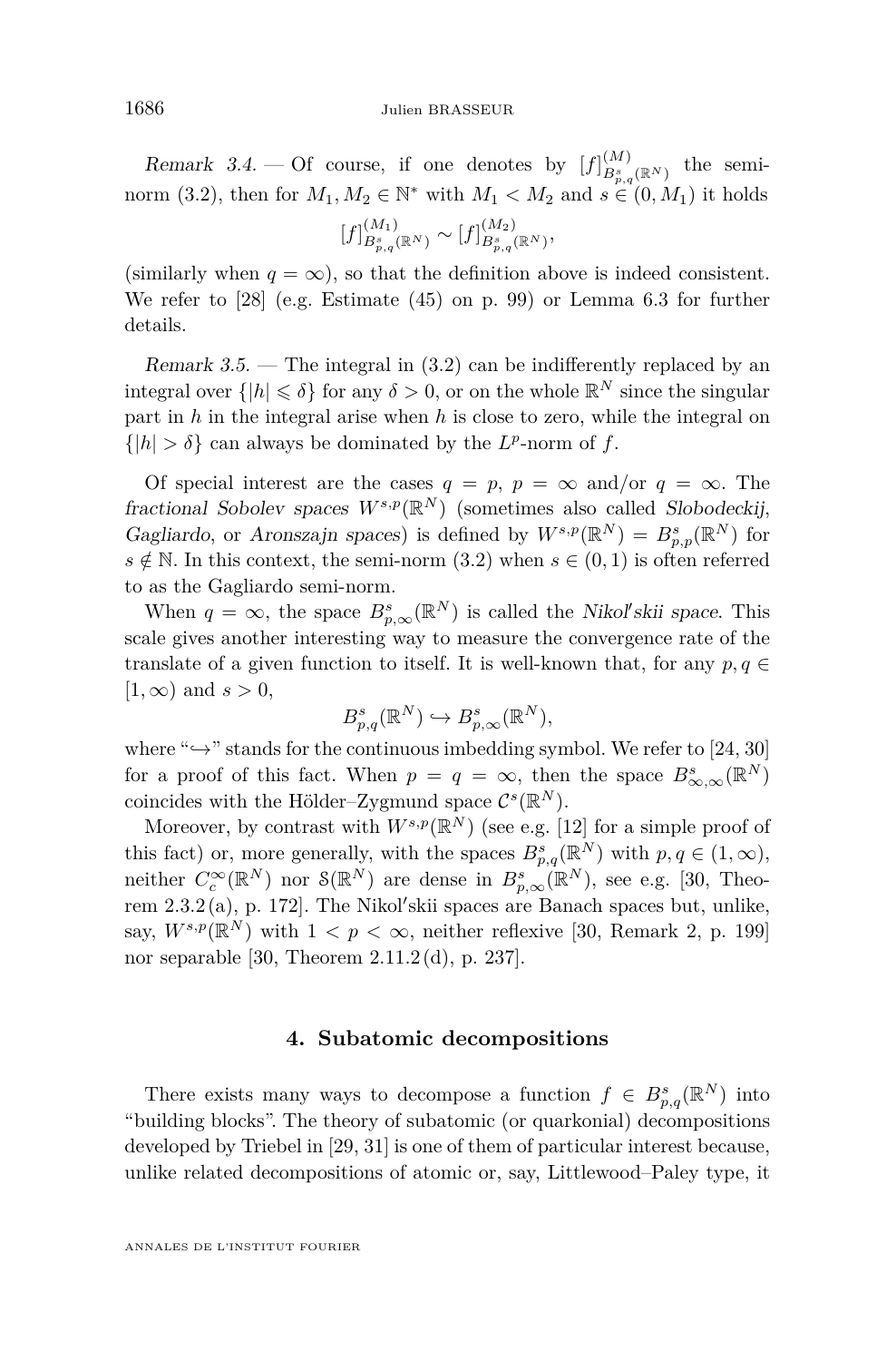*Remark 3.4.* — Of course, if one denotes by $[f]^{(M)}_{B^s_{p,q}(\mathbb{R}^N)}$ the semi-norm (3.2), then for $M_1, M_2 \in \mathbb{N}^*$ with $M_1 < M_2$ and $s \in (0, M_1)$ it holds

$$[f]^{(M_1)}_{B^s_{p,q}(\mathbb{R}^N)} \sim [f]^{(M_2)}_{B^s_{p,q}(\mathbb{R}^N)},$$

(similarly when $q = \infty$), so that the definition above is indeed consistent. We refer to [28] (e.g. Estimate (45) on p. 99) or Lemma 6.3 for further details.

*Remark 3.5.* — The integral in (3.2) can be indifferently replaced by an integral over $\{|h| \leqslant \delta\}$ for any $\delta > 0$, or on the whole $\mathbb{R}^N$ since the singular part in $h$ in the integral arise when $h$ is close to zero, while the integral on $\{|h| > \delta\}$ can always be dominated by the $L^p$-norm of $f$.

Of special interest are the cases $q = p$, $p = \infty$ and/or $q = \infty$. The *fractional Sobolev spaces* $W^{s,p}(\mathbb{R}^N)$ (sometimes also called *Slobodeckij*, *Gagliardo*, or *Aronszajn spaces*) is defined by $W^{s,p}(\mathbb{R}^N) = B^s_{p,p}(\mathbb{R}^N)$ for $s \notin \mathbb{N}$. In this context, the semi-norm (3.2) when $s \in (0, 1)$ is often referred to as the Gagliardo semi-norm.

When $q = \infty$, the space $B^s_{p,\infty}(\mathbb{R}^N)$ is called the *Nikol′skii space*. This scale gives another interesting way to measure the convergence rate of the translate of a given function to itself. It is well-known that, for any $p, q \in [1, \infty)$ and $s > 0$,

$$B^s_{p,q}(\mathbb{R}^N) \hookrightarrow B^s_{p,\infty}(\mathbb{R}^N),$$

where "$\hookrightarrow$" stands for the continuous imbedding symbol. We refer to [24, 30] for a proof of this fact. When $p = q = \infty$, then the space $B^s_{\infty,\infty}(\mathbb{R}^N)$ coincides with the Hölder–Zygmund space $\mathcal{C}^s(\mathbb{R}^N)$.

Moreover, by contrast with $W^{s,p}(\mathbb{R}^N)$ (see e.g. [12] for a simple proof of this fact) or, more generally, with the spaces $B^s_{p,q}(\mathbb{R}^N)$ with $p, q \in (1, \infty)$, neither $C^\infty_c(\mathbb{R}^N)$ nor $\mathcal{S}(\mathbb{R}^N)$ are dense in $B^s_{p,\infty}(\mathbb{R}^N)$, see e.g. [30, Theorem 2.3.2 (a), p. 172]. The Nikol′skii spaces are Banach spaces but, unlike, say, $W^{s,p}(\mathbb{R}^N)$ with $1 < p < \infty$, neither reflexive [30, Remark 2, p. 199] nor separable [30, Theorem 2.11.2 (d), p. 237].

## 4. Subatomic decompositions

There exists many ways to decompose a function $f \in B^s_{p,q}(\mathbb{R}^N)$ into "building blocks". The theory of subatomic (or quarkonial) decompositions developed by Triebel in [29, 31] is one of them of particular interest because, unlike related decompositions of atomic or, say, Littlewood–Paley type, it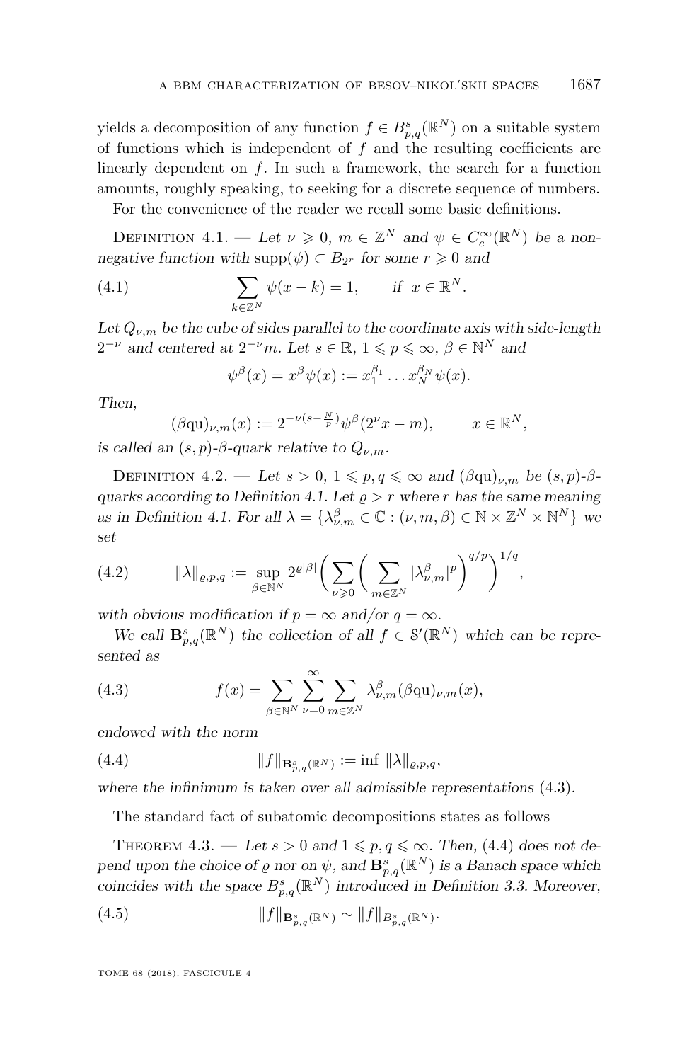yields a decomposition of any function $f \in B^s_{p,q}(\mathbb{R}^N)$ on a suitable system of functions which is independent of $f$ and the resulting coefficients are linearly dependent on $f$. In such a framework, the search for a function amounts, roughly speaking, to seeking for a discrete sequence of numbers.

For the convenience of the reader we recall some basic definitions.

Definition 4.1. — *Let $\nu \geqslant 0$, $m \in \mathbb{Z}^N$ and $\psi \in C^\infty_c(\mathbb{R}^N)$ be a non-negative function with $\operatorname{supp}(\psi) \subset B_{2^r}$ for some $r \geqslant 0$ and*

$$\sum_{k\in\mathbb{Z}^N} \psi(x-k) = 1, \qquad \text{if } \ x \in \mathbb{R}^N. \tag{4.1}$$

*Let $Q_{\nu,m}$ be the cube of sides parallel to the coordinate axis with side-length $2^{-\nu}$ and centered at $2^{-\nu}m$. Let $s \in \mathbb{R}$, $1 \leqslant p \leqslant \infty$, $\beta \in \mathbb{N}^N$ and*

$$\psi^\beta(x) = x^\beta \psi(x) := x_1^{\beta_1} \ldots x_N^{\beta_N} \psi(x).$$

*Then,*

$$(\beta\mathrm{qu})_{\nu,m}(x) := 2^{-\nu(s-\frac{N}{p})} \psi^\beta(2^\nu x - m), \qquad x \in \mathbb{R}^N,$$

*is called an $(s,p)$-$\beta$-quark relative to $Q_{\nu,m}$.*

Definition 4.2. — *Let $s > 0$, $1 \leqslant p, q \leqslant \infty$ and $(\beta\mathrm{qu})_{\nu,m}$ be $(s,p)$-$\beta$-quarks according to Definition 4.1. Let $\varrho > r$ where $r$ has the same meaning as in Definition 4.1. For all $\lambda = \{\lambda^\beta_{\nu,m} \in \mathbb{C} : (\nu, m, \beta) \in \mathbb{N} \times \mathbb{Z}^N \times \mathbb{N}^N\}$ we set*

$$\|\lambda\|_{\varrho,p,q} := \sup_{\beta\in\mathbb{N}^N} 2^{\varrho|\beta|} \bigg( \sum_{\nu\geqslant 0} \bigg( \sum_{m\in\mathbb{Z}^N} |\lambda^\beta_{\nu,m}|^p \bigg)^{q/p} \bigg)^{1/q}, \tag{4.2}$$

*with obvious modification if $p = \infty$ and/or $q = \infty$.*

*We call $\mathbf{B}^s_{p,q}(\mathbb{R}^N)$ the collection of all $f \in \mathcal{S}'(\mathbb{R}^N)$ which can be represented as*

$$f(x) = \sum_{\beta\in\mathbb{N}^N} \sum_{\nu=0}^{\infty} \sum_{m\in\mathbb{Z}^N} \lambda^\beta_{\nu,m} (\beta\mathrm{qu})_{\nu,m}(x), \tag{4.3}$$

*endowed with the norm*

$$\|f\|_{\mathbf{B}^s_{p,q}(\mathbb{R}^N)} := \inf \|\lambda\|_{\varrho,p,q}, \tag{4.4}$$

*where the infimum is taken over all admissible representations (4.3).*

The standard fact of subatomic decompositions states as follows

Theorem 4.3. — *Let $s > 0$ and $1 \leqslant p, q \leqslant \infty$. Then, (4.4) does not depend upon the choice of $\varrho$ nor on $\psi$, and $\mathbf{B}^s_{p,q}(\mathbb{R}^N)$ is a Banach space which coincides with the space $B^s_{p,q}(\mathbb{R}^N)$ introduced in Definition 3.3. Moreover,*

$$\|f\|_{\mathbf{B}^s_{p,q}(\mathbb{R}^N)} \sim \|f\|_{B^s_{p,q}(\mathbb{R}^N)}. \tag{4.5}$$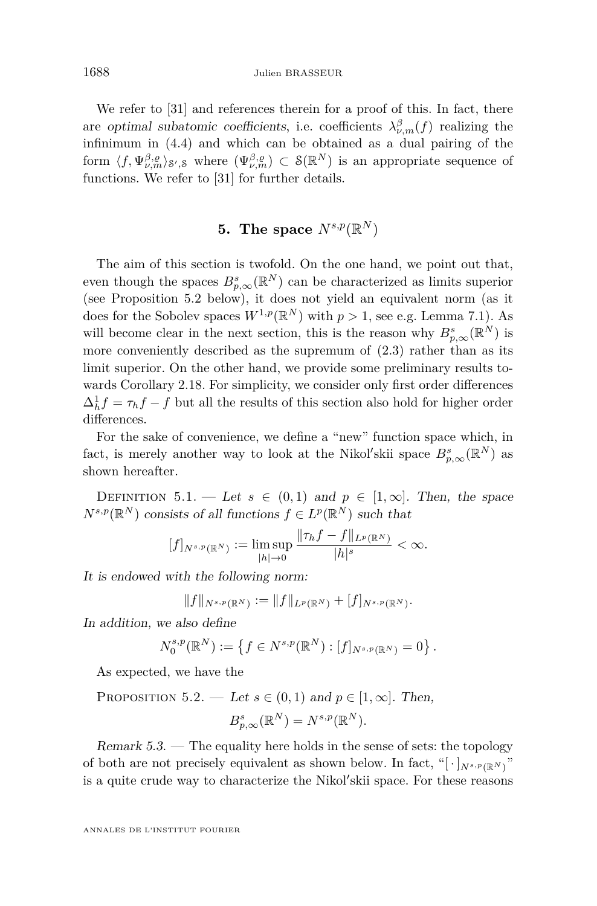We refer to [31] and references therein for a proof of this. In fact, there are *optimal subatomic coefficients*, i.e. coefficients $\lambda^{\beta}_{\nu,m}(f)$ realizing the infimum in (4.4) and which can be obtained as a dual pairing of the form $\langle f, \Psi^{\beta,\varrho}_{\nu,m}\rangle_{\mathcal{S}',\mathcal{S}}$ where $(\Psi^{\beta,\varrho}_{\nu,m}) \subset \mathcal{S}(\mathbb{R}^N)$ is an appropriate sequence of functions. We refer to [31] for further details.

## 5. The space $N^{s,p}(\mathbb{R}^N)$

The aim of this section is twofold. On the one hand, we point out that, even though the spaces $B^s_{p,\infty}(\mathbb{R}^N)$ can be characterized as limits superior (see Proposition 5.2 below), it does not yield an equivalent norm (as it does for the Sobolev spaces $W^{1,p}(\mathbb{R}^N)$ with $p > 1$, see e.g. Lemma 7.1). As will become clear in the next section, this is the reason why $B^s_{p,\infty}(\mathbb{R}^N)$ is more conveniently described as the supremum of (2.3) rather than as its limit superior. On the other hand, we provide some preliminary results towards Corollary 2.18. For simplicity, we consider only first order differences $\Delta^1_h f = \tau_h f - f$ but all the results of this section also hold for higher order differences.

For the sake of convenience, we define a "new" function space which, in fact, is merely another way to look at the Nikol′skii space $B^s_{p,\infty}(\mathbb{R}^N)$ as shown hereafter.

Definition 5.1. — *Let $s \in (0,1)$ and $p \in [1,\infty]$. Then, the space $N^{s,p}(\mathbb{R}^N)$ consists of all functions $f \in L^p(\mathbb{R}^N)$ such that*

$$[f]_{N^{s,p}(\mathbb{R}^N)} := \limsup_{|h|\to 0} \frac{\|\tau_h f - f\|_{L^p(\mathbb{R}^N)}}{|h|^s} < \infty.$$

*It is endowed with the following norm:*

$$\|f\|_{N^{s,p}(\mathbb{R}^N)} := \|f\|_{L^p(\mathbb{R}^N)} + [f]_{N^{s,p}(\mathbb{R}^N)}.$$

*In addition, we also define*

$$N^{s,p}_0(\mathbb{R}^N) := \left\{ f \in N^{s,p}(\mathbb{R}^N) : [f]_{N^{s,p}(\mathbb{R}^N)} = 0 \right\}.$$

As expected, we have the

Proposition 5.2. — *Let $s \in (0,1)$ and $p \in [1,\infty]$. Then,*

$$B^s_{p,\infty}(\mathbb{R}^N) = N^{s,p}(\mathbb{R}^N).$$

*Remark 5.3.* — The equality here holds in the sense of sets: the topology of both are not precisely equivalent as shown below. In fact, "$[\,\cdot\,]_{N^{s,p}(\mathbb{R}^N)}$" is a quite crude way to characterize the Nikol′skii space. For these reasons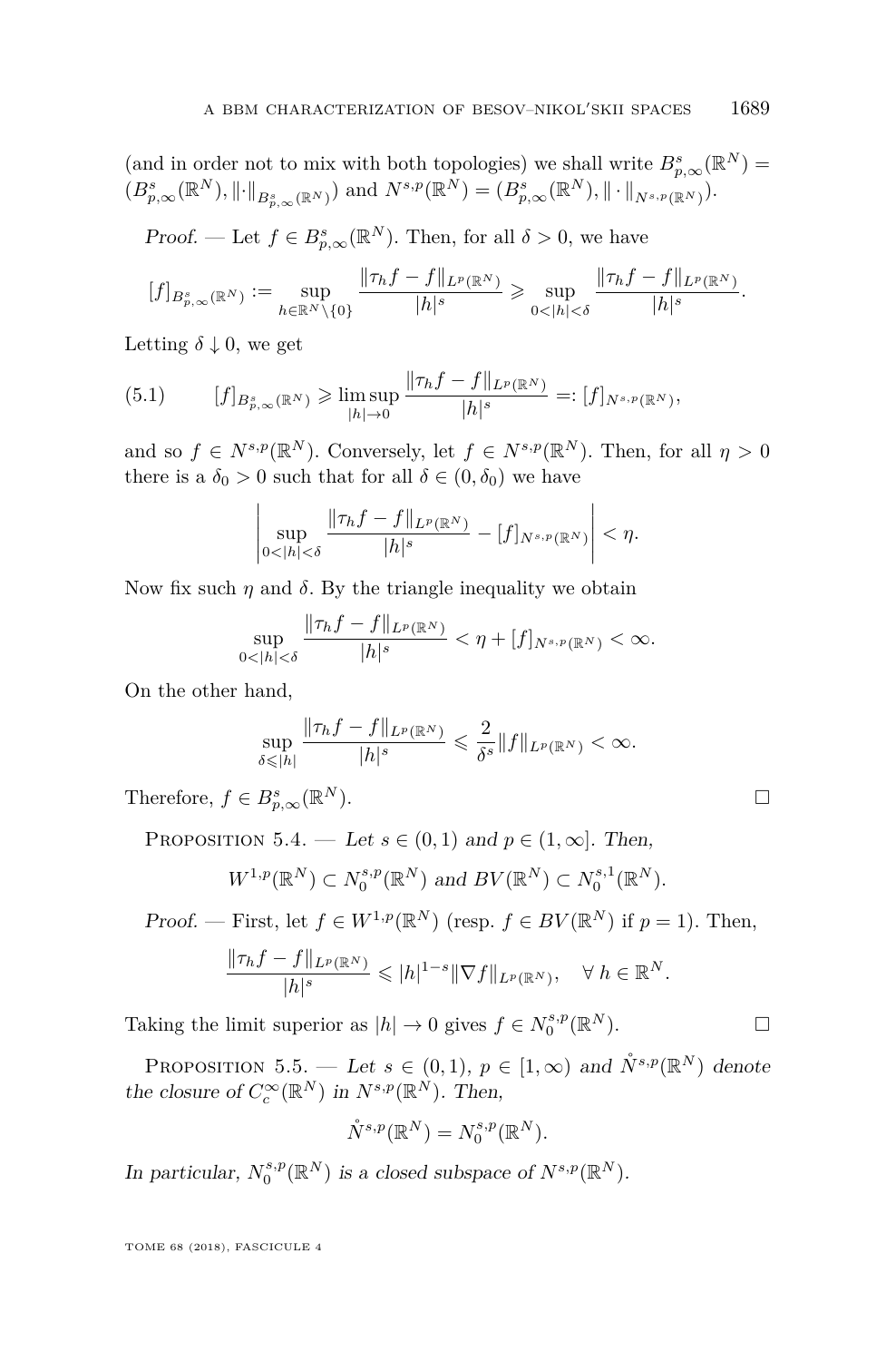(and in order not to mix with both topologies) we shall write $B^s_{p,\infty}(\mathbb{R}^N) = (B^s_{p,\infty}(\mathbb{R}^N), \|\cdot\|_{B^s_{p,\infty}(\mathbb{R}^N)})$ and $N^{s,p}(\mathbb{R}^N) = (B^s_{p,\infty}(\mathbb{R}^N), \|\cdot\|_{N^{s,p}(\mathbb{R}^N)})$.

*Proof.* — Let $f \in B^s_{p,\infty}(\mathbb{R}^N)$. Then, for all $\delta > 0$, we have

$$[f]_{B^s_{p,\infty}(\mathbb{R}^N)} := \sup_{h \in \mathbb{R}^N \setminus \{0\}} \frac{\|\tau_h f - f\|_{L^p(\mathbb{R}^N)}}{|h|^s} \geqslant \sup_{0<|h|<\delta} \frac{\|\tau_h f - f\|_{L^p(\mathbb{R}^N)}}{|h|^s}.$$

Letting $\delta \downarrow 0$, we get

$$[f]_{B^s_{p,\infty}(\mathbb{R}^N)} \geqslant \limsup_{|h|\to 0} \frac{\|\tau_h f - f\|_{L^p(\mathbb{R}^N)}}{|h|^s} =: [f]_{N^{s,p}(\mathbb{R}^N)}, \tag{5.1}$$

and so $f \in N^{s,p}(\mathbb{R}^N)$. Conversely, let $f \in N^{s,p}(\mathbb{R}^N)$. Then, for all $\eta > 0$ there is a $\delta_0 > 0$ such that for all $\delta \in (0, \delta_0)$ we have

$$\left| \sup_{0<|h|<\delta} \frac{\|\tau_h f - f\|_{L^p(\mathbb{R}^N)}}{|h|^s} - [f]_{N^{s,p}(\mathbb{R}^N)} \right| < \eta.$$

Now fix such $\eta$ and $\delta$. By the triangle inequality we obtain

$$\sup_{0<|h|<\delta} \frac{\|\tau_h f - f\|_{L^p(\mathbb{R}^N)}}{|h|^s} < \eta + [f]_{N^{s,p}(\mathbb{R}^N)} < \infty.$$

On the other hand,

$$\sup_{\delta \leqslant |h|} \frac{\|\tau_h f - f\|_{L^p(\mathbb{R}^N)}}{|h|^s} \leqslant \frac{2}{\delta^s} \|f\|_{L^p(\mathbb{R}^N)} < \infty.$$

Therefore, $f \in B^s_{p,\infty}(\mathbb{R}^N)$. □

Proposition 5.4. — *Let $s \in (0,1)$ and $p \in (1, \infty]$. Then,*

$$W^{1,p}(\mathbb{R}^N) \subset N^{s,p}_0(\mathbb{R}^N) \text{ and } BV(\mathbb{R}^N) \subset N^{s,1}_0(\mathbb{R}^N).$$

*Proof.* — First, let $f \in W^{1,p}(\mathbb{R}^N)$ (resp. $f \in BV(\mathbb{R}^N)$ if $p = 1$). Then,

$$\frac{\|\tau_h f - f\|_{L^p(\mathbb{R}^N)}}{|h|^s} \leqslant |h|^{1-s} \|\nabla f\|_{L^p(\mathbb{R}^N)}, \quad \forall\, h \in \mathbb{R}^N.$$

Taking the limit superior as $|h| \to 0$ gives $f \in N^{s,p}_0(\mathbb{R}^N)$. □

Proposition 5.5. — *Let $s \in (0,1)$, $p \in [1, \infty)$ and $\mathring{N}^{s,p}(\mathbb{R}^N)$ denote the closure of $C^\infty_c(\mathbb{R}^N)$ in $N^{s,p}(\mathbb{R}^N)$. Then,*

$$\mathring{N}^{s,p}(\mathbb{R}^N) = N^{s,p}_0(\mathbb{R}^N).$$

*In particular, $N^{s,p}_0(\mathbb{R}^N)$ is a closed subspace of $N^{s,p}(\mathbb{R}^N)$.*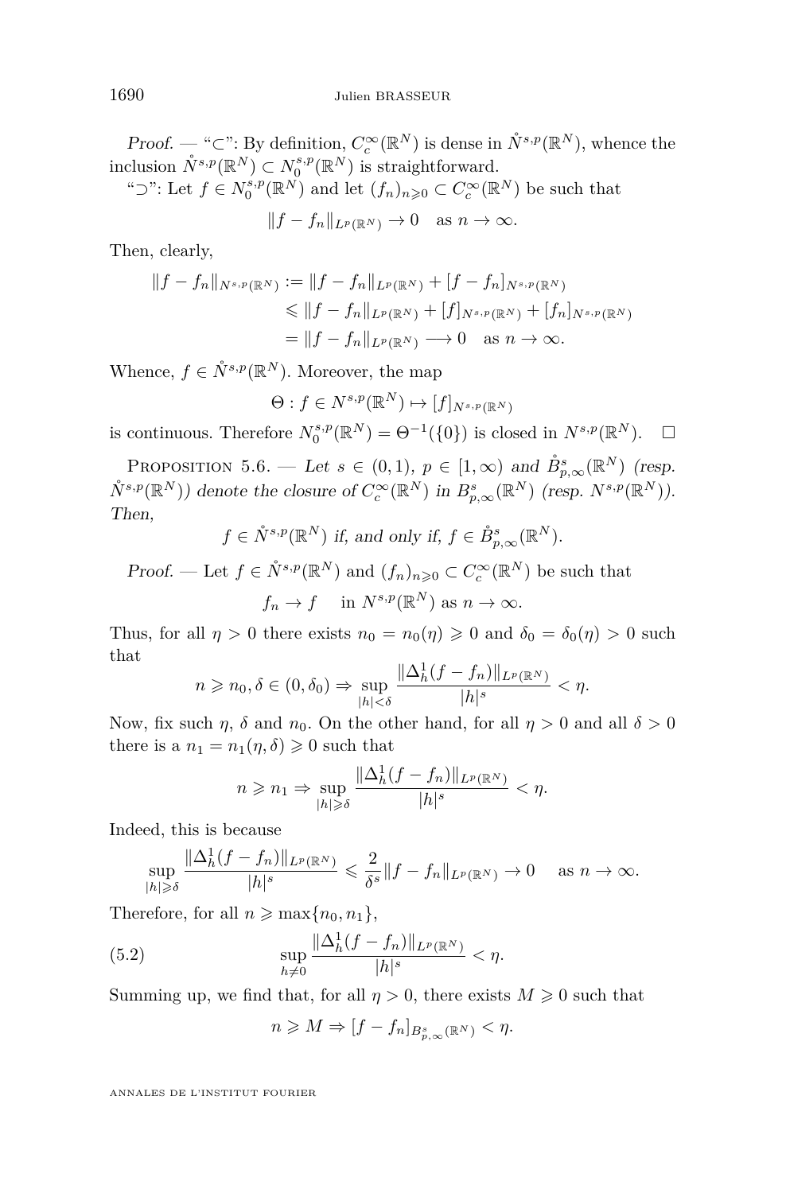*Proof.* — "⊂": By definition, $C_c^\infty(\mathbb{R}^N)$ is dense in $\mathring{N}^{s,p}(\mathbb{R}^N)$, whence the inclusion $\mathring{N}^{s,p}(\mathbb{R}^N) \subset N_0^{s,p}(\mathbb{R}^N)$ is straightforward.

"⊃": Let $f \in N_0^{s,p}(\mathbb{R}^N)$ and let $(f_n)_{n\geqslant 0} \subset C_c^\infty(\mathbb{R}^N)$ be such that

$$\|f - f_n\|_{L^p(\mathbb{R}^N)} \to 0 \quad \text{as } n \to \infty.$$

Then, clearly,

$$\begin{aligned}
\|f - f_n\|_{N^{s,p}(\mathbb{R}^N)} &:= \|f - f_n\|_{L^p(\mathbb{R}^N)} + [f - f_n]_{N^{s,p}(\mathbb{R}^N)} \\
&\leqslant \|f - f_n\|_{L^p(\mathbb{R}^N)} + [f]_{N^{s,p}(\mathbb{R}^N)} + [f_n]_{N^{s,p}(\mathbb{R}^N)} \\
&= \|f - f_n\|_{L^p(\mathbb{R}^N)} \longrightarrow 0 \quad \text{as } n \to \infty.
\end{aligned}$$

Whence, $f \in \mathring{N}^{s,p}(\mathbb{R}^N)$. Moreover, the map

$$\Theta : f \in N^{s,p}(\mathbb{R}^N) \mapsto [f]_{N^{s,p}(\mathbb{R}^N)}$$

is continuous. Therefore $N_0^{s,p}(\mathbb{R}^N) = \Theta^{-1}(\{0\})$ is closed in $N^{s,p}(\mathbb{R}^N)$. □

Proposition 5.6. — *Let $s \in (0,1)$, $p \in [1,\infty)$ and $\mathring{B}^s_{p,\infty}(\mathbb{R}^N)$ (resp. $\mathring{N}^{s,p}(\mathbb{R}^N)$) denote the closure of $C_c^\infty(\mathbb{R}^N)$ in $B^s_{p,\infty}(\mathbb{R}^N)$ (resp. $N^{s,p}(\mathbb{R}^N)$). Then,*

$$f \in \mathring{N}^{s,p}(\mathbb{R}^N) \text{ if, and only if, } f \in \mathring{B}^s_{p,\infty}(\mathbb{R}^N).$$

*Proof.* — Let $f \in \mathring{N}^{s,p}(\mathbb{R}^N)$ and $(f_n)_{n\geqslant 0} \subset C_c^\infty(\mathbb{R}^N)$ be such that

$$f_n \to f \quad \text{ in } N^{s,p}(\mathbb{R}^N) \text{ as } n \to \infty.$$

Thus, for all $\eta > 0$ there exists $n_0 = n_0(\eta) \geqslant 0$ and $\delta_0 = \delta_0(\eta) > 0$ such that

$$n \geqslant n_0, \delta \in (0, \delta_0) \Rightarrow \sup_{|h|<\delta} \frac{\|\Delta_h^1(f - f_n)\|_{L^p(\mathbb{R}^N)}}{|h|^s} < \eta.$$

Now, fix such $\eta$, $\delta$ and $n_0$. On the other hand, for all $\eta > 0$ and all $\delta > 0$ there is a $n_1 = n_1(\eta, \delta) \geqslant 0$ such that

$$n \geqslant n_1 \Rightarrow \sup_{|h|\geqslant\delta} \frac{\|\Delta_h^1(f - f_n)\|_{L^p(\mathbb{R}^N)}}{|h|^s} < \eta.$$

Indeed, this is because

$$\sup_{|h|\geqslant\delta} \frac{\|\Delta_h^1(f - f_n)\|_{L^p(\mathbb{R}^N)}}{|h|^s} \leqslant \frac{2}{\delta^s}\|f - f_n\|_{L^p(\mathbb{R}^N)} \to 0 \quad \text{ as } n \to \infty.$$

Therefore, for all $n \geqslant \max\{n_0, n_1\}$,

$$\sup_{h\neq 0} \frac{\|\Delta_h^1(f - f_n)\|_{L^p(\mathbb{R}^N)}}{|h|^s} < \eta. \tag{5.2}$$

Summing up, we find that, for all $\eta > 0$, there exists $M \geqslant 0$ such that

$$n \geqslant M \Rightarrow [f - f_n]_{B^s_{p,\infty}(\mathbb{R}^N)} < \eta.$$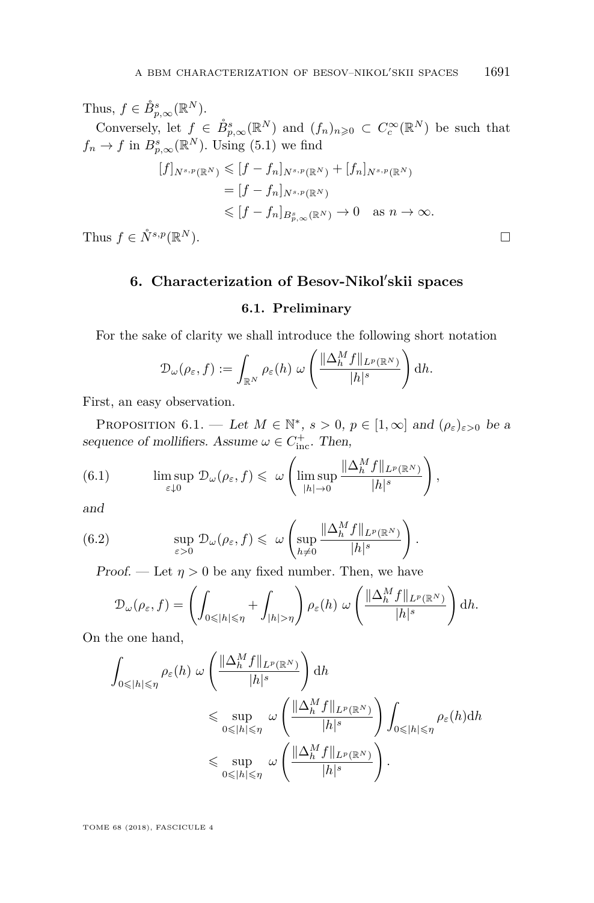Thus, $f \in \mathring{B}^s_{p,\infty}(\mathbb{R}^N)$.

Conversely, let $f \in \mathring{B}^s_{p,\infty}(\mathbb{R}^N)$ and $(f_n)_{n\geqslant 0} \subset C_c^\infty(\mathbb{R}^N)$ be such that $f_n \to f$ in $B^s_{p,\infty}(\mathbb{R}^N)$. Using (5.1) we find

$$
\begin{aligned}
[f]_{N^{s,p}(\mathbb{R}^N)} &\leqslant [f - f_n]_{N^{s,p}(\mathbb{R}^N)} + [f_n]_{N^{s,p}(\mathbb{R}^N)} \\
&= [f - f_n]_{N^{s,p}(\mathbb{R}^N)} \\
&\leqslant [f - f_n]_{B^s_{p,\infty}(\mathbb{R}^N)} \to 0 \quad \text{as } n \to \infty.
\end{aligned}
$$

Thus $f \in \mathring{N}^{s,p}(\mathbb{R}^N)$. □

## 6. Characterization of Besov-Nikol′skii spaces

### 6.1. Preliminary

For the sake of clarity we shall introduce the following short notation

$$
\mathcal{D}_\omega(\rho_\varepsilon, f) := \int_{\mathbb{R}^N} \rho_\varepsilon(h)\, \omega\left(\frac{\|\Delta_h^M f\|_{L^p(\mathbb{R}^N)}}{|h|^s}\right) \mathrm{d}h.
$$

First, an easy observation.

Proposition 6.1. — *Let $M \in \mathbb{N}^*$, $s > 0$, $p \in [1, \infty]$ and $(\rho_\varepsilon)_{\varepsilon>0}$ be a sequence of mollifiers. Assume $\omega \in C^+_{\mathrm{inc}}$. Then,*

$$
\limsup_{\varepsilon \downarrow 0} \mathcal{D}_\omega(\rho_\varepsilon, f) \leqslant \omega\left(\limsup_{|h|\to 0} \frac{\|\Delta_h^M f\|_{L^p(\mathbb{R}^N)}}{|h|^s}\right), \tag{6.1}
$$

*and*

$$
\sup_{\varepsilon>0} \mathcal{D}_\omega(\rho_\varepsilon, f) \leqslant \omega\left(\sup_{h\neq 0} \frac{\|\Delta_h^M f\|_{L^p(\mathbb{R}^N)}}{|h|^s}\right). \tag{6.2}
$$

*Proof.* — Let $\eta > 0$ be any fixed number. Then, we have

$$
\mathcal{D}_\omega(\rho_\varepsilon, f) = \left(\int_{0\leqslant|h|\leqslant\eta} + \int_{|h|>\eta}\right) \rho_\varepsilon(h)\, \omega\left(\frac{\|\Delta_h^M f\|_{L^p(\mathbb{R}^N)}}{|h|^s}\right) \mathrm{d}h.
$$

On the one hand,

$$
\begin{aligned}
\int_{0\leqslant|h|\leqslant\eta} \rho_\varepsilon(h)\, \omega&\left(\frac{\|\Delta_h^M f\|_{L^p(\mathbb{R}^N)}}{|h|^s}\right) \mathrm{d}h \\
&\leqslant \sup_{0\leqslant|h|\leqslant\eta} \omega\left(\frac{\|\Delta_h^M f\|_{L^p(\mathbb{R}^N)}}{|h|^s}\right) \int_{0\leqslant|h|\leqslant\eta} \rho_\varepsilon(h)\mathrm{d}h \\
&\leqslant \sup_{0\leqslant|h|\leqslant\eta} \omega\left(\frac{\|\Delta_h^M f\|_{L^p(\mathbb{R}^N)}}{|h|^s}\right).
\end{aligned}
$$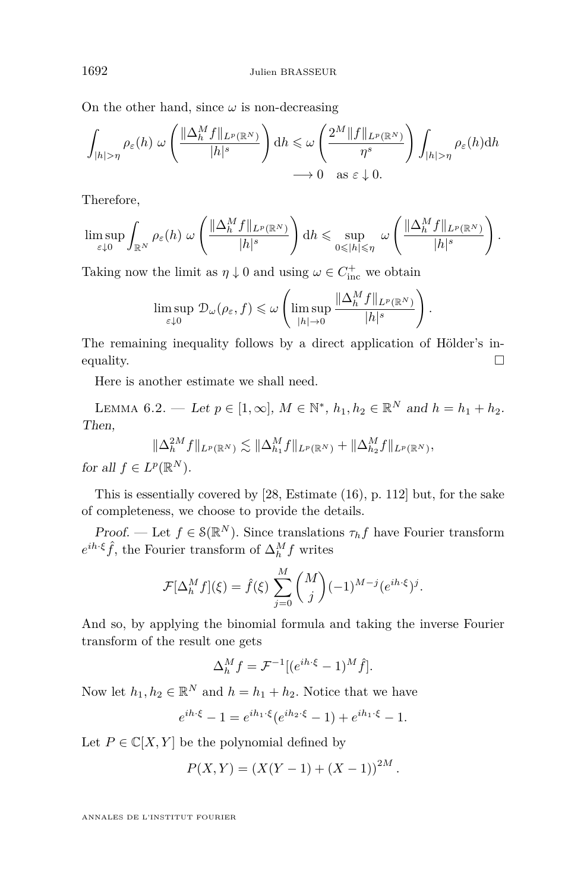On the other hand, since $\omega$ is non-decreasing

$$\int_{|h|>\eta} \rho_\varepsilon(h)\, \omega\left(\frac{\|\Delta_h^M f\|_{L^p(\mathbb{R}^N)}}{|h|^s}\right) \mathrm{d}h \leqslant \omega\left(\frac{2^M \|f\|_{L^p(\mathbb{R}^N)}}{\eta^s}\right) \int_{|h|>\eta} \rho_\varepsilon(h) \mathrm{d}h$$
$$\longrightarrow 0 \quad \text{as } \varepsilon \downarrow 0.$$

Therefore,

$$\limsup_{\varepsilon \downarrow 0} \int_{\mathbb{R}^N} \rho_\varepsilon(h)\, \omega\left(\frac{\|\Delta_h^M f\|_{L^p(\mathbb{R}^N)}}{|h|^s}\right) \mathrm{d}h \leqslant \sup_{0 \leqslant |h| \leqslant \eta} \omega\left(\frac{\|\Delta_h^M f\|_{L^p(\mathbb{R}^N)}}{|h|^s}\right).$$

Taking now the limit as $\eta \downarrow 0$ and using $\omega \in C^+_{\mathrm{inc}}$ we obtain

$$\limsup_{\varepsilon \downarrow 0} \mathcal{D}_\omega(\rho_\varepsilon, f) \leqslant \omega\left(\limsup_{|h| \to 0} \frac{\|\Delta_h^M f\|_{L^p(\mathbb{R}^N)}}{|h|^s}\right).$$

The remaining inequality follows by a direct application of Hölder's inequality. $\square$

Here is another estimate we shall need.

Lemma 6.2. — *Let $p \in [1, \infty]$, $M \in \mathbb{N}^*$, $h_1, h_2 \in \mathbb{R}^N$ and $h = h_1 + h_2$. Then,*

$$\|\Delta_h^{2M} f\|_{L^p(\mathbb{R}^N)} \lesssim \|\Delta_{h_1}^M f\|_{L^p(\mathbb{R}^N)} + \|\Delta_{h_2}^M f\|_{L^p(\mathbb{R}^N)},$$

*for all $f \in L^p(\mathbb{R}^N)$.*

This is essentially covered by [28, Estimate (16), p. 112] but, for the sake of completeness, we choose to provide the details.

*Proof.* — Let $f \in \mathcal{S}(\mathbb{R}^N)$. Since translations $\tau_h f$ have Fourier transform $e^{ih\cdot\xi} \hat{f}$, the Fourier transform of $\Delta_h^M f$ writes

$$\mathcal{F}[\Delta_h^M f](\xi) = \hat{f}(\xi) \sum_{j=0}^{M} \binom{M}{j} (-1)^{M-j} (e^{ih\cdot\xi})^j.$$

And so, by applying the binomial formula and taking the inverse Fourier transform of the result one gets

$$\Delta_h^M f = \mathcal{F}^{-1}[(e^{ih\cdot\xi} - 1)^M \hat{f}].$$

Now let $h_1, h_2 \in \mathbb{R}^N$ and $h = h_1 + h_2$. Notice that we have

$$e^{ih\cdot\xi} - 1 = e^{ih_1\cdot\xi}(e^{ih_2\cdot\xi} - 1) + e^{ih_1\cdot\xi} - 1.$$

Let $P \in \mathbb{C}[X, Y]$ be the polynomial defined by

$$P(X, Y) = \left(X(Y - 1) + (X - 1)\right)^{2M}.$$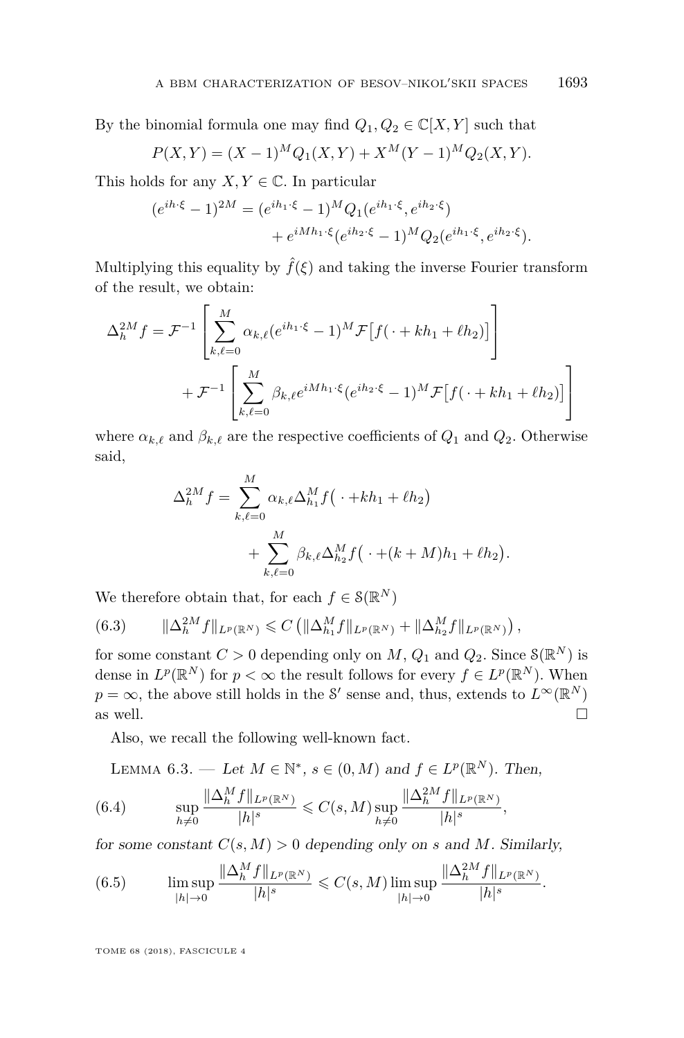By the binomial formula one may find $Q_1, Q_2 \in \mathbb{C}[X,Y]$ such that

$$P(X,Y) = (X-1)^M Q_1(X,Y) + X^M (Y-1)^M Q_2(X,Y).$$

This holds for any $X, Y \in \mathbb{C}$. In particular

$$\begin{aligned}(e^{ih\cdot\xi}-1)^{2M} &= (e^{ih_1\cdot\xi}-1)^M Q_1(e^{ih_1\cdot\xi}, e^{ih_2\cdot\xi}) \\ &\quad + e^{iMh_1\cdot\xi}(e^{ih_2\cdot\xi}-1)^M Q_2(e^{ih_1\cdot\xi}, e^{ih_2\cdot\xi}).\end{aligned}$$

Multiplying this equality by $\hat{f}(\xi)$ and taking the inverse Fourier transform of the result, we obtain:

$$\begin{aligned}\Delta_h^{2M} f &= \mathcal{F}^{-1}\left[\sum_{k,\ell=0}^{M} \alpha_{k,\ell}(e^{ih_1\cdot\xi}-1)^M \mathcal{F}\big[f(\,\cdot + kh_1 + \ell h_2)\big]\right] \\ &\quad + \mathcal{F}^{-1}\left[\sum_{k,\ell=0}^{M} \beta_{k,\ell} e^{iMh_1\cdot\xi}(e^{ih_2\cdot\xi}-1)^M \mathcal{F}\big[f(\,\cdot + kh_1 + \ell h_2)\big]\right]\end{aligned}$$

where $\alpha_{k,\ell}$ and $\beta_{k,\ell}$ are the respective coefficients of $Q_1$ and $Q_2$. Otherwise said,

$$\begin{aligned}\Delta_h^{2M} f &= \sum_{k,\ell=0}^{M} \alpha_{k,\ell} \Delta_{h_1}^M f\big(\,\cdot + kh_1 + \ell h_2\big) \\ &\quad + \sum_{k,\ell=0}^{M} \beta_{k,\ell} \Delta_{h_2}^M f\big(\,\cdot + (k+M)h_1 + \ell h_2\big).\end{aligned}$$

We therefore obtain that, for each $f \in \mathcal{S}(\mathbb{R}^N)$

$$\|\Delta_h^{2M} f\|_{L^p(\mathbb{R}^N)} \leqslant C\left(\|\Delta_{h_1}^M f\|_{L^p(\mathbb{R}^N)} + \|\Delta_{h_2}^M f\|_{L^p(\mathbb{R}^N)}\right), \tag{6.3}$$

for some constant $C > 0$ depending only on $M$, $Q_1$ and $Q_2$. Since $\mathcal{S}(\mathbb{R}^N)$ is dense in $L^p(\mathbb{R}^N)$ for $p < \infty$ the result follows for every $f \in L^p(\mathbb{R}^N)$. When $p = \infty$, the above still holds in the $\mathcal{S}'$ sense and, thus, extends to $L^\infty(\mathbb{R}^N)$ as well. □

Also, we recall the following well-known fact.

Lemma 6.3. — *Let $M \in \mathbb{N}^*$, $s \in (0, M)$ and $f \in L^p(\mathbb{R}^N)$. Then,*

$$\sup_{h\neq 0} \frac{\|\Delta_h^M f\|_{L^p(\mathbb{R}^N)}}{|h|^s} \leqslant C(s,M) \sup_{h\neq 0} \frac{\|\Delta_h^{2M} f\|_{L^p(\mathbb{R}^N)}}{|h|^s}, \tag{6.4}$$

*for some constant $C(s,M) > 0$ depending only on $s$ and $M$. Similarly,*

$$\limsup_{|h|\to 0} \frac{\|\Delta_h^M f\|_{L^p(\mathbb{R}^N)}}{|h|^s} \leqslant C(s,M) \limsup_{|h|\to 0} \frac{\|\Delta_h^{2M} f\|_{L^p(\mathbb{R}^N)}}{|h|^s}. \tag{6.5}$$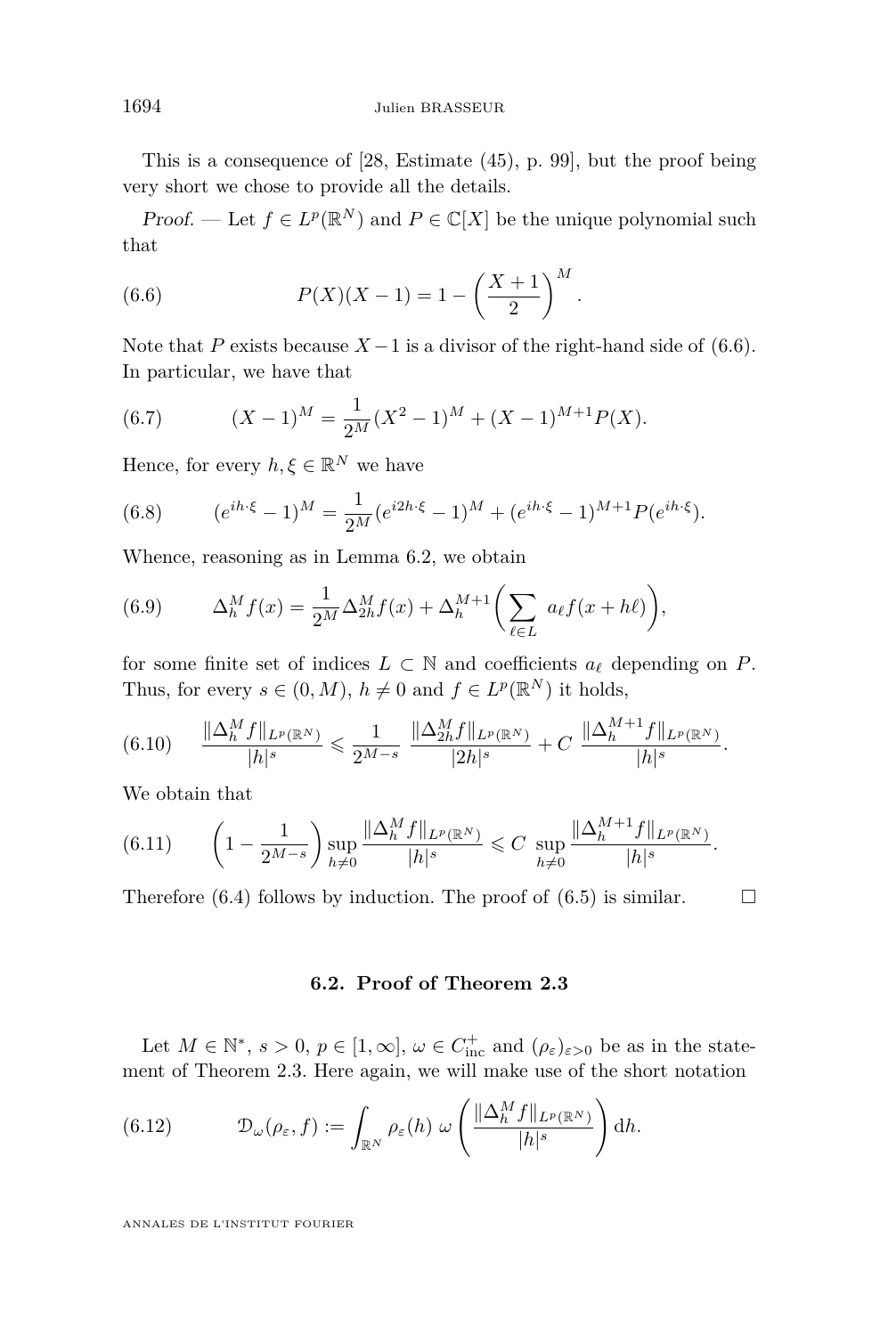This is a consequence of [28, Estimate (45), p. 99], but the proof being very short we chose to provide all the details.

*Proof.* — Let $f \in L^p(\mathbb{R}^N)$ and $P \in \mathbb{C}[X]$ be the unique polynomial such that

$$P(X)(X-1) = 1 - \left(\frac{X+1}{2}\right)^M. \tag{6.6}$$

Note that $P$ exists because $X-1$ is a divisor of the right-hand side of (6.6). In particular, we have that

$$(X-1)^M = \frac{1}{2^M}(X^2-1)^M + (X-1)^{M+1}P(X). \tag{6.7}$$

Hence, for every $h, \xi \in \mathbb{R}^N$ we have

$$(e^{ih\cdot\xi}-1)^M = \frac{1}{2^M}(e^{i2h\cdot\xi}-1)^M + (e^{ih\cdot\xi}-1)^{M+1}P(e^{ih\cdot\xi}). \tag{6.8}$$

Whence, reasoning as in Lemma 6.2, we obtain

$$\Delta_h^M f(x) = \frac{1}{2^M}\Delta_{2h}^M f(x) + \Delta_h^{M+1}\left(\sum_{\ell\in L} a_\ell f(x+h\ell)\right), \tag{6.9}$$

for some finite set of indices $L \subset \mathbb{N}$ and coefficients $a_\ell$ depending on $P$. Thus, for every $s \in (0, M)$, $h \neq 0$ and $f \in L^p(\mathbb{R}^N)$ it holds,

$$\frac{\|\Delta_h^M f\|_{L^p(\mathbb{R}^N)}}{|h|^s} \leqslant \frac{1}{2^{M-s}}\ \frac{\|\Delta_{2h}^M f\|_{L^p(\mathbb{R}^N)}}{|2h|^s} + C\ \frac{\|\Delta_h^{M+1} f\|_{L^p(\mathbb{R}^N)}}{|h|^s}. \tag{6.10}$$

We obtain that

$$\left(1-\frac{1}{2^{M-s}}\right)\sup_{h\neq 0}\frac{\|\Delta_h^M f\|_{L^p(\mathbb{R}^N)}}{|h|^s} \leqslant C\ \sup_{h\neq 0}\frac{\|\Delta_h^{M+1} f\|_{L^p(\mathbb{R}^N)}}{|h|^s}. \tag{6.11}$$

Therefore (6.4) follows by induction. The proof of (6.5) is similar. □

### 6.2. Proof of Theorem 2.3

Let $M \in \mathbb{N}^*$, $s > 0$, $p \in [1, \infty]$, $\omega \in C_{\mathrm{inc}}^+$ and $(\rho_\varepsilon)_{\varepsilon>0}$ be as in the statement of Theorem 2.3. Here again, we will make use of the short notation

$$\mathcal{D}_\omega(\rho_\varepsilon, f) := \int_{\mathbb{R}^N} \rho_\varepsilon(h)\ \omega\left(\frac{\|\Delta_h^M f\|_{L^p(\mathbb{R}^N)}}{|h|^s}\right) \mathrm{d}h. \tag{6.12}$$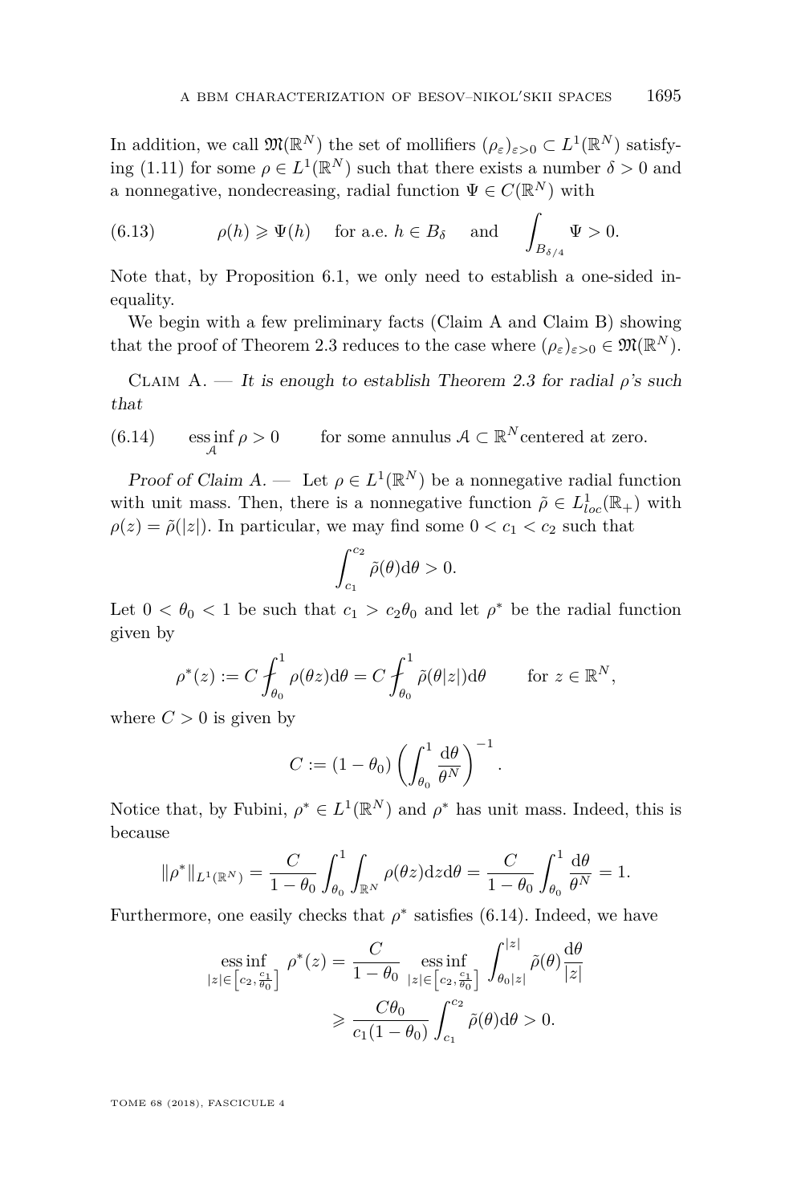In addition, we call $\mathfrak{M}(\mathbb{R}^N)$ the set of mollifiers $(\rho_\varepsilon)_{\varepsilon>0} \subset L^1(\mathbb{R}^N)$ satisfying (1.11) for some $\rho \in L^1(\mathbb{R}^N)$ such that there exists a number $\delta > 0$ and a nonnegative, nondecreasing, radial function $\Psi \in C(\mathbb{R}^N)$ with

$$\rho(h) \geqslant \Psi(h) \quad \text{for a.e. } h \in B_\delta \quad \text{and} \quad \int_{B_{\delta/4}} \Psi > 0. \tag{6.13}$$

Note that, by Proposition 6.1, we only need to establish a one-sided inequality.

We begin with a few preliminary facts (Claim A and Claim B) showing that the proof of Theorem 2.3 reduces to the case where $(\rho_\varepsilon)_{\varepsilon>0} \in \mathfrak{M}(\mathbb{R}^N)$.

Claim A. — *It is enough to establish Theorem 2.3 for radial $\rho$'s such that*

$$\operatorname*{ess\,inf}_{\mathcal{A}} \rho > 0 \qquad \text{for some annulus } \mathcal{A} \subset \mathbb{R}^N \text{centered at zero.} \tag{6.14}$$

*Proof of Claim A.* — Let $\rho \in L^1(\mathbb{R}^N)$ be a nonnegative radial function with unit mass. Then, there is a nonnegative function $\tilde{\rho} \in L^1_{loc}(\mathbb{R}_+)$ with $\rho(z) = \tilde{\rho}(|z|)$. In particular, we may find some $0 < c_1 < c_2$ such that

$$\int_{c_1}^{c_2} \tilde{\rho}(\theta) \mathrm{d}\theta > 0.$$

Let $0 < \theta_0 < 1$ be such that $c_1 > c_2\theta_0$ and let $\rho^*$ be the radial function given by

$$\rho^*(z) := C \fint_{\theta_0}^1 \rho(\theta z) \mathrm{d}\theta = C \fint_{\theta_0}^1 \tilde{\rho}(\theta|z|) \mathrm{d}\theta \qquad \text{for } z \in \mathbb{R}^N,$$

where $C > 0$ is given by

$$C := (1-\theta_0) \left( \int_{\theta_0}^1 \frac{\mathrm{d}\theta}{\theta^N} \right)^{-1}.$$

Notice that, by Fubini, $\rho^* \in L^1(\mathbb{R}^N)$ and $\rho^*$ has unit mass. Indeed, this is because

$$\|\rho^*\|_{L^1(\mathbb{R}^N)} = \frac{C}{1-\theta_0} \int_{\theta_0}^1 \int_{\mathbb{R}^N} \rho(\theta z) \mathrm{d}z \mathrm{d}\theta = \frac{C}{1-\theta_0} \int_{\theta_0}^1 \frac{\mathrm{d}\theta}{\theta^N} = 1.$$

Furthermore, one easily checks that $\rho^*$ satisfies (6.14). Indeed, we have

$$\begin{aligned}
\operatorname*{ess\,inf}_{|z| \in \left[c_2, \frac{c_1}{\theta_0}\right]} \rho^*(z) &= \frac{C}{1-\theta_0} \operatorname*{ess\,inf}_{|z| \in \left[c_2, \frac{c_1}{\theta_0}\right]} \int_{\theta_0|z|}^{|z|} \tilde{\rho}(\theta) \frac{\mathrm{d}\theta}{|z|} \\
&\geqslant \frac{C\theta_0}{c_1(1-\theta_0)} \int_{c_1}^{c_2} \tilde{\rho}(\theta) \mathrm{d}\theta > 0.
\end{aligned}$$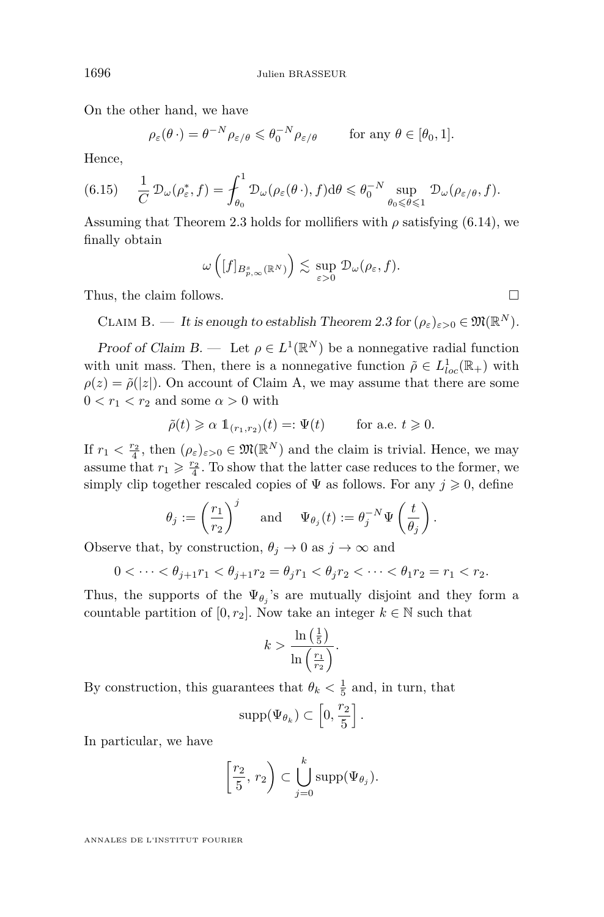On the other hand, we have

$$\rho_\varepsilon(\theta\,\cdot) = \theta^{-N}\rho_{\varepsilon/\theta} \leqslant \theta_0^{-N}\rho_{\varepsilon/\theta} \qquad \text{for any } \theta \in [\theta_0, 1].$$

Hence,

$$\frac{1}{C}\,\mathcal{D}_\omega(\rho_\varepsilon^*, f) = \fint_{\theta_0}^1 \mathcal{D}_\omega(\rho_\varepsilon(\theta\,\cdot), f)\mathrm{d}\theta \leqslant \theta_0^{-N} \sup_{\theta_0 \leqslant \theta \leqslant 1} \mathcal{D}_\omega(\rho_{\varepsilon/\theta}, f). \tag{6.15}$$

Assuming that Theorem 2.3 holds for mollifiers with $\rho$ satisfying (6.14), we finally obtain

$$\omega\left([f]_{B^s_{p,\infty}(\mathbb{R}^N)}\right) \lesssim \sup_{\varepsilon > 0} \mathcal{D}_\omega(\rho_\varepsilon, f).$$

Thus, the claim follows. $\square$

Claim B. — *It is enough to establish Theorem 2.3 for $(\rho_\varepsilon)_{\varepsilon>0} \in \mathfrak{M}(\mathbb{R}^N)$.*

*Proof of Claim B.* — Let $\rho \in L^1(\mathbb{R}^N)$ be a nonnegative radial function with unit mass. Then, there is a nonnegative function $\tilde{\rho} \in L^1_{loc}(\mathbb{R}_+)$ with $\rho(z) = \tilde{\rho}(|z|)$. On account of Claim A, we may assume that there are some $0 < r_1 < r_2$ and some $\alpha > 0$ with

$$\tilde{\rho}(t) \geqslant \alpha\, \mathbb{1}_{(r_1, r_2)}(t) =: \Psi(t) \qquad \text{for a.e. } t \geqslant 0.$$

If $r_1 < \frac{r_2}{4}$, then $(\rho_\varepsilon)_{\varepsilon>0} \in \mathfrak{M}(\mathbb{R}^N)$ and the claim is trivial. Hence, we may assume that $r_1 \geqslant \frac{r_2}{4}$. To show that the latter case reduces to the former, we simply clip together rescaled copies of $\Psi$ as follows. For any $j \geqslant 0$, define

$$\theta_j := \left(\frac{r_1}{r_2}\right)^j \quad \text{ and } \quad \Psi_{\theta_j}(t) := \theta_j^{-N}\Psi\left(\frac{t}{\theta_j}\right).$$

Observe that, by construction, $\theta_j \to 0$ as $j \to \infty$ and

$$0 < \cdots < \theta_{j+1}r_1 < \theta_{j+1}r_2 = \theta_j r_1 < \theta_j r_2 < \cdots < \theta_1 r_2 = r_1 < r_2.$$

Thus, the supports of the $\Psi_{\theta_j}$'s are mutually disjoint and they form a countable partition of $[0, r_2]$. Now take an integer $k \in \mathbb{N}$ such that

$$k > \frac{\ln\left(\frac{1}{5}\right)}{\ln\left(\frac{r_1}{r_2}\right)}.$$

By construction, this guarantees that $\theta_k < \frac{1}{5}$ and, in turn, that

$$\operatorname{supp}(\Psi_{\theta_k}) \subset \left[0, \frac{r_2}{5}\right].$$

In particular, we have

$$\left[\frac{r_2}{5},\, r_2\right) \subset \bigcup_{j=0}^k \operatorname{supp}(\Psi_{\theta_j}).$$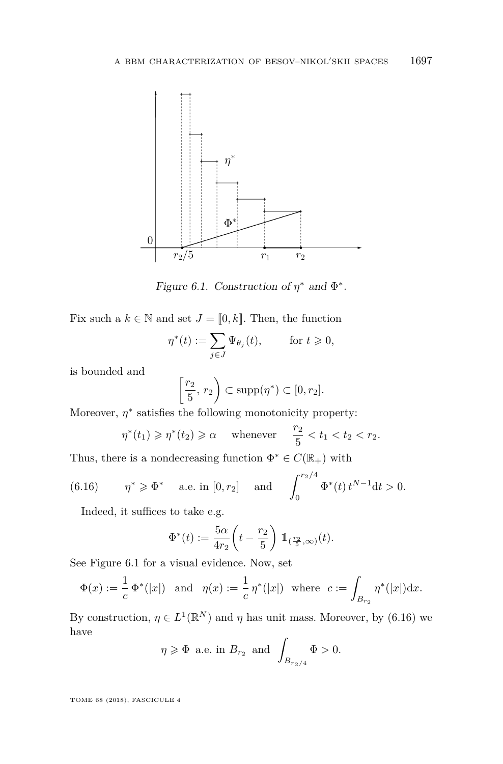Figure 6.1. Construction of $\eta^*$ and $\Phi^*$.

Fix such a $k \in \mathbb{N}$ and set $J = [\![0, k]\!]$. Then, the function

$$\eta^*(t) := \sum_{j \in J} \Psi_{\theta_j}(t), \qquad \text{for } t \geqslant 0,$$

is bounded and

$$\left[\frac{r_2}{5}, r_2\right) \subset \operatorname{supp}(\eta^*) \subset [0, r_2].$$

Moreover, $\eta^*$ satisfies the following monotonicity property:

$$\eta^*(t_1) \geqslant \eta^*(t_2) \geqslant \alpha \quad \text{ whenever } \quad \frac{r_2}{5} < t_1 < t_2 < r_2.$$

Thus, there is a nondecreasing function $\Phi^* \in C(\mathbb{R}_+)$ with

$$\eta^* \geqslant \Phi^* \quad \text{a.e. in } [0, r_2] \quad \text{and} \quad \int_0^{r_2/4} \Phi^*(t)\, t^{N-1} \mathrm{d}t > 0. \tag{6.16}$$

Indeed, it suffices to take e.g.

$$\Phi^*(t) := \frac{5\alpha}{4r_2}\left(t - \frac{r_2}{5}\right) \mathbb{1}_{(\frac{r_2}{5}, \infty)}(t).$$

See Figure 6.1 for a visual evidence. Now, set

$$\Phi(x) := \frac{1}{c}\, \Phi^*(|x|) \quad \text{and} \quad \eta(x) := \frac{1}{c}\, \eta^*(|x|) \quad \text{where} \quad c := \int_{B_{r_2}} \eta^*(|x|) \mathrm{d}x.$$

By construction, $\eta \in L^1(\mathbb{R}^N)$ and $\eta$ has unit mass. Moreover, by (6.16) we have

$$\eta \geqslant \Phi \ \text{ a.e. in } B_{r_2} \ \text{ and } \int_{B_{r_2/4}} \Phi > 0.$$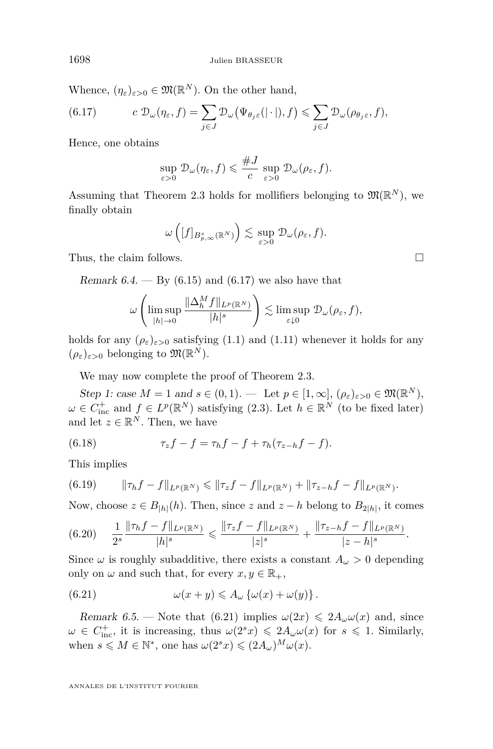Whence, $(\eta_\varepsilon)_{\varepsilon>0} \in \mathfrak{M}(\mathbb{R}^N)$. On the other hand,

$$c\ \mathcal{D}_\omega(\eta_\varepsilon, f) = \sum_{j\in J} \mathcal{D}_\omega\big(\Psi_{\theta_j\varepsilon}(|\cdot|), f\big) \leqslant \sum_{j\in J} \mathcal{D}_\omega(\rho_{\theta_j\varepsilon}, f), \tag{6.17}$$

Hence, one obtains

$$\sup_{\varepsilon>0} \mathcal{D}_\omega(\eta_\varepsilon, f) \leqslant \frac{\#J}{c} \sup_{\varepsilon>0} \mathcal{D}_\omega(\rho_\varepsilon, f).$$

Assuming that Theorem 2.3 holds for mollifiers belonging to $\mathfrak{M}(\mathbb{R}^N)$, we finally obtain

$$\omega\left([f]_{B^s_{p,\infty}(\mathbb{R}^N)}\right) \lesssim \sup_{\varepsilon>0} \mathcal{D}_\omega(\rho_\varepsilon, f).$$

Thus, the claim follows. □

*Remark 6.4.* — By (6.15) and (6.17) we also have that

$$\omega\left(\limsup_{|h|\to 0} \frac{\|\Delta_h^M f\|_{L^p(\mathbb{R}^N)}}{|h|^s}\right) \lesssim \limsup_{\varepsilon\downarrow 0} \mathcal{D}_\omega(\rho_\varepsilon, f),$$

holds for any $(\rho_\varepsilon)_{\varepsilon>0}$ satisfying (1.1) and (1.11) whenever it holds for any $(\rho_\varepsilon)_{\varepsilon>0}$ belonging to $\mathfrak{M}(\mathbb{R}^N)$.

We may now complete the proof of Theorem 2.3.

*Step 1: case $M = 1$ and $s \in (0,1)$.* — Let $p \in [1,\infty]$, $(\rho_\varepsilon)_{\varepsilon>0} \in \mathfrak{M}(\mathbb{R}^N)$, $\omega \in C^+_{\text{inc}}$ and $f \in L^p(\mathbb{R}^N)$ satisfying (2.3). Let $h \in \mathbb{R}^N$ (to be fixed later) and let $z \in \mathbb{R}^N$. Then, we have

$$\tau_z f - f = \tau_h f - f + \tau_h(\tau_{z-h} f - f). \tag{6.18}$$

This implies

$$\|\tau_h f - f\|_{L^p(\mathbb{R}^N)} \leqslant \|\tau_z f - f\|_{L^p(\mathbb{R}^N)} + \|\tau_{z-h} f - f\|_{L^p(\mathbb{R}^N)}. \tag{6.19}$$

Now, choose $z \in B_{|h|}(h)$. Then, since $z$ and $z-h$ belong to $B_{2|h|}$, it comes

$$\frac{1}{2^s}\frac{\|\tau_h f - f\|_{L^p(\mathbb{R}^N)}}{|h|^s} \leqslant \frac{\|\tau_z f - f\|_{L^p(\mathbb{R}^N)}}{|z|^s} + \frac{\|\tau_{z-h} f - f\|_{L^p(\mathbb{R}^N)}}{|z-h|^s}. \tag{6.20}$$

Since $\omega$ is roughly subadditive, there exists a constant $A_\omega > 0$ depending only on $\omega$ and such that, for every $x, y \in \mathbb{R}_+$,

$$\omega(x+y) \leqslant A_\omega \left\{\omega(x) + \omega(y)\right\}. \tag{6.21}$$

*Remark 6.5.* — Note that (6.21) implies $\omega(2x) \leqslant 2A_\omega \omega(x)$ and, since $\omega \in C^+_{\text{inc}}$, it is increasing, thus $\omega(2^s x) \leqslant 2A_\omega \omega(x)$ for $s \leqslant 1$. Similarly, when $s \leqslant M \in \mathbb{N}^*$, one has $\omega(2^s x) \leqslant (2A_\omega)^M \omega(x)$.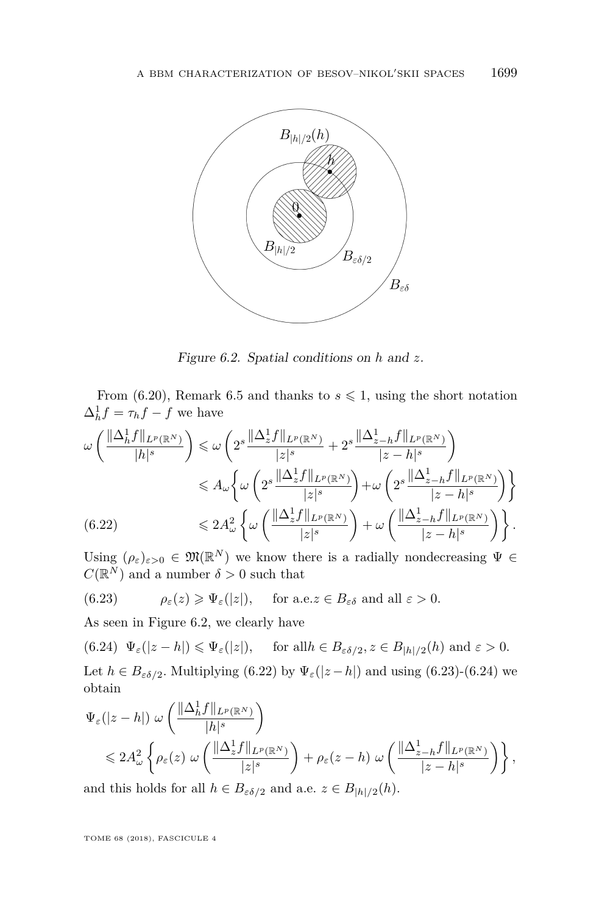Figure 6.2. Spatial conditions on $h$ and $z$.

From (6.20), Remark 6.5 and thanks to $s \leqslant 1$, using the short notation $\Delta_h^1 f = \tau_h f - f$ we have

$$
\begin{aligned}
\omega\left(\frac{\|\Delta_h^1 f\|_{L^p(\mathbb{R}^N)}}{|h|^s}\right) &\leqslant \omega\left(2^s \frac{\|\Delta_z^1 f\|_{L^p(\mathbb{R}^N)}}{|z|^s} + 2^s \frac{\|\Delta_{z-h}^1 f\|_{L^p(\mathbb{R}^N)}}{|z-h|^s}\right) \\
&\leqslant A_\omega \left\{\omega\left(2^s \frac{\|\Delta_z^1 f\|_{L^p(\mathbb{R}^N)}}{|z|^s}\right) + \omega\left(2^s \frac{\|\Delta_{z-h}^1 f\|_{L^p(\mathbb{R}^N)}}{|z-h|^s}\right)\right\} \\
&\leqslant 2A_\omega^2 \left\{\omega\left(\frac{\|\Delta_z^1 f\|_{L^p(\mathbb{R}^N)}}{|z|^s}\right) + \omega\left(\frac{\|\Delta_{z-h}^1 f\|_{L^p(\mathbb{R}^N)}}{|z-h|^s}\right)\right\}. \qquad (6.22)
\end{aligned}
$$

Using $(\rho_\varepsilon)_{\varepsilon>0} \in \mathfrak{M}(\mathbb{R}^N)$ we know there is a radially nondecreasing $\Psi \in C(\mathbb{R}^N)$ and a number $\delta > 0$ such that

$$
\rho_\varepsilon(z) \geqslant \Psi_\varepsilon(|z|), \quad \text{for a.e.} z \in B_{\varepsilon\delta} \text{ and all } \varepsilon > 0. \qquad (6.23)
$$

As seen in Figure 6.2, we clearly have

$$
\Psi_\varepsilon(|z-h|) \leqslant \Psi_\varepsilon(|z|), \quad \text{for all} h \in B_{\varepsilon\delta/2}, z \in B_{|h|/2}(h) \text{ and } \varepsilon > 0. \qquad (6.24)
$$

Let $h \in B_{\varepsilon\delta/2}$. Multiplying (6.22) by $\Psi_\varepsilon(|z-h|)$ and using (6.23)-(6.24) we obtain

$$
\begin{aligned}
&\Psi_\varepsilon(|z-h|)\, \omega\left(\frac{\|\Delta_h^1 f\|_{L^p(\mathbb{R}^N)}}{|h|^s}\right) \\
&\quad \leqslant 2A_\omega^2 \left\{\rho_\varepsilon(z)\, \omega\left(\frac{\|\Delta_z^1 f\|_{L^p(\mathbb{R}^N)}}{|z|^s}\right) + \rho_\varepsilon(z-h)\, \omega\left(\frac{\|\Delta_{z-h}^1 f\|_{L^p(\mathbb{R}^N)}}{|z-h|^s}\right)\right\},
\end{aligned}
$$

and this holds for all $h \in B_{\varepsilon\delta/2}$ and a.e. $z \in B_{|h|/2}(h)$.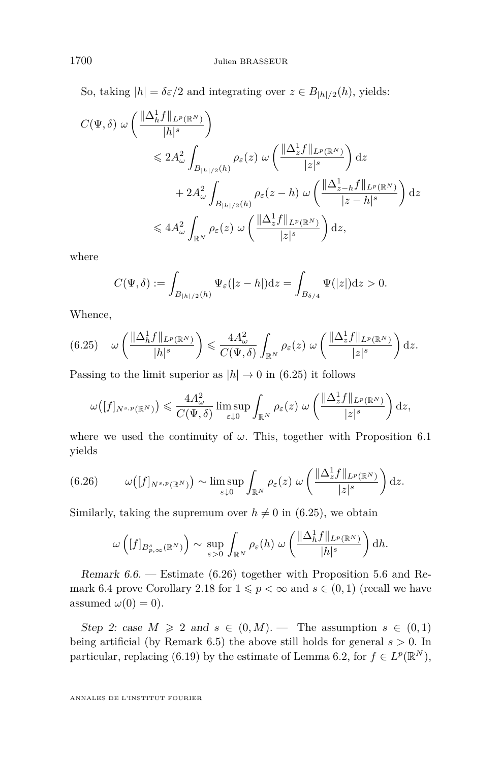So, taking $|h| = \delta\varepsilon/2$ and integrating over $z \in B_{|h|/2}(h)$, yields:

$$
\begin{aligned}
C(\Psi,\delta)\ \omega\left(\frac{\|\Delta_h^1 f\|_{L^p(\mathbb{R}^N)}}{|h|^s}\right)
&\leqslant 2A_\omega^2 \int_{B_{|h|/2}(h)} \rho_\varepsilon(z)\ \omega\left(\frac{\|\Delta_z^1 f\|_{L^p(\mathbb{R}^N)}}{|z|^s}\right)\mathrm{d}z \\
&\quad + 2A_\omega^2 \int_{B_{|h|/2}(h)} \rho_\varepsilon(z-h)\ \omega\left(\frac{\|\Delta_{z-h}^1 f\|_{L^p(\mathbb{R}^N)}}{|z-h|^s}\right)\mathrm{d}z \\
&\leqslant 4A_\omega^2 \int_{\mathbb{R}^N} \rho_\varepsilon(z)\ \omega\left(\frac{\|\Delta_z^1 f\|_{L^p(\mathbb{R}^N)}}{|z|^s}\right)\mathrm{d}z,
\end{aligned}
$$

where

$$
C(\Psi,\delta) := \int_{B_{|h|/2}(h)} \Psi_\varepsilon(|z-h|)\mathrm{d}z = \int_{B_{\delta/4}} \Psi(|z|)\mathrm{d}z > 0.
$$

Whence,

$$
\omega\left(\frac{\|\Delta_h^1 f\|_{L^p(\mathbb{R}^N)}}{|h|^s}\right) \leqslant \frac{4A_\omega^2}{C(\Psi,\delta)} \int_{\mathbb{R}^N} \rho_\varepsilon(z)\ \omega\left(\frac{\|\Delta_z^1 f\|_{L^p(\mathbb{R}^N)}}{|z|^s}\right)\mathrm{d}z. \tag{6.25}
$$

Passing to the limit superior as $|h| \to 0$ in (6.25) it follows

$$
\omega\big([f]_{N^{s,p}(\mathbb{R}^N)}\big) \leqslant \frac{4A_\omega^2}{C(\Psi,\delta)} \limsup_{\varepsilon\downarrow 0} \int_{\mathbb{R}^N} \rho_\varepsilon(z)\ \omega\left(\frac{\|\Delta_z^1 f\|_{L^p(\mathbb{R}^N)}}{|z|^s}\right)\mathrm{d}z,
$$

where we used the continuity of $\omega$. This, together with Proposition 6.1 yields

$$
\omega\big([f]_{N^{s,p}(\mathbb{R}^N)}\big) \sim \limsup_{\varepsilon\downarrow 0} \int_{\mathbb{R}^N} \rho_\varepsilon(z)\ \omega\left(\frac{\|\Delta_z^1 f\|_{L^p(\mathbb{R}^N)}}{|z|^s}\right)\mathrm{d}z. \tag{6.26}
$$

Similarly, taking the supremum over $h \neq 0$ in (6.25), we obtain

$$
\omega\left([f]_{B^s_{p,\infty}(\mathbb{R}^N)}\right) \sim \sup_{\varepsilon>0} \int_{\mathbb{R}^N} \rho_\varepsilon(h)\ \omega\left(\frac{\|\Delta_h^1 f\|_{L^p(\mathbb{R}^N)}}{|h|^s}\right)\mathrm{d}h.
$$

*Remark 6.6.* — Estimate (6.26) together with Proposition 5.6 and Remark 6.4 prove Corollary 2.18 for $1 \leqslant p < \infty$ and $s \in (0,1)$ (recall we have assumed $\omega(0) = 0$).

*Step 2: case $M \geqslant 2$ and $s \in (0, M)$.* — The assumption $s \in (0,1)$ being artificial (by Remark 6.5) the above still holds for general $s > 0$. In particular, replacing (6.19) by the estimate of Lemma 6.2, for $f \in L^p(\mathbb{R}^N)$,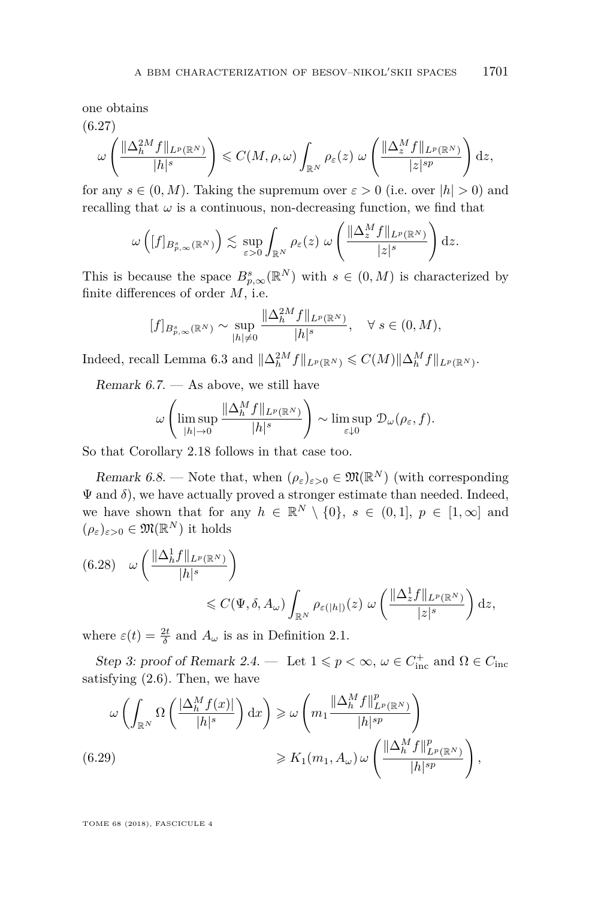one obtains

$$\omega\left(\frac{\|\Delta_h^{2M} f\|_{L^p(\mathbb{R}^N)}}{|h|^s}\right) \leqslant C(M,\rho,\omega)\int_{\mathbb{R}^N}\rho_\varepsilon(z)\;\omega\left(\frac{\|\Delta_z^M f\|_{L^p(\mathbb{R}^N)}}{|z|^{sp}}\right)\mathrm{d}z, \tag{6.27}$$

for any $s\in(0,M)$. Taking the supremum over $\varepsilon>0$ (i.e. over $|h|>0$) and recalling that $\omega$ is a continuous, non-decreasing function, we find that

$$\omega\left([f]_{B^s_{p,\infty}(\mathbb{R}^N)}\right) \lesssim \sup_{\varepsilon>0}\int_{\mathbb{R}^N}\rho_\varepsilon(z)\;\omega\left(\frac{\|\Delta_z^M f\|_{L^p(\mathbb{R}^N)}}{|z|^{s}}\right)\mathrm{d}z.$$

This is because the space $B^s_{p,\infty}(\mathbb{R}^N)$ with $s\in(0,M)$ is characterized by finite differences of order $M$, i.e.

$$[f]_{B^s_{p,\infty}(\mathbb{R}^N)} \sim \sup_{|h|\neq 0}\frac{\|\Delta_h^{2M} f\|_{L^p(\mathbb{R}^N)}}{|h|^s}, \quad \forall\, s\in(0,M),$$

Indeed, recall Lemma 6.3 and $\|\Delta_h^{2M} f\|_{L^p(\mathbb{R}^N)} \leqslant C(M)\|\Delta_h^M f\|_{L^p(\mathbb{R}^N)}$.

*Remark 6.7.* — As above, we still have

$$\omega\left(\limsup_{|h|\to 0}\frac{\|\Delta_h^{M} f\|_{L^p(\mathbb{R}^N)}}{|h|^s}\right) \sim \limsup_{\varepsilon\downarrow 0}\,\mathcal{D}_\omega(\rho_\varepsilon,f).$$

So that Corollary 2.18 follows in that case too.

*Remark 6.8.* — Note that, when $(\rho_\varepsilon)_{\varepsilon>0}\in\mathfrak{M}(\mathbb{R}^N)$ (with corresponding $\Psi$ and $\delta$), we have actually proved a stronger estimate than needed. Indeed, we have shown that for any $h\in\mathbb{R}^N\setminus\{0\}$, $s\in(0,1]$, $p\in[1,\infty]$ and $(\rho_\varepsilon)_{\varepsilon>0}\in\mathfrak{M}(\mathbb{R}^N)$ it holds

$$\omega\left(\frac{\|\Delta_h^{1} f\|_{L^p(\mathbb{R}^N)}}{|h|^s}\right) \leqslant C(\Psi,\delta,A_\omega)\int_{\mathbb{R}^N}\rho_{\varepsilon(|h|)}(z)\;\omega\left(\frac{\|\Delta_z^1 f\|_{L^p(\mathbb{R}^N)}}{|z|^{s}}\right)\mathrm{d}z, \tag{6.28}$$

where $\varepsilon(t)=\frac{2t}{\delta}$ and $A_\omega$ is as in Definition 2.1.

*Step 3: proof of Remark 2.4.* — Let $1\leqslant p<\infty$, $\omega\in C^+_{\mathrm{inc}}$ and $\Omega\in C_{\mathrm{inc}}$ satisfying (2.6). Then, we have

$$\begin{aligned}\omega\left(\int_{\mathbb{R}^N}\Omega\left(\frac{|\Delta_h^M f(x)|}{|h|^s}\right)\mathrm{d}x\right) &\geqslant \omega\left(m_1\frac{\|\Delta_h^M f\|^p_{L^p(\mathbb{R}^N)}}{|h|^{sp}}\right)\\ &\geqslant K_1(m_1,A_\omega)\,\omega\left(\frac{\|\Delta_h^M f\|^p_{L^p(\mathbb{R}^N)}}{|h|^{sp}}\right),\end{aligned} \tag{6.29}$$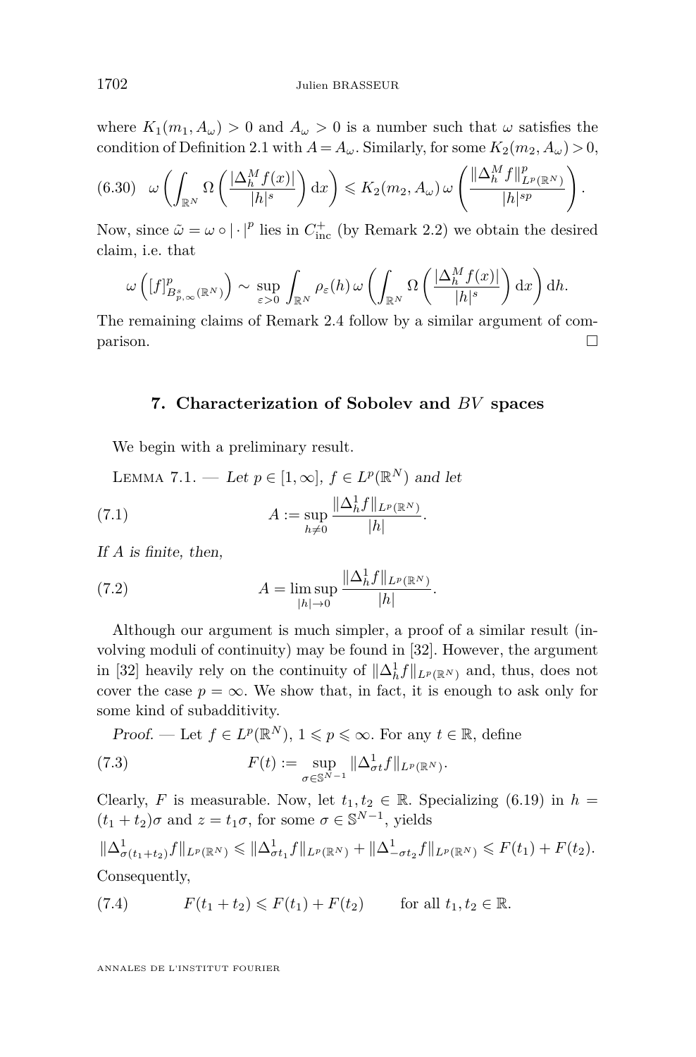where $K_1(m_1, A_\omega) > 0$ and $A_\omega > 0$ is a number such that $\omega$ satisfies the condition of Definition 2.1 with $A = A_\omega$. Similarly, for some $K_2(m_2, A_\omega) > 0$,

$$\omega\left(\int_{\mathbb{R}^N} \Omega\left(\frac{|\Delta_h^M f(x)|}{|h|^s}\right) \mathrm{d}x\right) \leqslant K_2(m_2, A_\omega)\, \omega\left(\frac{\|\Delta_h^M f\|_{L^p(\mathbb{R}^N)}^p}{|h|^{sp}}\right). \tag{6.30}$$

Now, since $\tilde{\omega} = \omega \circ |\cdot|^p$ lies in $C_{\mathrm{inc}}^+$ (by Remark 2.2) we obtain the desired claim, i.e. that

$$\omega\left([f]_{B_{p,\infty}^s(\mathbb{R}^N)}^p\right) \sim \sup_{\varepsilon>0} \int_{\mathbb{R}^N} \rho_\varepsilon(h)\, \omega\left(\int_{\mathbb{R}^N} \Omega\left(\frac{|\Delta_h^M f(x)|}{|h|^s}\right) \mathrm{d}x\right) \mathrm{d}h.$$

The remaining claims of Remark 2.4 follow by a similar argument of comparison. □

## 7. Characterization of Sobolev and $BV$ spaces

We begin with a preliminary result.

Lemma 7.1. — *Let $p \in [1, \infty]$, $f \in L^p(\mathbb{R}^N)$ and let*

$$A := \sup_{h \neq 0} \frac{\|\Delta_h^1 f\|_{L^p(\mathbb{R}^N)}}{|h|}. \tag{7.1}$$

*If $A$ is finite, then,*

$$A = \limsup_{|h| \to 0} \frac{\|\Delta_h^1 f\|_{L^p(\mathbb{R}^N)}}{|h|}. \tag{7.2}$$

Although our argument is much simpler, a proof of a similar result (involving moduli of continuity) may be found in [32]. However, the argument in [32] heavily rely on the continuity of $\|\Delta_h^1 f\|_{L^p(\mathbb{R}^N)}$ and, thus, does not cover the case $p = \infty$. We show that, in fact, it is enough to ask only for some kind of subadditivity.

*Proof.* — Let $f \in L^p(\mathbb{R}^N)$, $1 \leqslant p \leqslant \infty$. For any $t \in \mathbb{R}$, define

$$F(t) := \sup_{\sigma \in \mathbb{S}^{N-1}} \|\Delta_{\sigma t}^1 f\|_{L^p(\mathbb{R}^N)}. \tag{7.3}$$

Clearly, $F$ is measurable. Now, let $t_1, t_2 \in \mathbb{R}$. Specializing (6.19) in $h = (t_1 + t_2)\sigma$ and $z = t_1 \sigma$, for some $\sigma \in \mathbb{S}^{N-1}$, yields

$$\|\Delta_{\sigma(t_1+t_2)}^1 f\|_{L^p(\mathbb{R}^N)} \leqslant \|\Delta_{\sigma t_1}^1 f\|_{L^p(\mathbb{R}^N)} + \|\Delta_{-\sigma t_2}^1 f\|_{L^p(\mathbb{R}^N)} \leqslant F(t_1) + F(t_2).$$

Consequently,

$$F(t_1 + t_2) \leqslant F(t_1) + F(t_2) \qquad \text{for all } t_1, t_2 \in \mathbb{R}. \tag{7.4}$$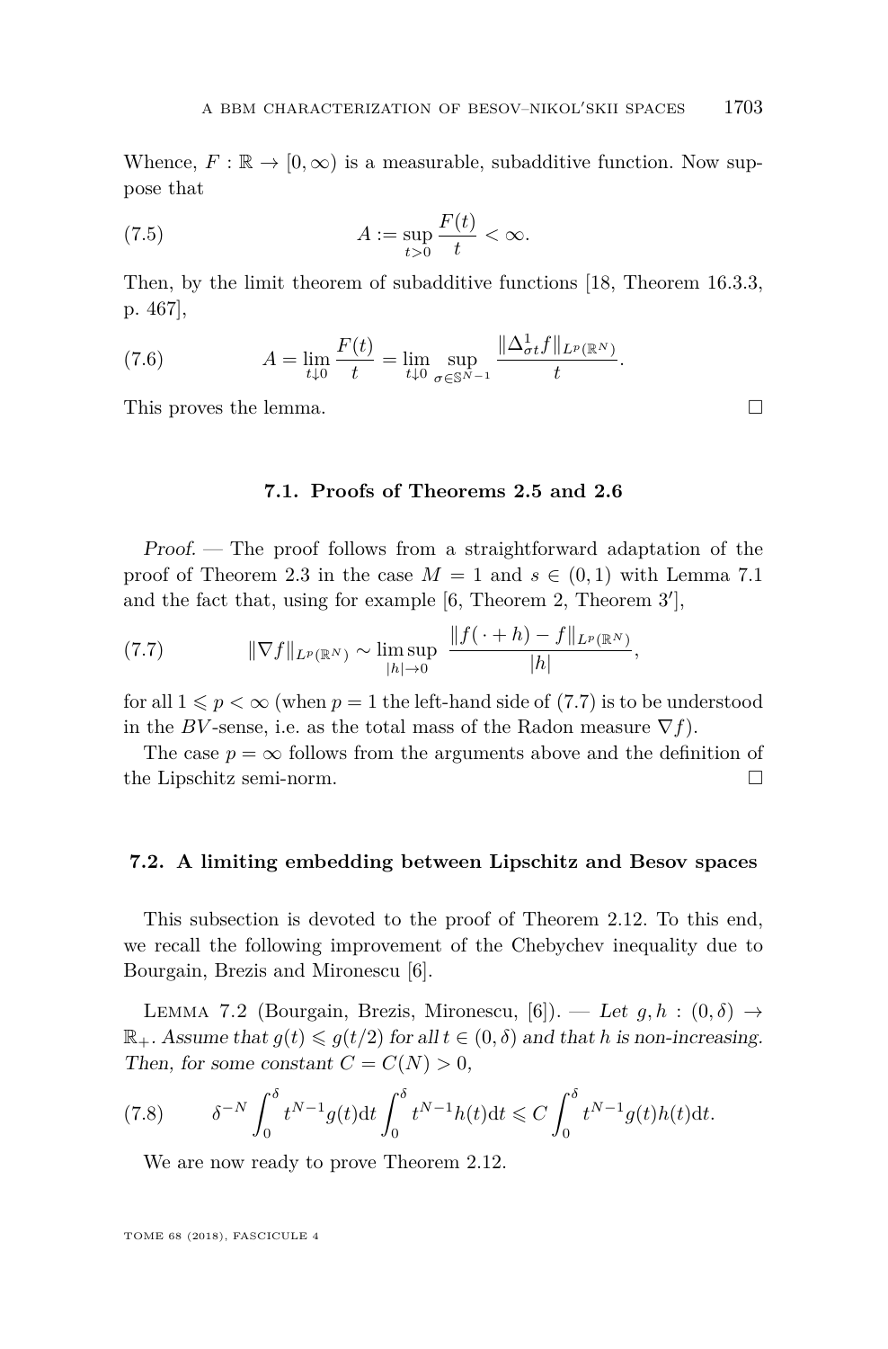Whence, $F : \mathbb{R} \to [0, \infty)$ is a measurable, subadditive function. Now suppose that

$$A := \sup_{t>0} \frac{F(t)}{t} < \infty. \tag{7.5}$$

Then, by the limit theorem of subadditive functions [18, Theorem 16.3.3, p. 467],

$$A = \lim_{t \downarrow 0} \frac{F(t)}{t} = \lim_{t \downarrow 0} \sup_{\sigma \in \mathbb{S}^{N-1}} \frac{\|\Delta^1_{\sigma t} f\|_{L^p(\mathbb{R}^N)}}{t}. \tag{7.6}$$

This proves the lemma. □

### 7.1. Proofs of Theorems 2.5 and 2.6

*Proof.* — The proof follows from a straightforward adaptation of the proof of Theorem 2.3 in the case $M = 1$ and $s \in (0, 1)$ with Lemma 7.1 and the fact that, using for example [6, Theorem 2, Theorem 3′],

$$\|\nabla f\|_{L^p(\mathbb{R}^N)} \sim \limsup_{|h| \to 0} \frac{\|f(\cdot + h) - f\|_{L^p(\mathbb{R}^N)}}{|h|}, \tag{7.7}$$

for all $1 \leqslant p < \infty$ (when $p = 1$ the left-hand side of (7.7) is to be understood in the $BV$-sense, i.e. as the total mass of the Radon measure $\nabla f$).

The case $p = \infty$ follows from the arguments above and the definition of the Lipschitz semi-norm. □

### 7.2. A limiting embedding between Lipschitz and Besov spaces

This subsection is devoted to the proof of Theorem 2.12. To this end, we recall the following improvement of the Chebychev inequality due to Bourgain, Brezis and Mironescu [6].

Lemma 7.2 (Bourgain, Brezis, Mironescu, [6]). — *Let $g, h : (0, \delta) \to \mathbb{R}_+$. Assume that $g(t) \leqslant g(t/2)$ for all $t \in (0, \delta)$ and that $h$ is non-increasing. Then, for some constant $C = C(N) > 0$,*

$$\delta^{-N} \int_0^\delta t^{N-1} g(t) \mathrm{d}t \int_0^\delta t^{N-1} h(t) \mathrm{d}t \leqslant C \int_0^\delta t^{N-1} g(t) h(t) \mathrm{d}t. \tag{7.8}$$

We are now ready to prove Theorem 2.12.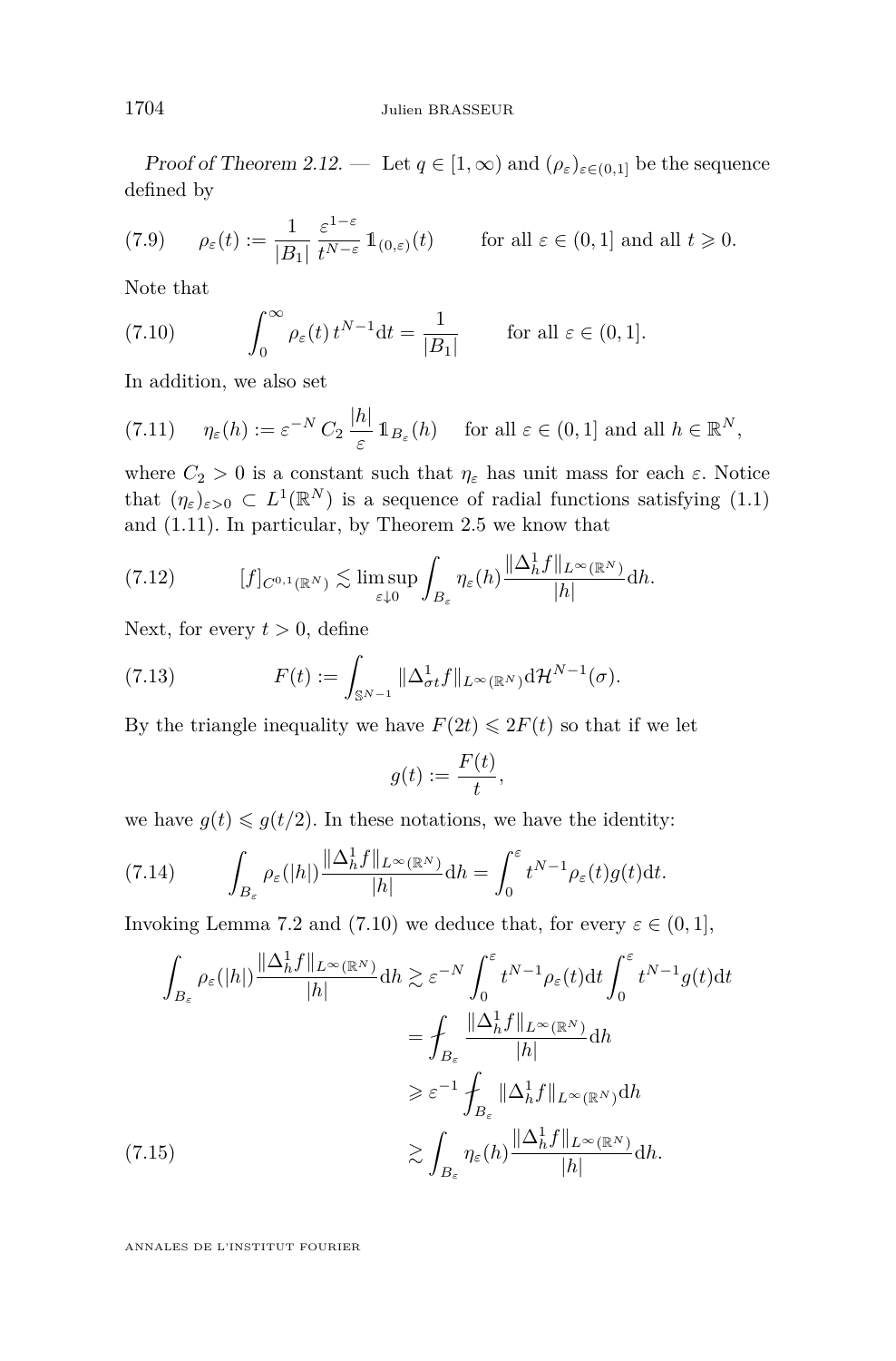*Proof of Theorem 2.12.* — Let $q \in [1, \infty)$ and $(\rho_\varepsilon)_{\varepsilon \in (0,1]}$ be the sequence defined by

$$\rho_\varepsilon(t) := \frac{1}{|B_1|} \frac{\varepsilon^{1-\varepsilon}}{t^{N-\varepsilon}} \mathbb{1}_{(0,\varepsilon)}(t) \qquad \text{for all } \varepsilon \in (0,1] \text{ and all } t \geqslant 0. \tag{7.9}$$

Note that

$$\int_0^\infty \rho_\varepsilon(t)\, t^{N-1} \mathrm{d}t = \frac{1}{|B_1|} \qquad \text{for all } \varepsilon \in (0,1]. \tag{7.10}$$

In addition, we also set

$$\eta_\varepsilon(h) := \varepsilon^{-N} C_2 \frac{|h|}{\varepsilon} \mathbb{1}_{B_\varepsilon}(h) \quad \text{ for all } \varepsilon \in (0,1] \text{ and all } h \in \mathbb{R}^N, \tag{7.11}$$

where $C_2 > 0$ is a constant such that $\eta_\varepsilon$ has unit mass for each $\varepsilon$. Notice that $(\eta_\varepsilon)_{\varepsilon>0} \subset L^1(\mathbb{R}^N)$ is a sequence of radial functions satisfying (1.1) and (1.11). In particular, by Theorem 2.5 we know that

$$[f]_{C^{0,1}(\mathbb{R}^N)} \lesssim \limsup_{\varepsilon \downarrow 0} \int_{B_\varepsilon} \eta_\varepsilon(h) \frac{\|\Delta_h^1 f\|_{L^\infty(\mathbb{R}^N)}}{|h|} \mathrm{d}h. \tag{7.12}$$

Next, for every $t > 0$, define

$$F(t) := \int_{\mathbb{S}^{N-1}} \|\Delta_{\sigma t}^1 f\|_{L^\infty(\mathbb{R}^N)} \mathrm{d}\mathcal{H}^{N-1}(\sigma). \tag{7.13}$$

By the triangle inequality we have $F(2t) \leqslant 2F(t)$ so that if we let

$$g(t) := \frac{F(t)}{t},$$

we have $g(t) \leqslant g(t/2)$. In these notations, we have the identity:

$$\int_{B_\varepsilon} \rho_\varepsilon(|h|) \frac{\|\Delta_h^1 f\|_{L^\infty(\mathbb{R}^N)}}{|h|} \mathrm{d}h = \int_0^\varepsilon t^{N-1} \rho_\varepsilon(t) g(t) \mathrm{d}t. \tag{7.14}$$

Invoking Lemma 7.2 and (7.10) we deduce that, for every $\varepsilon \in (0,1]$,

$$\begin{aligned}
\int_{B_\varepsilon} \rho_\varepsilon(|h|) \frac{\|\Delta_h^1 f\|_{L^\infty(\mathbb{R}^N)}}{|h|} \mathrm{d}h &\gtrsim \varepsilon^{-N} \int_0^\varepsilon t^{N-1} \rho_\varepsilon(t) \mathrm{d}t \int_0^\varepsilon t^{N-1} g(t) \mathrm{d}t \\
&= \fint_{B_\varepsilon} \frac{\|\Delta_h^1 f\|_{L^\infty(\mathbb{R}^N)}}{|h|} \mathrm{d}h \\
&\geqslant \varepsilon^{-1} \fint_{B_\varepsilon} \|\Delta_h^1 f\|_{L^\infty(\mathbb{R}^N)} \mathrm{d}h \\
&\gtrsim \int_{B_\varepsilon} \eta_\varepsilon(h) \frac{\|\Delta_h^1 f\|_{L^\infty(\mathbb{R}^N)}}{|h|} \mathrm{d}h.
\end{aligned} \tag{7.15}$$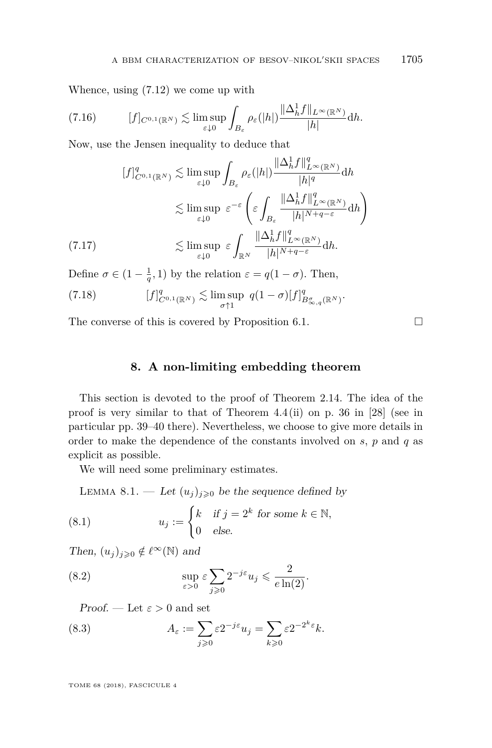Whence, using (7.12) we come up with

$$[f]_{C^{0,1}(\mathbb{R}^N)} \lesssim \limsup_{\varepsilon \downarrow 0} \int_{B_\varepsilon} \rho_\varepsilon(|h|) \frac{\|\Delta_h^1 f\|_{L^\infty(\mathbb{R}^N)}}{|h|} \mathrm{d}h. \tag{7.16}$$

Now, use the Jensen inequality to deduce that

$$\begin{aligned}
[f]^q_{C^{0,1}(\mathbb{R}^N)} &\lesssim \limsup_{\varepsilon \downarrow 0} \int_{B_\varepsilon} \rho_\varepsilon(|h|) \frac{\|\Delta_h^1 f\|^q_{L^\infty(\mathbb{R}^N)}}{|h|^q} \mathrm{d}h \\
&\lesssim \limsup_{\varepsilon \downarrow 0} \ \varepsilon^{-\varepsilon} \left( \varepsilon \int_{B_\varepsilon} \frac{\|\Delta_h^1 f\|^q_{L^\infty(\mathbb{R}^N)}}{|h|^{N+q-\varepsilon}} \mathrm{d}h \right) \\
&\lesssim \limsup_{\varepsilon \downarrow 0} \ \varepsilon \int_{\mathbb{R}^N} \frac{\|\Delta_h^1 f\|^q_{L^\infty(\mathbb{R}^N)}}{|h|^{N+q-\varepsilon}} \mathrm{d}h.
\end{aligned} \tag{7.17}$$

Define $\sigma \in (1 - \frac{1}{q}, 1)$ by the relation $\varepsilon = q(1-\sigma)$. Then,

$$[f]^q_{C^{0,1}(\mathbb{R}^N)} \lesssim \limsup_{\sigma \uparrow 1} \ q(1-\sigma)[f]^q_{B^\sigma_{\infty,q}(\mathbb{R}^N)}. \tag{7.18}$$

The converse of this is covered by Proposition 6.1. □

## 8. A non-limiting embedding theorem

This section is devoted to the proof of Theorem 2.14. The idea of the proof is very similar to that of Theorem 4.4 (ii) on p. 36 in [28] (see in particular pp. 39–40 there). Nevertheless, we choose to give more details in order to make the dependence of the constants involved on $s$, $p$ and $q$ as explicit as possible.

We will need some preliminary estimates.

Lemma 8.1. — *Let $(u_j)_{j \geqslant 0}$ be the sequence defined by*

$$u_j := \begin{cases} k & \text{if } j = 2^k \text{ for some } k \in \mathbb{N}, \\ 0 & \text{else.} \end{cases} \tag{8.1}$$

*Then, $(u_j)_{j \geqslant 0} \notin \ell^\infty(\mathbb{N})$ and*

$$\sup_{\varepsilon > 0} \varepsilon \sum_{j \geqslant 0} 2^{-j\varepsilon} u_j \leqslant \frac{2}{e \ln(2)}. \tag{8.2}$$

*Proof.* — Let $\varepsilon > 0$ and set

$$A_\varepsilon := \sum_{j \geqslant 0} \varepsilon 2^{-j\varepsilon} u_j = \sum_{k \geqslant 0} \varepsilon 2^{-2^k \varepsilon} k. \tag{8.3}$$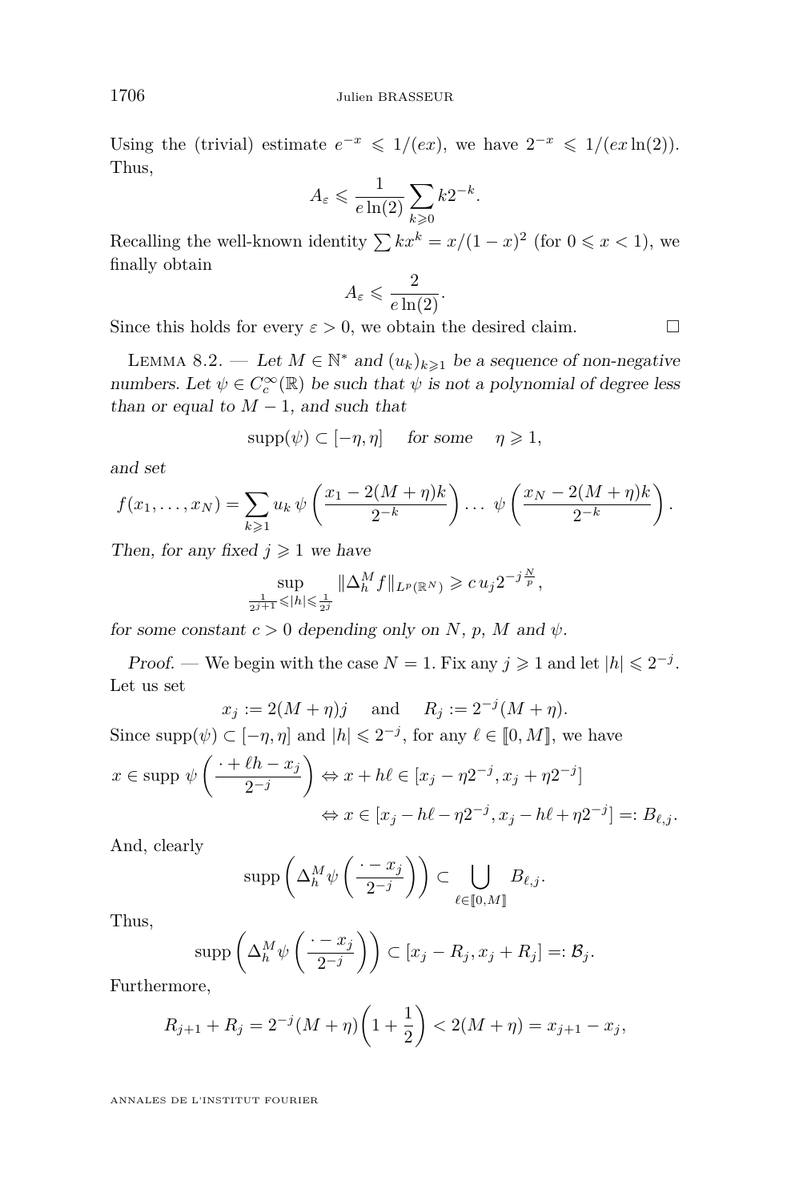Using the (trivial) estimate $e^{-x} \leqslant 1/(ex)$, we have $2^{-x} \leqslant 1/(ex\ln(2))$. Thus,

$$A_\varepsilon \leqslant \frac{1}{e\ln(2)} \sum_{k\geqslant 0} k2^{-k}.$$

Recalling the well-known identity $\sum kx^k = x/(1-x)^2$ (for $0 \leqslant x < 1$), we finally obtain

$$A_\varepsilon \leqslant \frac{2}{e\ln(2)}.$$

Since this holds for every $\varepsilon > 0$, we obtain the desired claim. □

Lemma 8.2. — *Let $M \in \mathbb{N}^*$ and $(u_k)_{k\geqslant 1}$ be a sequence of non-negative numbers. Let $\psi \in C_c^\infty(\mathbb{R})$ be such that $\psi$ is not a polynomial of degree less than or equal to $M-1$, and such that*

$$\operatorname{supp}(\psi) \subset [-\eta, \eta] \quad \textit{for some} \quad \eta \geqslant 1,$$

*and set*

$$f(x_1,\dots,x_N) = \sum_{k\geqslant 1} u_k\, \psi\left(\frac{x_1 - 2(M+\eta)k}{2^{-k}}\right) \dots\ \psi\left(\frac{x_N - 2(M+\eta)k}{2^{-k}}\right).$$

*Then, for any fixed $j \geqslant 1$ we have*

$$\sup_{\frac{1}{2^{j+1}}\leqslant |h| \leqslant \frac{1}{2^j}} \|\Delta_h^M f\|_{L^p(\mathbb{R}^N)} \geqslant c\, u_j 2^{-j\frac{N}{p}},$$

*for some constant $c > 0$ depending only on $N$, $p$, $M$ and $\psi$.*

*Proof.* — We begin with the case $N = 1$. Fix any $j \geqslant 1$ and let $|h| \leqslant 2^{-j}$. Let us set

$$x_j := 2(M+\eta)j \quad \text{ and } \quad R_j := 2^{-j}(M+\eta).$$

Since $\operatorname{supp}(\psi) \subset [-\eta, \eta]$ and $|h| \leqslant 2^{-j}$, for any $\ell \in [\![0, M]\!]$, we have

$$\begin{aligned} x \in \operatorname{supp}\, \psi\left(\frac{\cdot + \ell h - x_j}{2^{-j}}\right) &\Leftrightarrow x + h\ell \in [x_j - \eta 2^{-j}, x_j + \eta 2^{-j}] \\ &\Leftrightarrow x \in [x_j - h\ell - \eta 2^{-j}, x_j - h\ell + \eta 2^{-j}] =: B_{\ell,j}. \end{aligned}$$

And, clearly

$$\operatorname{supp}\left(\Delta_h^M \psi\left(\frac{\cdot - x_j}{2^{-j}}\right)\right) \subset \bigcup_{\ell\in[\![0,M]\!]} B_{\ell,j}.$$

Thus,

$$\operatorname{supp}\left(\Delta_h^M \psi\left(\frac{\cdot - x_j}{2^{-j}}\right)\right) \subset [x_j - R_j, x_j + R_j] =: \mathcal{B}_j.$$

Furthermore,

$$R_{j+1} + R_j = 2^{-j}(M+\eta)\left(1 + \frac{1}{2}\right) < 2(M+\eta) = x_{j+1} - x_j,$$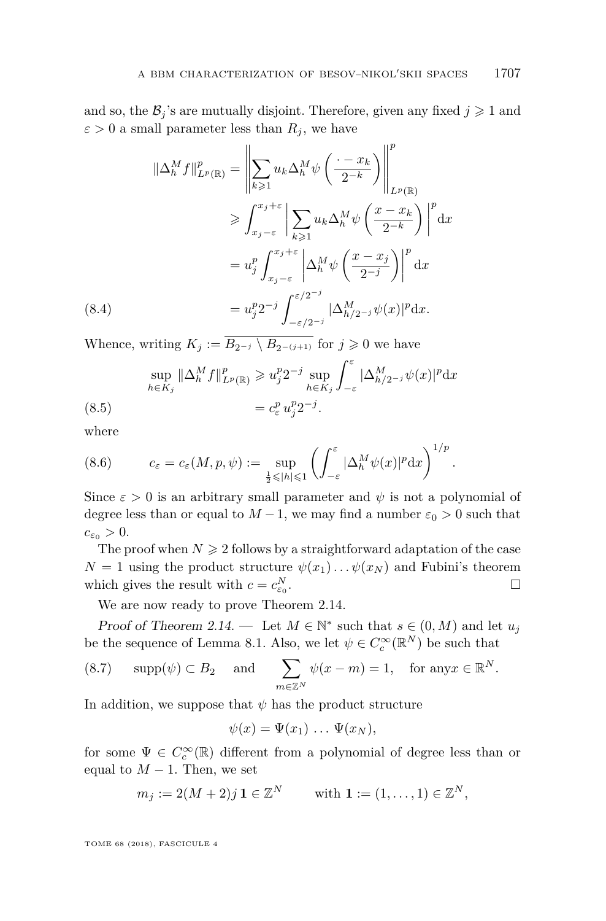and so, the $\mathcal{B}_j$'s are mutually disjoint. Therefore, given any fixed $j \geqslant 1$ and $\varepsilon > 0$ a small parameter less than $R_j$, we have

$$
\begin{aligned}
\|\Delta_h^M f\|_{L^p(\mathbb{R})}^p &= \left\| \sum_{k\geqslant 1} u_k \Delta_h^M \psi\left(\frac{\cdot - x_k}{2^{-k}}\right)\right\|_{L^p(\mathbb{R})}^p \\
&\geqslant \int_{x_j-\varepsilon}^{x_j+\varepsilon} \left| \sum_{k\geqslant 1} u_k \Delta_h^M \psi\left(\frac{x - x_k}{2^{-k}}\right)\right|^p \mathrm{d}x \\
&= u_j^p \int_{x_j-\varepsilon}^{x_j+\varepsilon} \left| \Delta_h^M \psi\left(\frac{x - x_j}{2^{-j}}\right)\right|^p \mathrm{d}x \\
&= u_j^p 2^{-j} \int_{-\varepsilon/2^{-j}}^{\varepsilon/2^{-j}} |\Delta_{h/2^{-j}}^M \psi(x)|^p \mathrm{d}x. \qquad (8.4)
\end{aligned}
$$

Whence, writing $K_j := \overline{B_{2^{-j}} \setminus B_{2^{-(j+1)}}}$ for $j \geqslant 0$ we have

$$
\begin{aligned}
\sup_{h\in K_j} \|\Delta_h^M f\|_{L^p(\mathbb{R})}^p &\geqslant u_j^p 2^{-j} \sup_{h\in K_j} \int_{-\varepsilon}^{\varepsilon} |\Delta_{h/2^{-j}}^M \psi(x)|^p \mathrm{d}x \\
&= c_\varepsilon^p\, u_j^p 2^{-j}. \qquad (8.5)
\end{aligned}
$$

where

$$
c_\varepsilon = c_\varepsilon(M,p,\psi) := \sup_{\frac{1}{2}\leqslant |h|\leqslant 1} \left(\int_{-\varepsilon}^{\varepsilon} |\Delta_h^M \psi(x)|^p \mathrm{d}x\right)^{1/p}. \qquad (8.6)
$$

Since $\varepsilon > 0$ is an arbitrary small parameter and $\psi$ is not a polynomial of degree less than or equal to $M-1$, we may find a number $\varepsilon_0 > 0$ such that $c_{\varepsilon_0} > 0$.

The proof when $N \geqslant 2$ follows by a straightforward adaptation of the case $N = 1$ using the product structure $\psi(x_1)\dots\psi(x_N)$ and Fubini's theorem which gives the result with $c = c_{\varepsilon_0}^N$. □

We are now ready to prove Theorem 2.14.

*Proof of Theorem 2.14.* — Let $M \in \mathbb{N}^*$ such that $s \in (0, M)$ and let $u_j$ be the sequence of Lemma 8.1. Also, we let $\psi \in C_c^\infty(\mathbb{R}^N)$ be such that

$$
\operatorname{supp}(\psi) \subset B_2 \quad \text{and} \quad \sum_{m\in\mathbb{Z}^N} \psi(x - m) = 1, \quad \text{for any} x \in \mathbb{R}^N. \qquad (8.7)
$$

In addition, we suppose that $\psi$ has the product structure

$$
\psi(x) = \Psi(x_1)\, \dots\, \Psi(x_N),
$$

for some $\Psi \in C_c^\infty(\mathbb{R})$ different from a polynomial of degree less than or equal to $M-1$. Then, we set

$$
m_j := 2(M+2)j\,\mathbf{1} \in \mathbb{Z}^N \qquad \text{with } \mathbf{1} := (1,\dots,1) \in \mathbb{Z}^N,
$$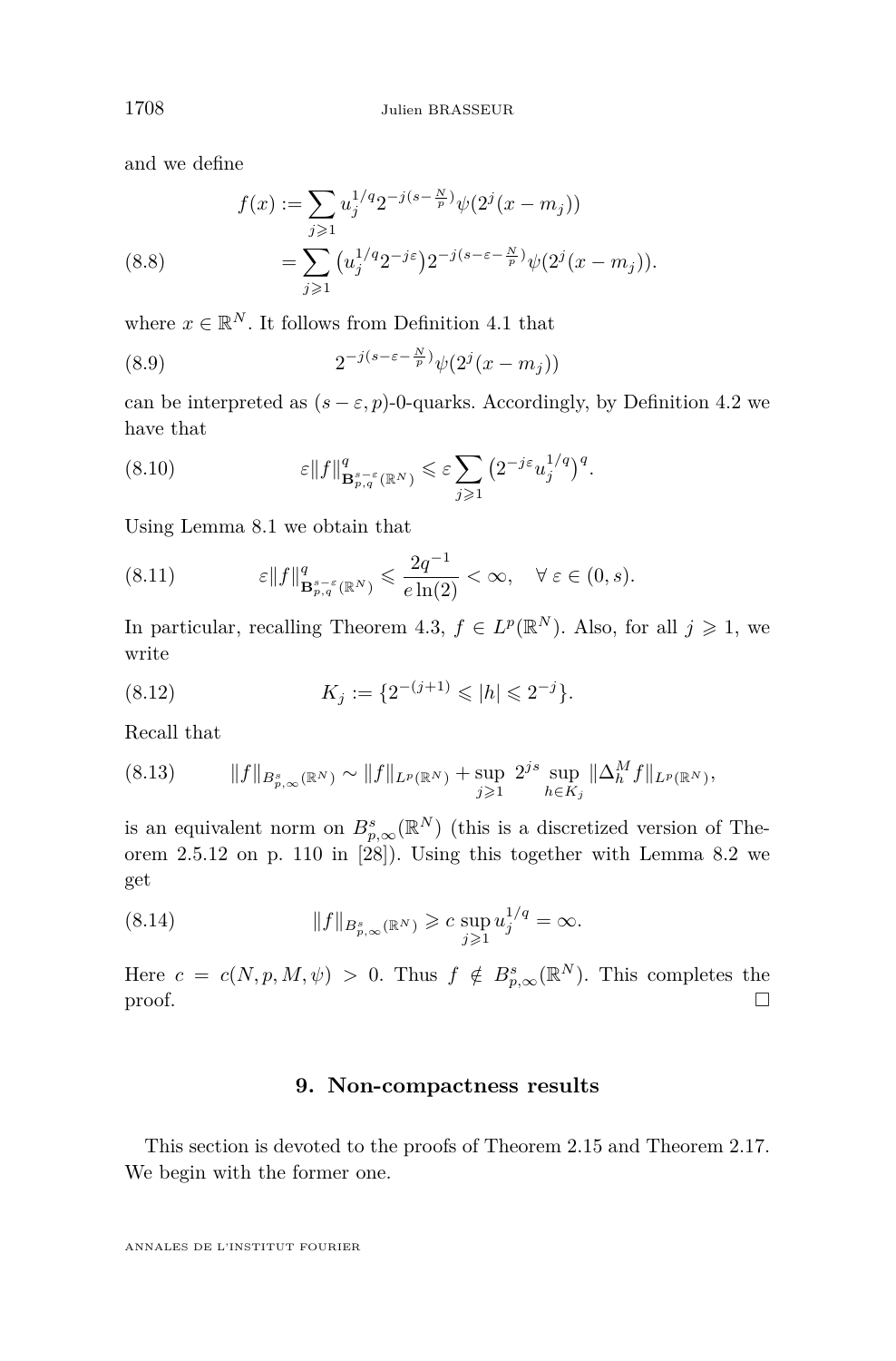and we define

$$
\begin{aligned}
f(x) &:= \sum_{j\geqslant 1} u_j^{1/q} 2^{-j(s-\frac{N}{p})}\psi(2^j(x-m_j)) \\
&= \sum_{j\geqslant 1} \big(u_j^{1/q} 2^{-j\varepsilon}\big) 2^{-j(s-\varepsilon-\frac{N}{p})}\psi(2^j(x-m_j)).
\end{aligned} \tag{8.8}
$$

where $x \in \mathbb{R}^N$. It follows from Definition 4.1 that

$$
2^{-j(s-\varepsilon-\frac{N}{p})}\psi(2^j(x-m_j)) \tag{8.9}
$$

can be interpreted as $(s-\varepsilon, p)$-0-quarks. Accordingly, by Definition 4.2 we have that

$$
\varepsilon \|f\|^q_{\mathbf{B}^{s-\varepsilon}_{p,q}(\mathbb{R}^N)} \leqslant \varepsilon \sum_{j\geqslant 1} \big(2^{-j\varepsilon} u_j^{1/q}\big)^q. \tag{8.10}
$$

Using Lemma 8.1 we obtain that

$$
\varepsilon \|f\|^q_{\mathbf{B}^{s-\varepsilon}_{p,q}(\mathbb{R}^N)} \leqslant \frac{2q^{-1}}{e\ln(2)} < \infty, \quad \forall\, \varepsilon \in (0,s). \tag{8.11}
$$

In particular, recalling Theorem 4.3, $f \in L^p(\mathbb{R}^N)$. Also, for all $j \geqslant 1$, we write

$$
K_j := \{2^{-(j+1)} \leqslant |h| \leqslant 2^{-j}\}. \tag{8.12}
$$

Recall that

$$
\|f\|_{B^s_{p,\infty}(\mathbb{R}^N)} \sim \|f\|_{L^p(\mathbb{R}^N)} + \sup_{j\geqslant 1}\, 2^{js} \sup_{h\in K_j} \|\Delta^M_h f\|_{L^p(\mathbb{R}^N)}, \tag{8.13}
$$

is an equivalent norm on $B^s_{p,\infty}(\mathbb{R}^N)$ (this is a discretized version of Theorem 2.5.12 on p. 110 in [28]). Using this together with Lemma 8.2 we get

$$
\|f\|_{B^s_{p,\infty}(\mathbb{R}^N)} \geqslant c \sup_{j\geqslant 1} u_j^{1/q} = \infty. \tag{8.14}
$$

Here $c = c(N,p,M,\psi) > 0$. Thus $f \notin B^s_{p,\infty}(\mathbb{R}^N)$. This completes the proof. □

## 9. Non-compactness results

This section is devoted to the proofs of Theorem 2.15 and Theorem 2.17. We begin with the former one.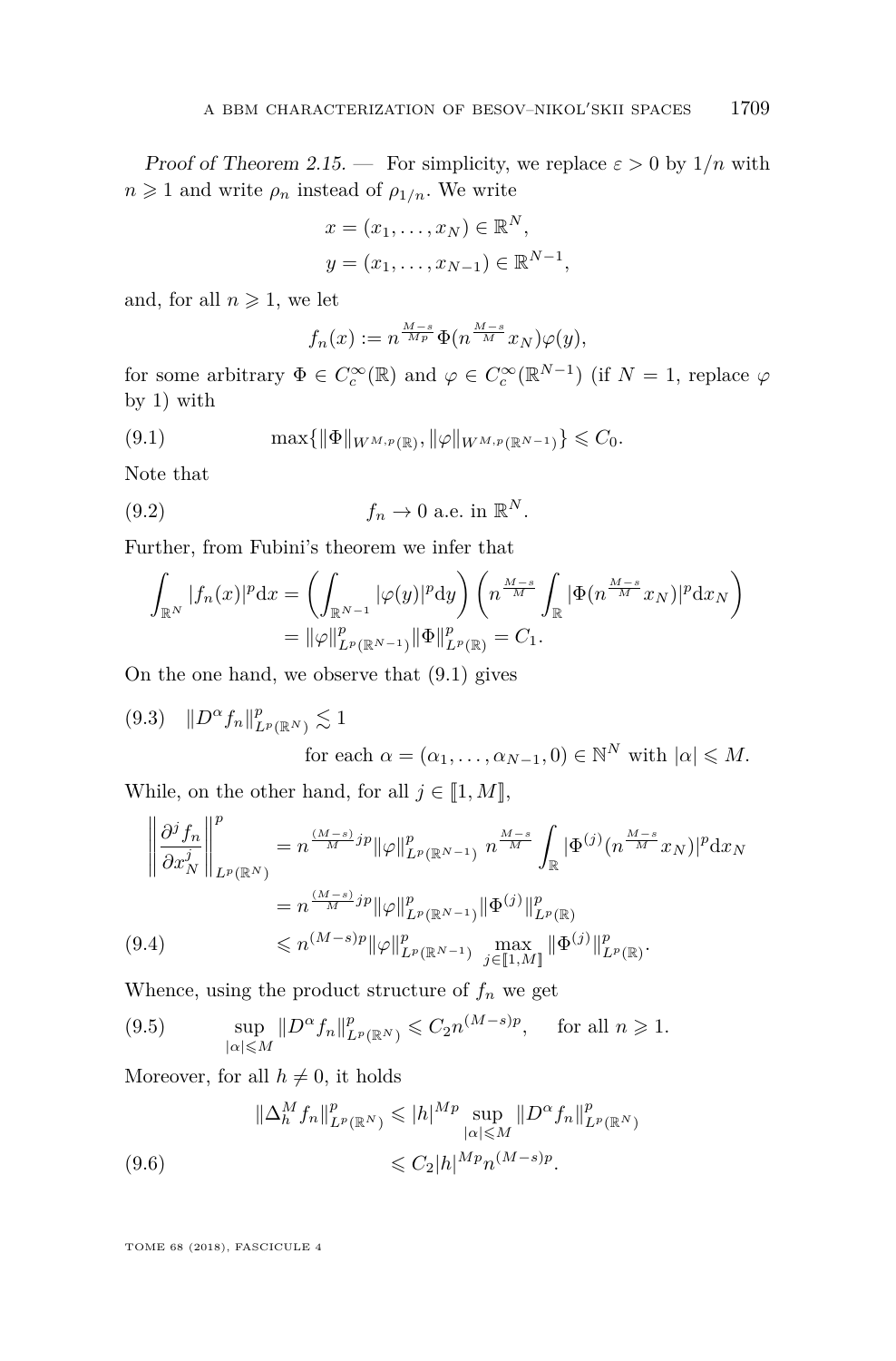*Proof of Theorem 2.15.* — For simplicity, we replace $\varepsilon > 0$ by $1/n$ with $n \geqslant 1$ and write $\rho_n$ instead of $\rho_{1/n}$. We write

$$x = (x_1, \dots, x_N) \in \mathbb{R}^N,$$
$$y = (x_1, \dots, x_{N-1}) \in \mathbb{R}^{N-1},$$

and, for all $n \geqslant 1$, we let

$$f_n(x) := n^{\frac{M-s}{Mp}} \Phi(n^{\frac{M-s}{M}} x_N) \varphi(y),$$

for some arbitrary $\Phi \in C_c^\infty(\mathbb{R})$ and $\varphi \in C_c^\infty(\mathbb{R}^{N-1})$ (if $N = 1$, replace $\varphi$ by 1) with

$$\max\{\|\Phi\|_{W^{M,p}(\mathbb{R})}, \|\varphi\|_{W^{M,p}(\mathbb{R}^{N-1})}\} \leqslant C_0. \tag{9.1}$$

Note that

$$f_n \to 0 \text{ a.e. in } \mathbb{R}^N. \tag{9.2}$$

Further, from Fubini's theorem we infer that

$$\begin{aligned}
\int_{\mathbb{R}^N} |f_n(x)|^p \mathrm{d}x &= \left( \int_{\mathbb{R}^{N-1}} |\varphi(y)|^p \mathrm{d}y \right) \left( n^{\frac{M-s}{M}} \int_{\mathbb{R}} |\Phi(n^{\frac{M-s}{M}} x_N)|^p \mathrm{d}x_N \right) \\
&= \|\varphi\|^p_{L^p(\mathbb{R}^{N-1})} \|\Phi\|^p_{L^p(\mathbb{R})} = C_1.
\end{aligned}$$

On the one hand, we observe that (9.1) gives

$$\|D^\alpha f_n\|^p_{L^p(\mathbb{R}^N)} \lesssim 1 \quad \text{for each } \alpha = (\alpha_1, \dots, \alpha_{N-1}, 0) \in \mathbb{N}^N \text{ with } |\alpha| \leqslant M. \tag{9.3}$$

While, on the other hand, for all $j \in [\![1, M]\!]$,

$$\begin{aligned}
\left\| \frac{\partial^j f_n}{\partial x_N^j} \right\|^p_{L^p(\mathbb{R}^N)} &= n^{\frac{(M-s)}{M} jp} \|\varphi\|^p_{L^p(\mathbb{R}^{N-1})} \, n^{\frac{M-s}{M}} \int_{\mathbb{R}} |\Phi^{(j)}(n^{\frac{M-s}{M}} x_N)|^p \mathrm{d}x_N \\
&= n^{\frac{(M-s)}{M} jp} \|\varphi\|^p_{L^p(\mathbb{R}^{N-1})} \|\Phi^{(j)}\|^p_{L^p(\mathbb{R})} \\
&\leqslant n^{(M-s)p} \|\varphi\|^p_{L^p(\mathbb{R}^{N-1})} \max_{j \in [\![1,M]\!]} \|\Phi^{(j)}\|^p_{L^p(\mathbb{R})}.
\end{aligned} \tag{9.4}$$

Whence, using the product structure of $f_n$ we get

$$\sup_{|\alpha| \leqslant M} \|D^\alpha f_n\|^p_{L^p(\mathbb{R}^N)} \leqslant C_2 n^{(M-s)p}, \quad \text{for all } n \geqslant 1. \tag{9.5}$$

Moreover, for all $h \neq 0$, it holds

$$\begin{aligned}
\|\Delta_h^M f_n\|^p_{L^p(\mathbb{R}^N)} &\leqslant |h|^{Mp} \sup_{|\alpha| \leqslant M} \|D^\alpha f_n\|^p_{L^p(\mathbb{R}^N)} \\
&\leqslant C_2 |h|^{Mp} n^{(M-s)p}.
\end{aligned} \tag{9.6}$$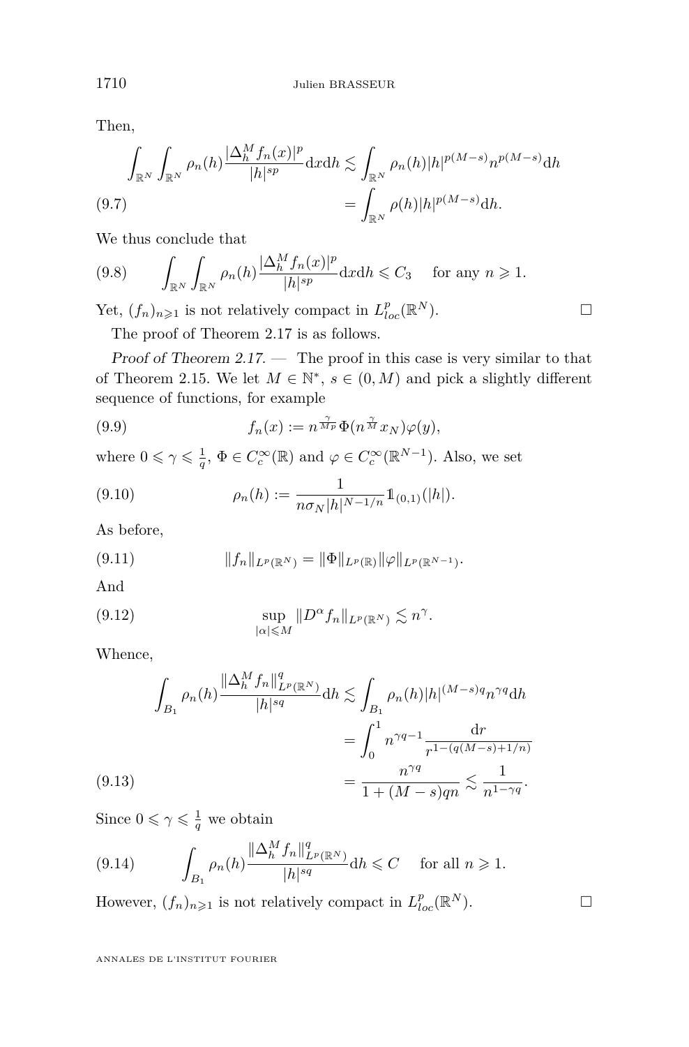Then,

$$\int_{\mathbb{R}^N}\int_{\mathbb{R}^N}\rho_n(h)\frac{|\Delta_h^M f_n(x)|^p}{|h|^{sp}}\mathrm{d}x\mathrm{d}h \lesssim \int_{\mathbb{R}^N}\rho_n(h)|h|^{p(M-s)}n^{p(M-s)}\mathrm{d}h$$
$$= \int_{\mathbb{R}^N}\rho(h)|h|^{p(M-s)}\mathrm{d}h. \tag{9.7}$$

We thus conclude that

$$\int_{\mathbb{R}^N}\int_{\mathbb{R}^N}\rho_n(h)\frac{|\Delta_h^M f_n(x)|^p}{|h|^{sp}}\mathrm{d}x\mathrm{d}h \leqslant C_3 \quad \text{for any } n \geqslant 1. \tag{9.8}$$

Yet, $(f_n)_{n\geqslant 1}$ is not relatively compact in $L^p_{loc}(\mathbb{R}^N)$. □

The proof of Theorem 2.17 is as follows.

*Proof of Theorem 2.17.* — The proof in this case is very similar to that of Theorem 2.15. We let $M \in \mathbb{N}^*$, $s \in (0, M)$ and pick a slightly different sequence of functions, for example

$$f_n(x) := n^{\frac{\gamma}{Mp}}\Phi(n^{\frac{\gamma}{M}}x_N)\varphi(y), \tag{9.9}$$

where $0 \leqslant \gamma \leqslant \frac{1}{q}$, $\Phi \in C_c^\infty(\mathbb{R})$ and $\varphi \in C_c^\infty(\mathbb{R}^{N-1})$. Also, we set

$$\rho_n(h) := \frac{1}{n\sigma_N|h|^{N-1/n}}\mathbb{1}_{(0,1)}(|h|). \tag{9.10}$$

As before,

$$\|f_n\|_{L^p(\mathbb{R}^N)} = \|\Phi\|_{L^p(\mathbb{R})}\|\varphi\|_{L^p(\mathbb{R}^{N-1})}. \tag{9.11}$$

And

$$\sup_{|\alpha|\leqslant M}\|D^\alpha f_n\|_{L^p(\mathbb{R}^N)} \lesssim n^\gamma. \tag{9.12}$$

Whence,

$$\int_{B_1}\rho_n(h)\frac{\|\Delta_h^M f_n\|^q_{L^p(\mathbb{R}^N)}}{|h|^{sq}}\mathrm{d}h \lesssim \int_{B_1}\rho_n(h)|h|^{(M-s)q}n^{\gamma q}\mathrm{d}h$$
$$= \int_0^1 n^{\gamma q-1}\frac{\mathrm{d}r}{r^{1-(q(M-s)+1/n)}}$$
$$= \frac{n^{\gamma q}}{1+(M-s)qn} \lesssim \frac{1}{n^{1-\gamma q}}. \tag{9.13}$$

Since $0 \leqslant \gamma \leqslant \frac{1}{q}$ we obtain

$$\int_{B_1}\rho_n(h)\frac{\|\Delta_h^M f_n\|^q_{L^p(\mathbb{R}^N)}}{|h|^{sq}}\mathrm{d}h \leqslant C \quad \text{for all } n \geqslant 1. \tag{9.14}$$

However, $(f_n)_{n\geqslant 1}$ is not relatively compact in $L^p_{loc}(\mathbb{R}^N)$. □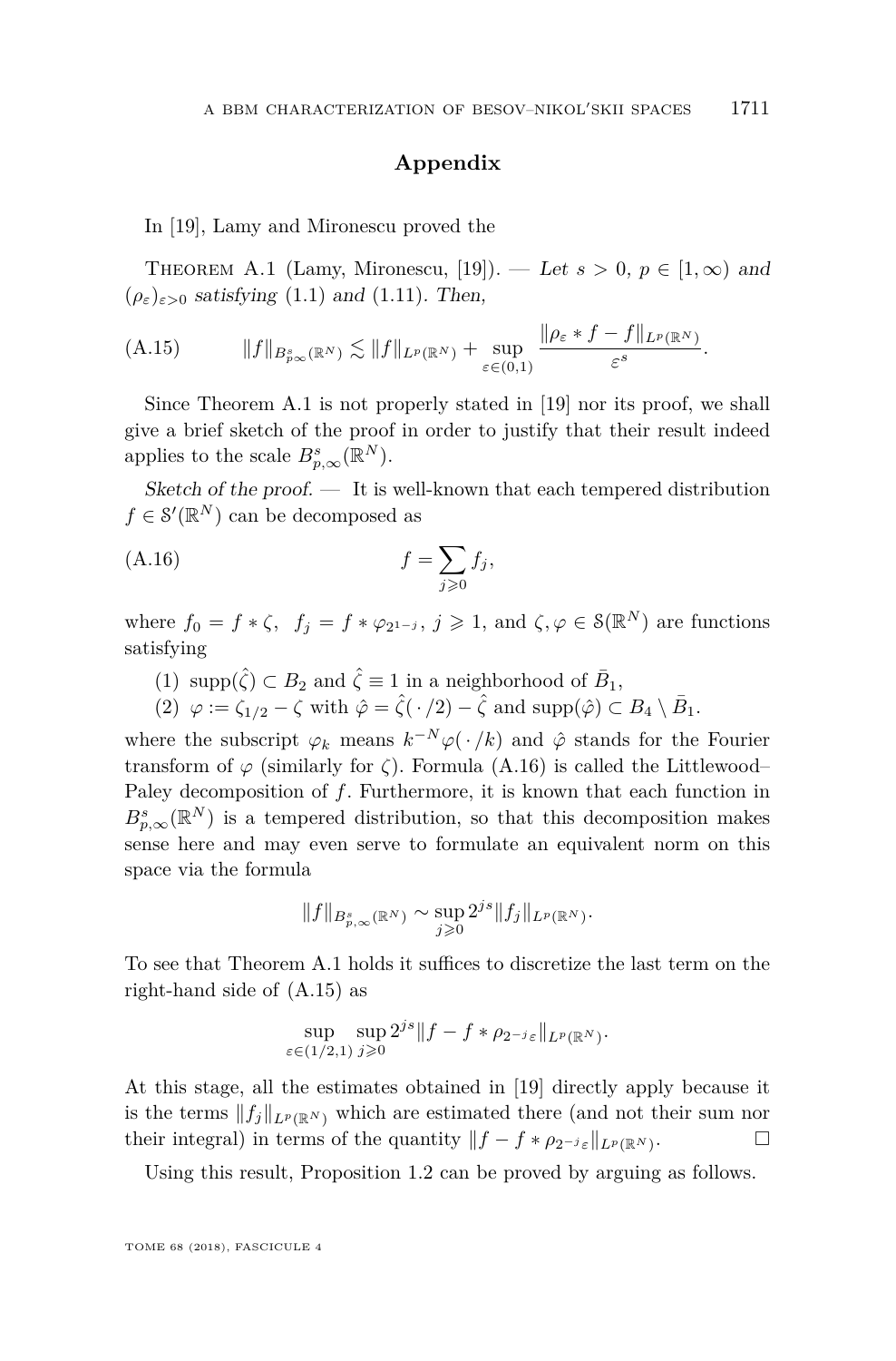## Appendix

In [19], Lamy and Mironescu proved the

Theorem A.1 (Lamy, Mironescu, [19]). — *Let $s > 0$, $p \in [1,\infty)$ and $(\rho_\varepsilon)_{\varepsilon>0}$ satisfying (1.1) and (1.11). Then,*

$$\|f\|_{B^s_{p\infty}(\mathbb{R}^N)} \lesssim \|f\|_{L^p(\mathbb{R}^N)} + \sup_{\varepsilon\in(0,1)} \frac{\|\rho_\varepsilon * f - f\|_{L^p(\mathbb{R}^N)}}{\varepsilon^s}. \tag{A.15}$$

Since Theorem A.1 is not properly stated in [19] nor its proof, we shall give a brief sketch of the proof in order to justify that their result indeed applies to the scale $B^s_{p,\infty}(\mathbb{R}^N)$.

*Sketch of the proof.* — It is well-known that each tempered distribution $f \in \mathcal{S}'(\mathbb{R}^N)$ can be decomposed as

$$f = \sum_{j\geqslant 0} f_j, \tag{A.16}$$

where $f_0 = f * \zeta$, $f_j = f * \varphi_{2^{1-j}}$, $j \geqslant 1$, and $\zeta, \varphi \in \mathcal{S}(\mathbb{R}^N)$ are functions satisfying

(1) $\operatorname{supp}(\hat{\zeta}) \subset B_2$ and $\hat{\zeta} \equiv 1$ in a neighborhood of $\bar{B}_1$,
(2) $\varphi := \zeta_{1/2} - \zeta$ with $\hat{\varphi} = \hat{\zeta}(\,\cdot\,/2) - \hat{\zeta}$ and $\operatorname{supp}(\hat{\varphi}) \subset B_4 \setminus \bar{B}_1$.

where the subscript $\varphi_k$ means $k^{-N}\varphi(\,\cdot\,/k)$ and $\hat{\varphi}$ stands for the Fourier transform of $\varphi$ (similarly for $\zeta$). Formula (A.16) is called the Littlewood–Paley decomposition of $f$. Furthermore, it is known that each function in $B^s_{p,\infty}(\mathbb{R}^N)$ is a tempered distribution, so that this decomposition makes sense here and may even serve to formulate an equivalent norm on this space via the formula

$$\|f\|_{B^s_{p,\infty}(\mathbb{R}^N)} \sim \sup_{j\geqslant 0} 2^{js}\|f_j\|_{L^p(\mathbb{R}^N)}.$$

To see that Theorem A.1 holds it suffices to discretize the last term on the right-hand side of (A.15) as

$$\sup_{\varepsilon\in(1/2,1)} \sup_{j\geqslant 0} 2^{js}\|f - f * \rho_{2^{-j}\varepsilon}\|_{L^p(\mathbb{R}^N)}.$$

At this stage, all the estimates obtained in [19] directly apply because it is the terms $\|f_j\|_{L^p(\mathbb{R}^N)}$ which are estimated there (and not their sum nor their integral) in terms of the quantity $\|f - f * \rho_{2^{-j}\varepsilon}\|_{L^p(\mathbb{R}^N)}$. □

Using this result, Proposition 1.2 can be proved by arguing as follows.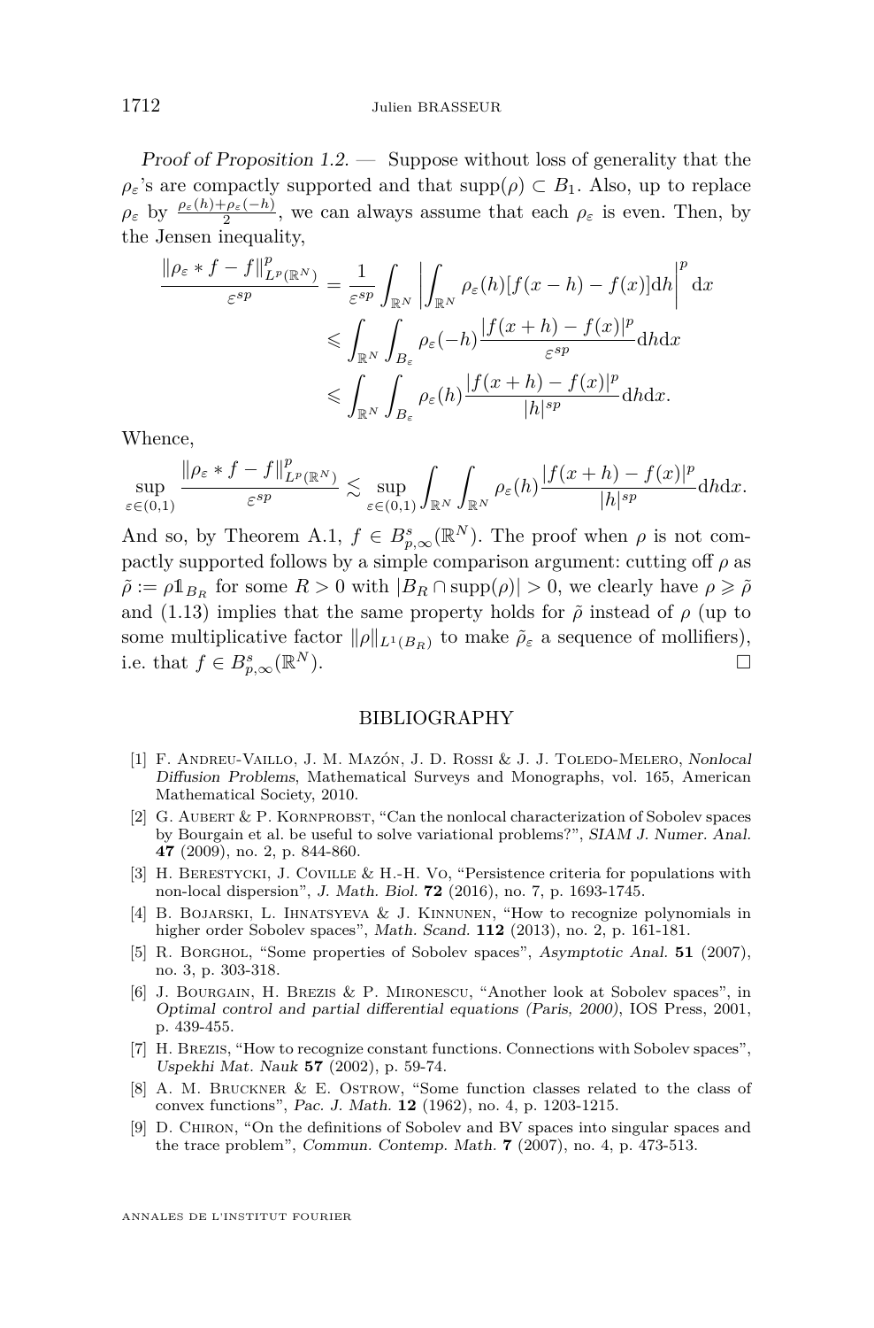*Proof of Proposition 1.2.* — Suppose without loss of generality that the $\rho_\varepsilon$'s are compactly supported and that $\mathrm{supp}(\rho) \subset B_1$. Also, up to replace $\rho_\varepsilon$ by $\frac{\rho_\varepsilon(h)+\rho_\varepsilon(-h)}{2}$, we can always assume that each $\rho_\varepsilon$ is even. Then, by the Jensen inequality,

$$
\begin{aligned}
\frac{\|\rho_\varepsilon * f - f\|_{L^p(\mathbb{R}^N)}^p}{\varepsilon^{sp}} &= \frac{1}{\varepsilon^{sp}} \int_{\mathbb{R}^N} \left| \int_{\mathbb{R}^N} \rho_\varepsilon(h)[f(x-h) - f(x)] \mathrm{d}h \right|^p \mathrm{d}x \\
&\leqslant \int_{\mathbb{R}^N} \int_{B_\varepsilon} \rho_\varepsilon(-h) \frac{|f(x+h) - f(x)|^p}{\varepsilon^{sp}} \mathrm{d}h \mathrm{d}x \\
&\leqslant \int_{\mathbb{R}^N} \int_{B_\varepsilon} \rho_\varepsilon(h) \frac{|f(x+h) - f(x)|^p}{|h|^{sp}} \mathrm{d}h \mathrm{d}x.
\end{aligned}
$$

Whence,

$$
\sup_{\varepsilon \in (0,1)} \frac{\|\rho_\varepsilon * f - f\|_{L^p(\mathbb{R}^N)}^p}{\varepsilon^{sp}} \lesssim \sup_{\varepsilon \in (0,1)} \int_{\mathbb{R}^N} \int_{\mathbb{R}^N} \rho_\varepsilon(h) \frac{|f(x+h) - f(x)|^p}{|h|^{sp}} \mathrm{d}h \mathrm{d}x.
$$

And so, by Theorem A.1, $f \in B_{p,\infty}^s(\mathbb{R}^N)$. The proof when $\rho$ is not compactly supported follows by a simple comparison argument: cutting off $\rho$ as $\tilde{\rho} := \rho \mathbb{1}_{B_R}$ for some $R > 0$ with $|B_R \cap \mathrm{supp}(\rho)| > 0$, we clearly have $\rho \geqslant \tilde{\rho}$ and (1.13) implies that the same property holds for $\tilde{\rho}$ instead of $\rho$ (up to some multiplicative factor $\|\rho\|_{L^1(B_R)}$ to make $\tilde{\rho}_\varepsilon$ a sequence of mollifiers), i.e. that $f \in B_{p,\infty}^s(\mathbb{R}^N)$. □

## BIBLIOGRAPHY

[1] F. Andreu-Vaillo, J. M. Mazón, J. D. Rossi & J. J. Toledo-Melero, *Nonlocal Diffusion Problems*, Mathematical Surveys and Monographs, vol. 165, American Mathematical Society, 2010.

[2] G. Aubert & P. Kornprobst, "Can the nonlocal characterization of Sobolev spaces by Bourgain et al. be useful to solve variational problems?", *SIAM J. Numer. Anal.* **47** (2009), no. 2, p. 844-860.

[3] H. Berestycki, J. Coville & H.-H. Vo, "Persistence criteria for populations with non-local dispersion", *J. Math. Biol.* **72** (2016), no. 7, p. 1693-1745.

[4] B. Bojarski, L. Ihnatsyeva & J. Kinnunen, "How to recognize polynomials in higher order Sobolev spaces", *Math. Scand.* **112** (2013), no. 2, p. 161-181.

[5] R. Borghol, "Some properties of Sobolev spaces", *Asymptotic Anal.* **51** (2007), no. 3, p. 303-318.

[6] J. Bourgain, H. Brezis & P. Mironescu, "Another look at Sobolev spaces", in *Optimal control and partial differential equations (Paris, 2000)*, IOS Press, 2001, p. 439-455.

[7] H. Brezis, "How to recognize constant functions. Connections with Sobolev spaces", *Uspekhi Mat. Nauk* **57** (2002), p. 59-74.

[8] A. M. Bruckner & E. Ostrow, "Some function classes related to the class of convex functions", *Pac. J. Math.* **12** (1962), no. 4, p. 1203-1215.

[9] D. Chiron, "On the definitions of Sobolev and BV spaces into singular spaces and the trace problem", *Commun. Contemp. Math.* **7** (2007), no. 4, p. 473-513.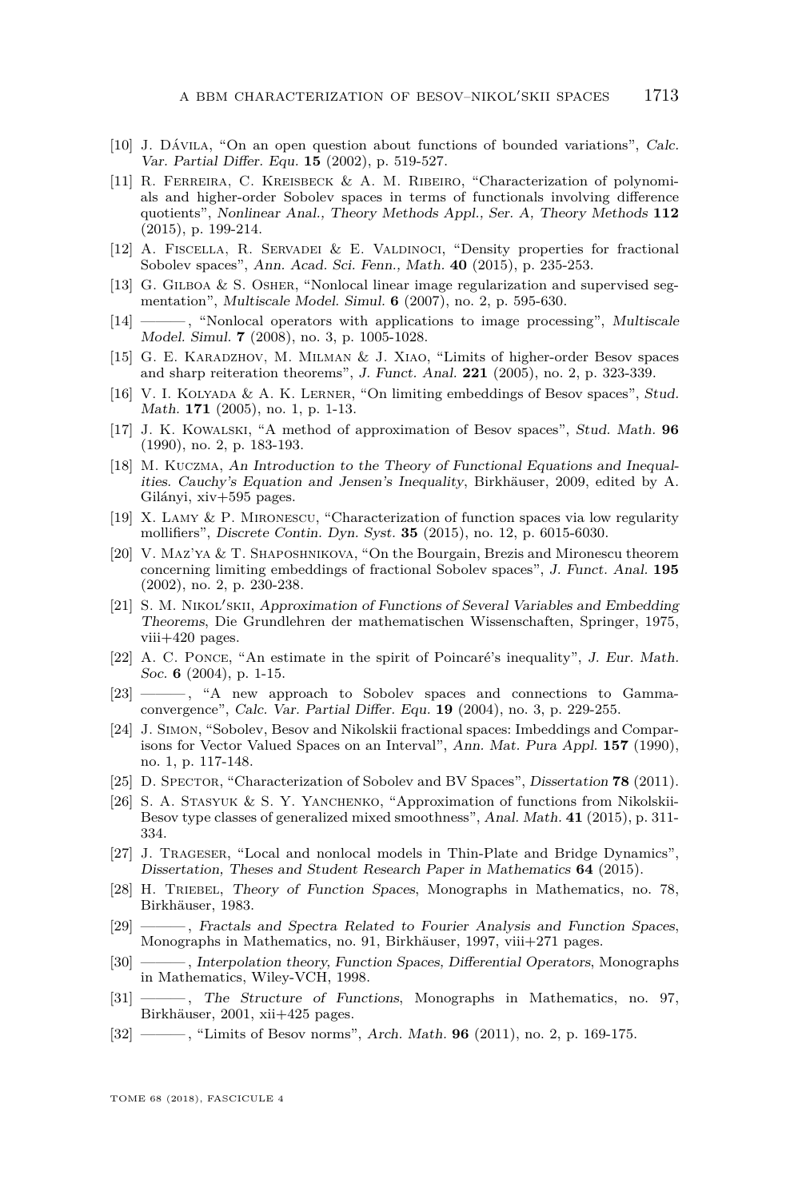[10] J. Dávila, "On an open question about functions of bounded variations", *Calc. Var. Partial Differ. Equ.* **15** (2002), p. 519-527.

[11] R. Ferreira, C. Kreisbeck & A. M. Ribeiro, "Characterization of polynomials and higher-order Sobolev spaces in terms of functionals involving difference quotients", *Nonlinear Anal., Theory Methods Appl., Ser. A, Theory Methods* **112** (2015), p. 199-214.

[12] A. Fiscella, R. Servadei & E. Valdinoci, "Density properties for fractional Sobolev spaces", *Ann. Acad. Sci. Fenn., Math.* **40** (2015), p. 235-253.

[13] G. Gilboa & S. Osher, "Nonlocal linear image regularization and supervised segmentation", *Multiscale Model. Simul.* **6** (2007), no. 2, p. 595-630.

[14] ———, "Nonlocal operators with applications to image processing", *Multiscale Model. Simul.* **7** (2008), no. 3, p. 1005-1028.

[15] G. E. Karadzhov, M. Milman & J. Xiao, "Limits of higher-order Besov spaces and sharp reiteration theorems", *J. Funct. Anal.* **221** (2005), no. 2, p. 323-339.

[16] V. I. Kolyada & A. K. Lerner, "On limiting embeddings of Besov spaces", *Stud. Math.* **171** (2005), no. 1, p. 1-13.

[17] J. K. Kowalski, "A method of approximation of Besov spaces", *Stud. Math.* **96** (1990), no. 2, p. 183-193.

[18] M. Kuczma, *An Introduction to the Theory of Functional Equations and Inequalities. Cauchy's Equation and Jensen's Inequality*, Birkhäuser, 2009, edited by A. Gilányi, xiv+595 pages.

[19] X. Lamy & P. Mironescu, "Characterization of function spaces via low regularity mollifiers", *Discrete Contin. Dyn. Syst.* **35** (2015), no. 12, p. 6015-6030.

[20] V. Maz'ya & T. Shaposhnikova, "On the Bourgain, Brezis and Mironescu theorem concerning limiting embeddings of fractional Sobolev spaces", *J. Funct. Anal.* **195** (2002), no. 2, p. 230-238.

[21] S. M. Nikol'skii, *Approximation of Functions of Several Variables and Embedding Theorems*, Die Grundlehren der mathematischen Wissenschaften, Springer, 1975, viii+420 pages.

[22] A. C. Ponce, "An estimate in the spirit of Poincaré's inequality", *J. Eur. Math. Soc.* **6** (2004), p. 1-15.

[23] ———, "A new approach to Sobolev spaces and connections to Gamma-convergence", *Calc. Var. Partial Differ. Equ.* **19** (2004), no. 3, p. 229-255.

[24] J. Simon, "Sobolev, Besov and Nikolskii fractional spaces: Imbeddings and Comparisons for Vector Valued Spaces on an Interval", *Ann. Mat. Pura Appl.* **157** (1990), no. 1, p. 117-148.

[25] D. Spector, "Characterization of Sobolev and BV Spaces", *Dissertation* **78** (2011).

[26] S. A. Stasyuk & S. Y. Yanchenko, "Approximation of functions from Nikolskii-Besov type classes of generalized mixed smoothness", *Anal. Math.* **41** (2015), p. 311-334.

[27] J. Trageser, "Local and nonlocal models in Thin-Plate and Bridge Dynamics", *Dissertation, Theses and Student Research Paper in Mathematics* **64** (2015).

[28] H. Triebel, *Theory of Function Spaces*, Monographs in Mathematics, no. 78, Birkhäuser, 1983.

[29] ———, *Fractals and Spectra Related to Fourier Analysis and Function Spaces*, Monographs in Mathematics, no. 91, Birkhäuser, 1997, viii+271 pages.

[30] ———, *Interpolation theory, Function Spaces, Differential Operators*, Monographs in Mathematics, Wiley-VCH, 1998.

[31] ———, *The Structure of Functions*, Monographs in Mathematics, no. 97, Birkhäuser, 2001, xii+425 pages.

[32] ———, "Limits of Besov norms", *Arch. Math.* **96** (2011), no. 2, p. 169-175.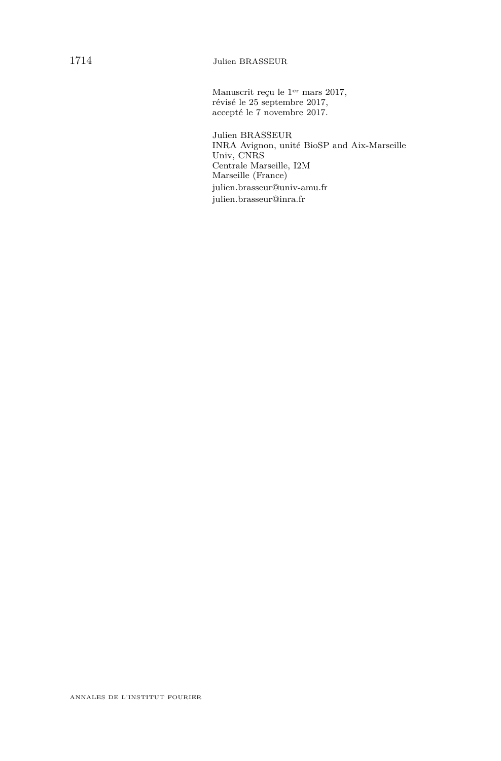Manuscrit reçu le 1[er] mars 2017,
révisé le 25 septembre 2017,
accepté le 7 novembre 2017.

Julien BRASSEUR
INRA Avignon, unité BioSP and Aix-Marseille
Univ, CNRS
Centrale Marseille, I2M
Marseille (France)
julien.brasseur@univ-amu.fr
julien.brasseur@inra.fr